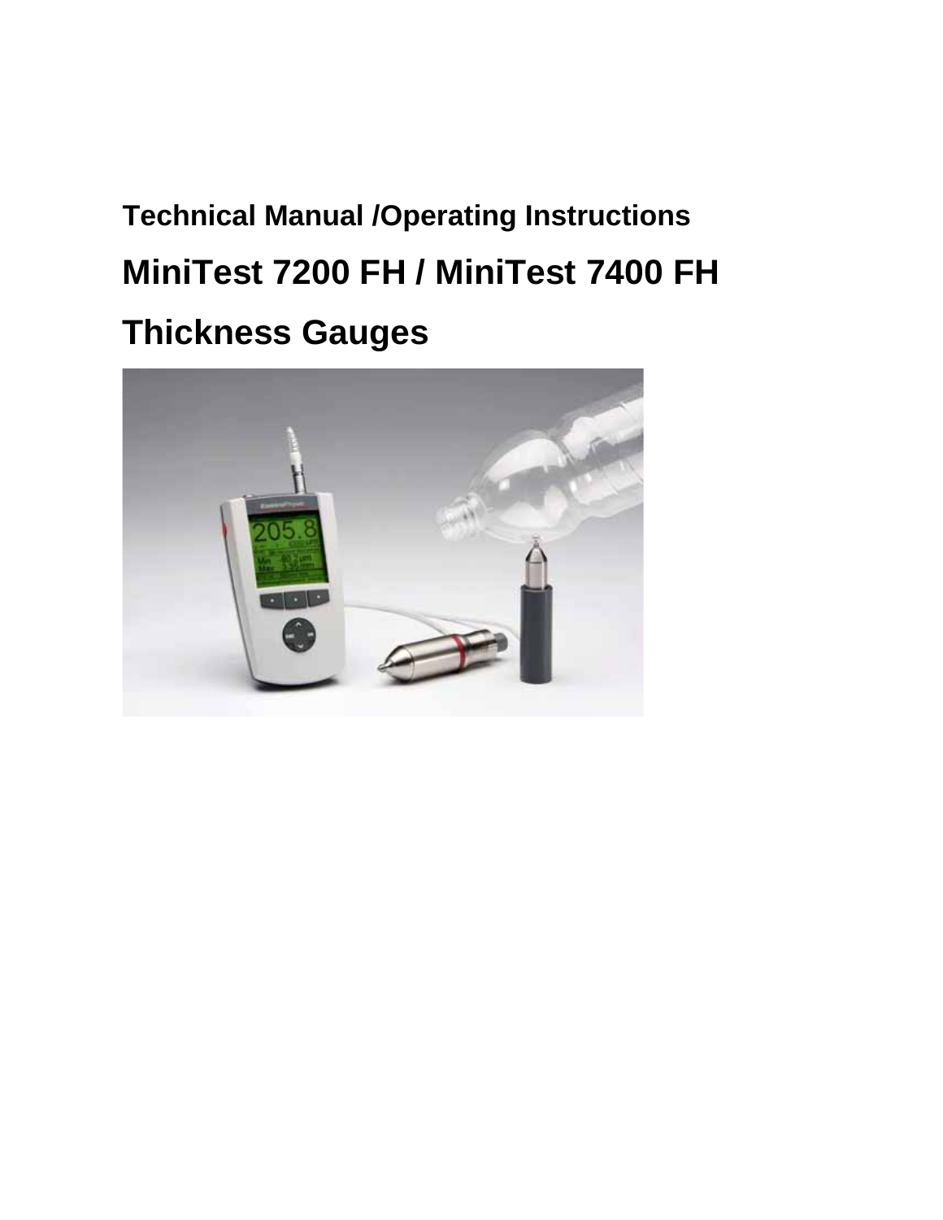**Technical Manual /Operating Instructions**

# MiniTest 7200 FH / MiniTest 7400 FH

# Thickness Gauges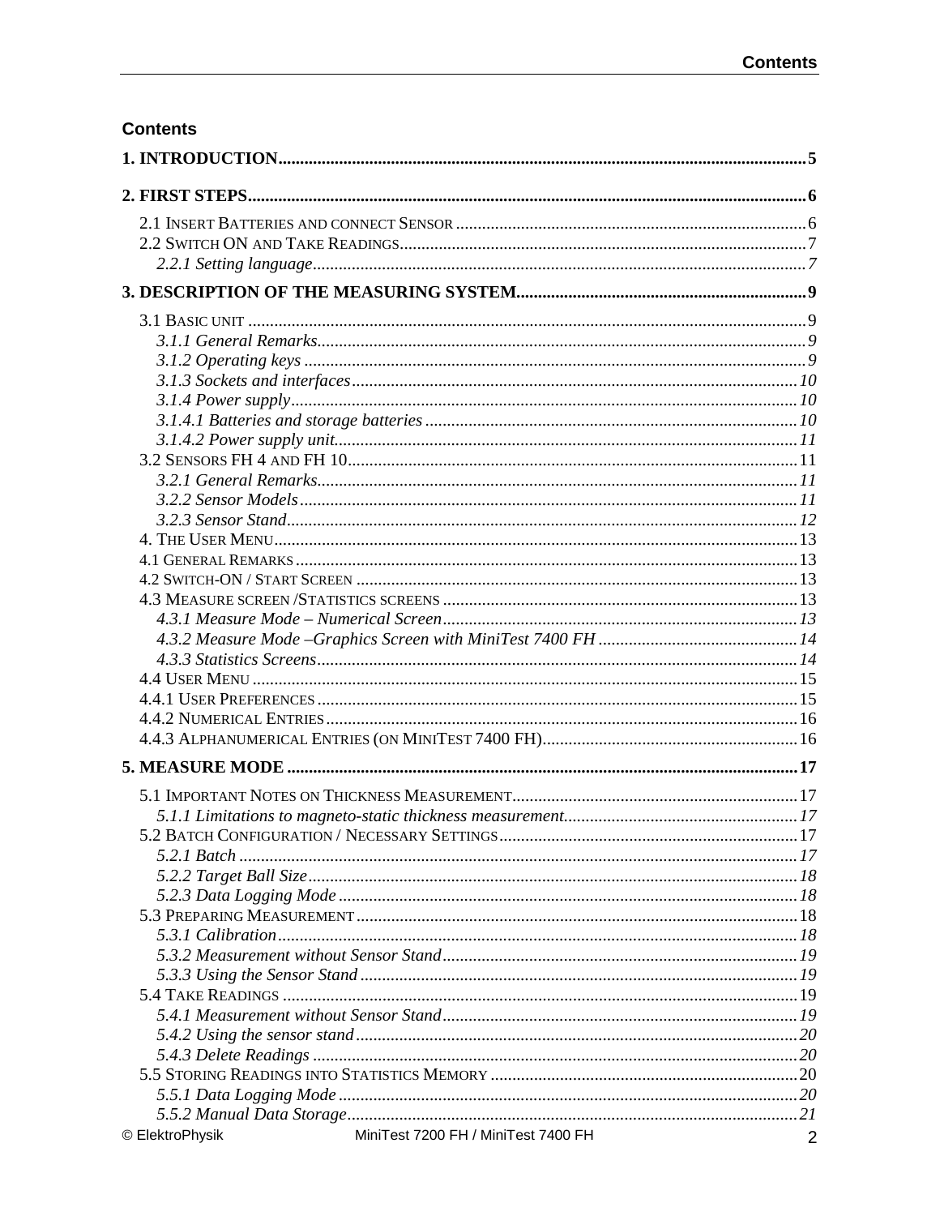## Contents

**1. INTRODUCTION ........................................................ 5**

**2. FIRST STEPS ........................................................ 6**

2.1 Insert Batteries and connect Sensor ........................................................ 6
2.2 Switch ON and Take Readings ........................................................ 7
*2.2.1 Setting language ........................................................ 7*

**3. DESCRIPTION OF THE MEASURING SYSTEM ........................................................ 9**

3.1 Basic unit ........................................................ 9
*3.1.1 General Remarks ........................................................ 9*
*3.1.2 Operating keys ........................................................ 9*
*3.1.3 Sockets and interfaces ........................................................ 10*
*3.1.4 Power supply ........................................................ 10*
*3.1.4.1 Batteries and storage batteries ........................................................ 10*
*3.1.4.2 Power supply unit ........................................................ 11*
3.2 Sensors FH 4 and FH 10 ........................................................ 11
*3.2.1 General Remarks ........................................................ 11*
*3.2.2 Sensor Models ........................................................ 11*
*3.2.3 Sensor Stand ........................................................ 12*
4. The User Menu ........................................................ 13
4.1 General Remarks ........................................................ 13
4.2 Switch-ON / Start Screen ........................................................ 13
4.3 Measure screen /Statistics screens ........................................................ 13
*4.3.1 Measure Mode – Numerical Screen ........................................................ 13*
*4.3.2 Measure Mode –Graphics Screen with MiniTest 7400 FH ........................................................ 14*
*4.3.3 Statistics Screens ........................................................ 14*
4.4 User Menu ........................................................ 15
4.4.1 User Preferences ........................................................ 15
4.4.2 Numerical Entries ........................................................ 16
4.4.3 Alphanumerical Entries (on MiniTest 7400 FH) ........................................................ 16

**5. MEASURE MODE ........................................................ 17**

5.1 Important Notes on Thickness Measurement ........................................................ 17
*5.1.1 Limitations to magneto-static thickness measurement ........................................................ 17*
5.2 Batch Configuration / Necessary Settings ........................................................ 17
*5.2.1 Batch ........................................................ 17*
*5.2.2 Target Ball Size ........................................................ 18*
*5.2.3 Data Logging Mode ........................................................ 18*
5.3 Preparing Measurement ........................................................ 18
*5.3.1 Calibration ........................................................ 18*
*5.3.2 Measurement without Sensor Stand ........................................................ 19*
*5.3.3 Using the Sensor Stand ........................................................ 19*
5.4 Take Readings ........................................................ 19
*5.4.1 Measurement without Sensor Stand ........................................................ 19*
*5.4.2 Using the sensor stand ........................................................ 20*
*5.4.3 Delete Readings ........................................................ 20*
5.5 Storing Readings into Statistics Memory ........................................................ 20
*5.5.1 Data Logging Mode ........................................................ 20*
*5.5.2 Manual Data Storage ........................................................ 21*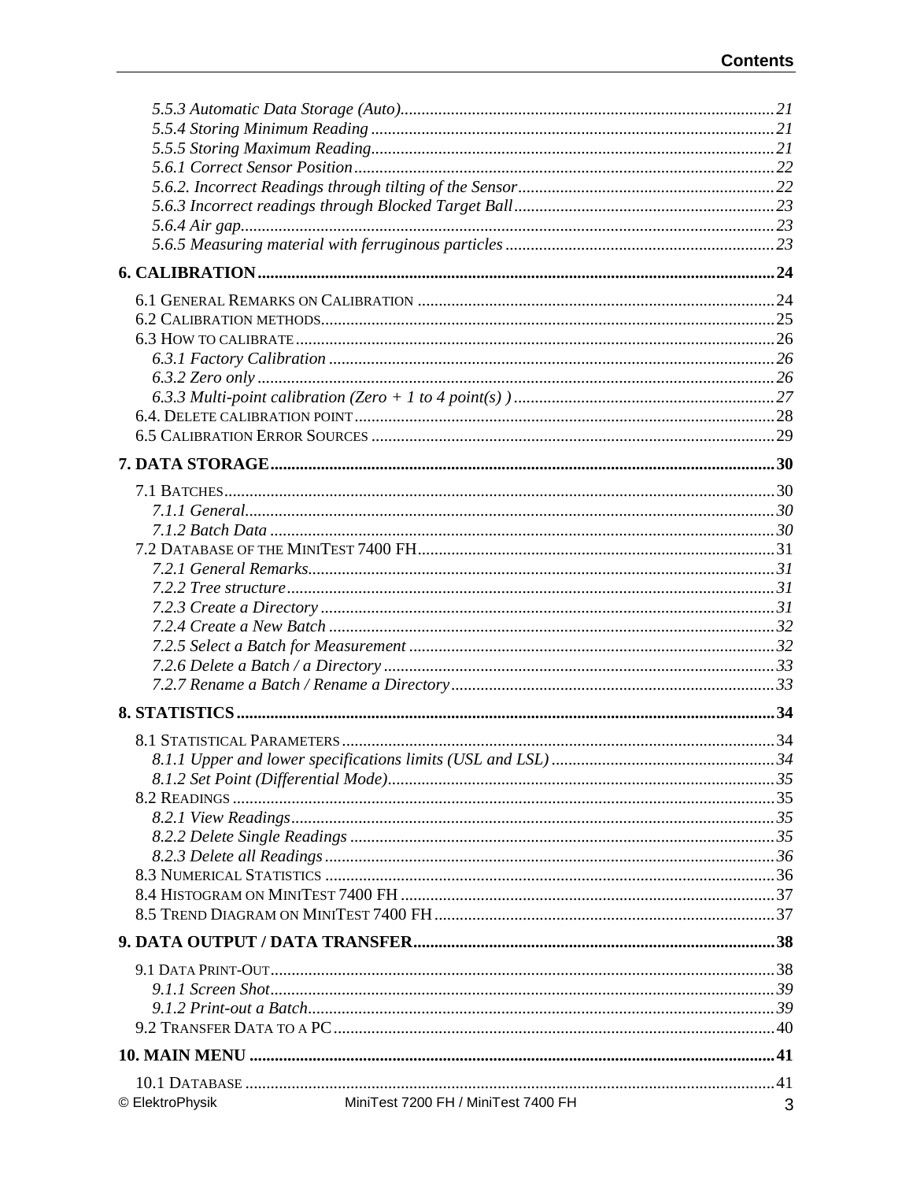*5.5.3 Automatic Data Storage (Auto)........................................................................................21*
*5.5.4 Storing Minimum Reading ...............................................................................................21*
*5.5.5 Storing Maximum Reading...............................................................................................21*
*5.6.1 Correct Sensor Position...................................................................................................22*
*5.6.2. Incorrect Readings through tilting of the Sensor............................................................22*
*5.6.3 Incorrect readings through Blocked Target Ball.............................................................23*
*5.6.4 Air gap..............................................................................................................................23*
*5.6.5 Measuring material with ferruginous particles...............................................................23*

**6. CALIBRATION.........................................................................................................................24**

6.1 General Remarks on Calibration ....................................................................................24
6.2 Calibration methods...........................................................................................................25
6.3 How to calibrate ................................................................................................................26
*6.3.1 Factory Calibration .........................................................................................................26*
*6.3.2 Zero only ..........................................................................................................................26*
*6.3.3 Multi-point calibration (Zero + 1 to 4 point(s) ).............................................................27*
6.4. Delete calibration point...................................................................................................28
6.5 Calibration Error Sources ...............................................................................................29

**7. DATA STORAGE.......................................................................................................................30**

7.1 Batches..................................................................................................................................30
*7.1.1 General.............................................................................................................................30*
*7.1.2 Batch Data .......................................................................................................................30*
7.2 Database of the MiniTest 7400 FH....................................................................................31
*7.2.1 General Remarks..............................................................................................................31*
*7.2.2 Tree structure...................................................................................................................31*
*7.2.3 Create a Directory ...........................................................................................................31*
*7.2.4 Create a New Batch .........................................................................................................32*
*7.2.5 Select a Batch for Measurement ......................................................................................32*
*7.2.6 Delete a Batch / a Directory ............................................................................................33*
*7.2.7 Rename a Batch / Rename a Directory............................................................................33*

**8. STATISTICS..............................................................................................................................34**

8.1 Statistical Parameters......................................................................................................34
*8.1.1 Upper and lower specifications limits (USL and LSL) ....................................................34*
*8.1.2 Set Point (Differential Mode)...........................................................................................35*
8.2 Readings ................................................................................................................................35
*8.2.1 View Readings..................................................................................................................35*
*8.2.2 Delete Single Readings ....................................................................................................35*
*8.2.3 Delete all Readings..........................................................................................................36*
8.3 Numerical Statistics ..........................................................................................................36
8.4 Histogram on MiniTest 7400 FH ........................................................................................37
8.5 Trend Diagram on MiniTest 7400 FH................................................................................37

**9. DATA OUTPUT / DATA TRANSFER.....................................................................................38**

9.1 Data Print-Out......................................................................................................................38
*9.1.1 Screen Shot.......................................................................................................................39*
*9.1.2 Print-out a Batch..............................................................................................................39*
9.2 Transfer Data to a PC........................................................................................................40

**10. MAIN MENU ...........................................................................................................................41**

10.1 Database ............................................................................................................................41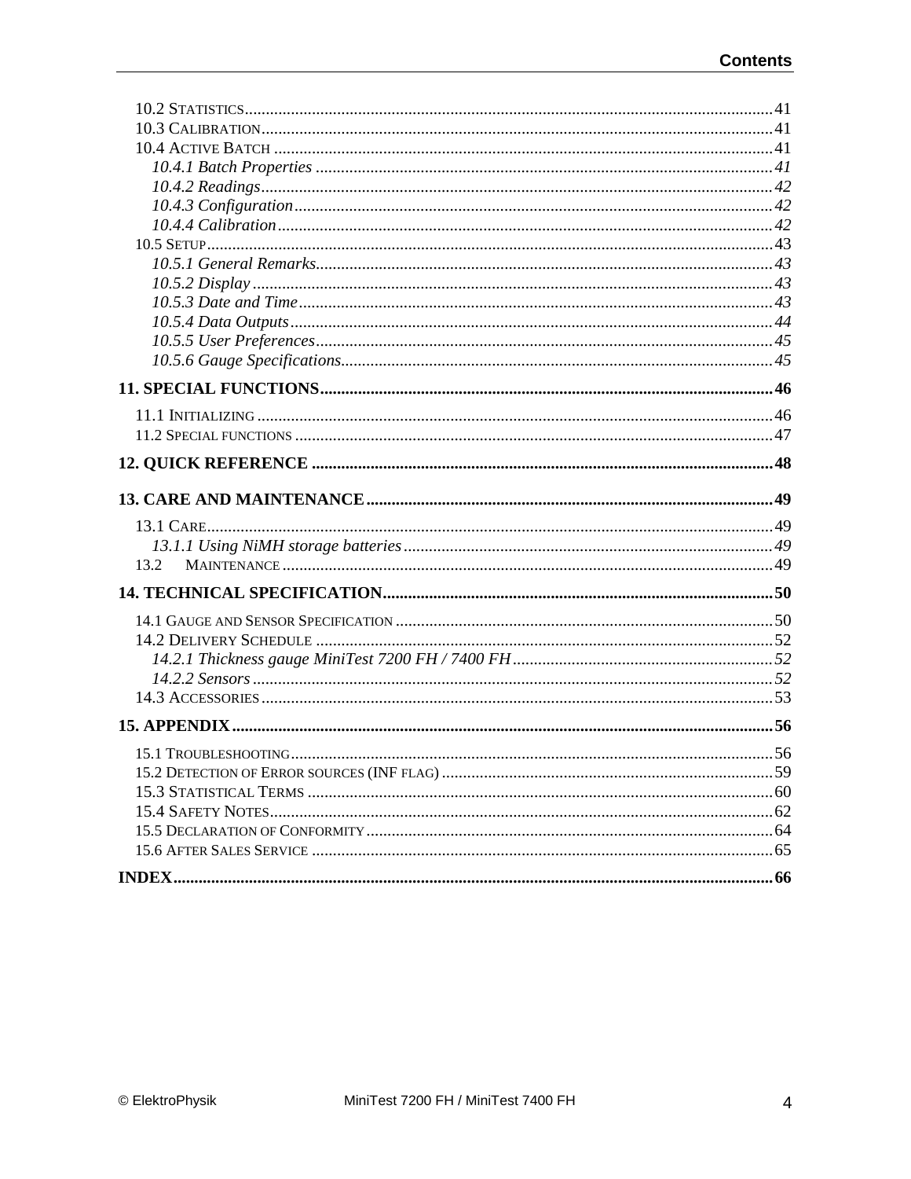10.2 Statistics ... 41
10.3 Calibration ... 41
10.4 Active Batch ... 41
*10.4.1 Batch Properties ... 41*
*10.4.2 Readings ... 42*
*10.4.3 Configuration ... 42*
*10.4.4 Calibration ... 42*
10.5 Setup ... 43
*10.5.1 General Remarks ... 43*
*10.5.2 Display ... 43*
*10.5.3 Date and Time ... 43*
*10.5.4 Data Outputs ... 44*
*10.5.5 User Preferences ... 45*
*10.5.6 Gauge Specifications ... 45*

**11. SPECIAL FUNCTIONS ... 46**

11.1 Initializing ... 46
11.2 Special functions ... 47

**12. QUICK REFERENCE ... 48**

**13. CARE AND MAINTENANCE ... 49**

13.1 Care ... 49
*13.1.1 Using NiMH storage batteries ... 49*
13.2 Maintenance ... 49

**14. TECHNICAL SPECIFICATION ... 50**

14.1 Gauge and Sensor Specification ... 50
14.2 Delivery Schedule ... 52
*14.2.1 Thickness gauge MiniTest 7200 FH / 7400 FH ... 52*
*14.2.2 Sensors ... 52*
14.3 Accessories ... 53

**15. APPENDIX ... 56**

15.1 Troubleshooting ... 56
15.2 Detection of Error sources (INF flag) ... 59
15.3 Statistical Terms ... 60
15.4 Safety Notes ... 62
15.5 Declaration of Conformity ... 64
15.6 After Sales Service ... 65

**INDEX ... 66**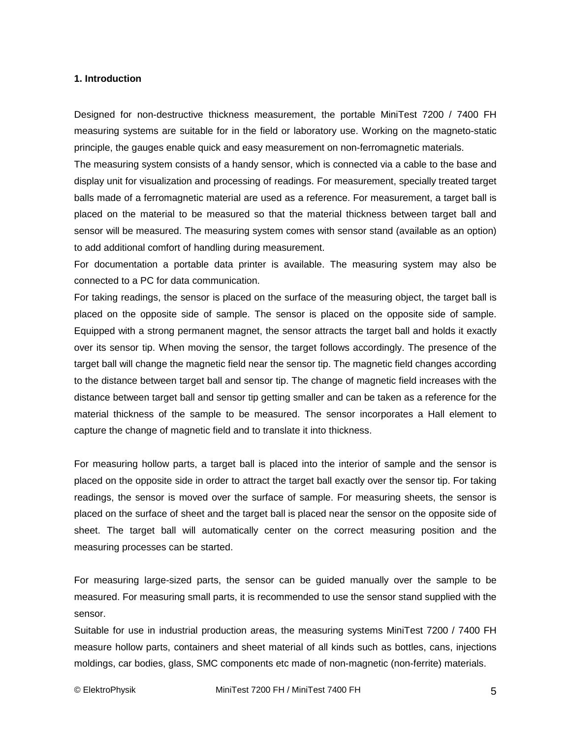# 1. Introduction

Designed for non-destructive thickness measurement, the portable MiniTest 7200 / 7400 FH measuring systems are suitable for in the field or laboratory use. Working on the magneto-static principle, the gauges enable quick and easy measurement on non-ferromagnetic materials.

The measuring system consists of a handy sensor, which is connected via a cable to the base and display unit for visualization and processing of readings. For measurement, specially treated target balls made of a ferromagnetic material are used as a reference. For measurement, a target ball is placed on the material to be measured so that the material thickness between target ball and sensor will be measured. The measuring system comes with sensor stand (available as an option) to add additional comfort of handling during measurement.

For documentation a portable data printer is available. The measuring system may also be connected to a PC for data communication.

For taking readings, the sensor is placed on the surface of the measuring object, the target ball is placed on the opposite side of sample. The sensor is placed on the opposite side of sample. Equipped with a strong permanent magnet, the sensor attracts the target ball and holds it exactly over its sensor tip. When moving the sensor, the target follows accordingly. The presence of the target ball will change the magnetic field near the sensor tip. The magnetic field changes according to the distance between target ball and sensor tip. The change of magnetic field increases with the distance between target ball and sensor tip getting smaller and can be taken as a reference for the material thickness of the sample to be measured. The sensor incorporates a Hall element to capture the change of magnetic field and to translate it into thickness.

For measuring hollow parts, a target ball is placed into the interior of sample and the sensor is placed on the opposite side in order to attract the target ball exactly over the sensor tip. For taking readings, the sensor is moved over the surface of sample. For measuring sheets, the sensor is placed on the surface of sheet and the target ball is placed near the sensor on the opposite side of sheet. The target ball will automatically center on the correct measuring position and the measuring processes can be started.

For measuring large-sized parts, the sensor can be guided manually over the sample to be measured. For measuring small parts, it is recommended to use the sensor stand supplied with the sensor.

Suitable for use in industrial production areas, the measuring systems MiniTest 7200 / 7400 FH measure hollow parts, containers and sheet material of all kinds such as bottles, cans, injections moldings, car bodies, glass, SMC components etc made of non-magnetic (non-ferrite) materials.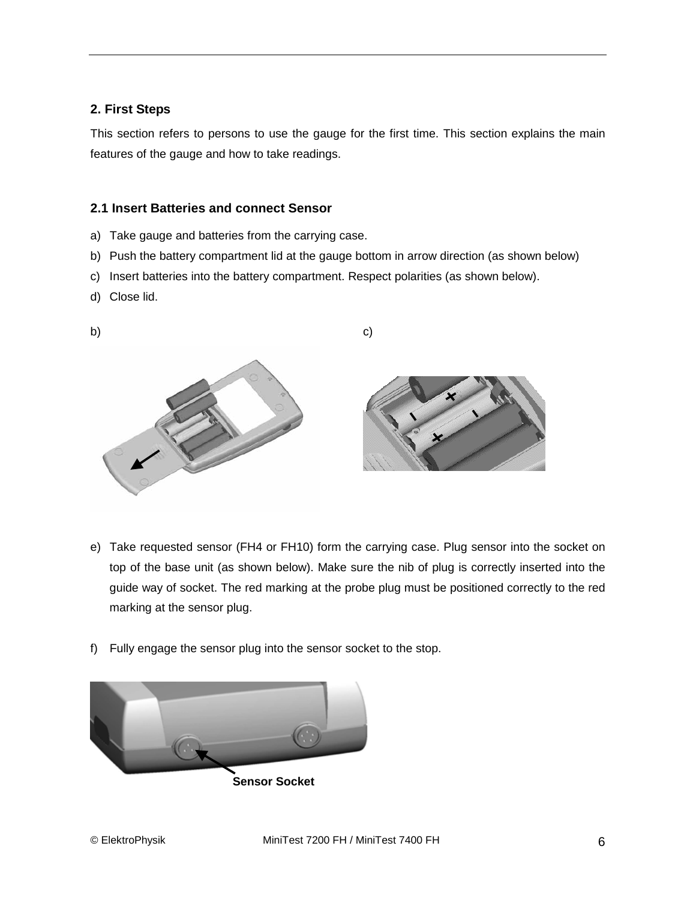## 2. First Steps

This section refers to persons to use the gauge for the first time. This section explains the main features of the gauge and how to take readings.

### 2.1 Insert Batteries and connect Sensor

a) Take gauge and batteries from the carrying case.
b) Push the battery compartment lid at the gauge bottom in arrow direction (as shown below)
c) Insert batteries into the battery compartment. Respect polarities (as shown below).
d) Close lid.

b)

c)

e) Take requested sensor (FH4 or FH10) form the carrying case. Plug sensor into the socket on top of the base unit (as shown below). Make sure the nib of plug is correctly inserted into the guide way of socket. The red marking at the probe plug must be positioned correctly to the red marking at the sensor plug.

f) Fully engage the sensor plug into the sensor socket to the stop.

**Sensor Socket**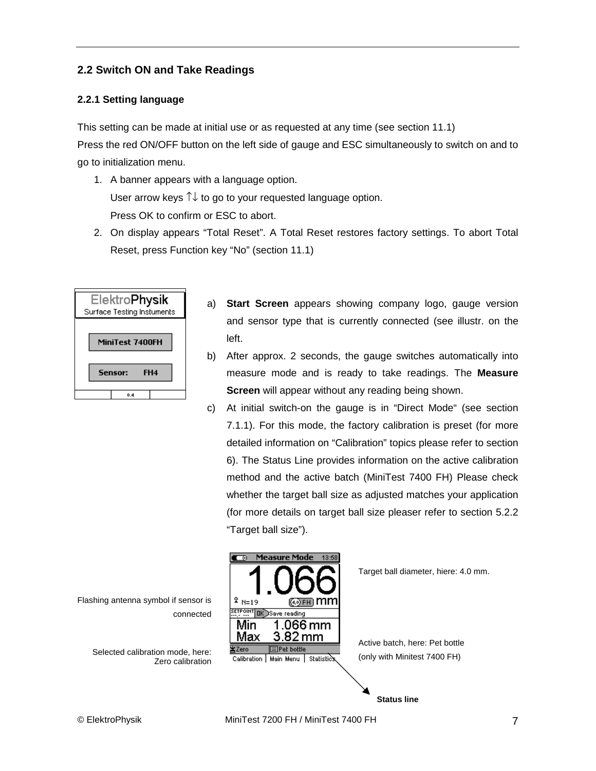## 2.2 Switch ON and Take Readings

### 2.2.1 Setting language

This setting can be made at initial use or as requested at any time (see section 11.1)
Press the red ON/OFF button on the left side of gauge and ESC simultaneously to switch on and to go to initialization menu.

1. A banner appears with a language option.
   User arrow keys ↑↓ to go to your requested language option.
   Press OK to confirm or ESC to abort.
2. On display appears "Total Reset". A Total Reset restores factory settings. To abort Total Reset, press Function key "No" (section 11.1)

ElektroPhysik
Surface Testing Instuments
MiniTest 7400FH
Sensor: FH4
0.4

a) **Start Screen** appears showing company logo, gauge version and sensor type that is currently connected (see illustr. on the left.
b) After approx. 2 seconds, the gauge switches automatically into measure mode and is ready to take readings. The **Measure Screen** will appear without any reading being shown.
c) At initial switch-on the gauge is in "Direct Mode" (see section 7.1.1). For this mode, the factory calibration is preset (for more detailed information on "Calibration" topics please refer to section 6). The Status Line provides information on the active calibration method and the active batch (MiniTest 7400 FH) Please check whether the target ball size as adjusted matches your application (for more details on target ball size pleaser refer to section 5.2.2 "Target ball size").

Measure Mode 13:58
1.066
N=19 (4.0) FH mm
SETPOINT OK Save reading
Min 1.066 mm
Max 3.82 mm
Zero | Pet bottle
Calibration | Main Menu | Statistics

Flashing antenna symbol if sensor is connected

Selected calibration mode, here: Zero calibration

Target ball diameter, hiere: 4.0 mm.

Active batch, here: Pet bottle (only with Minitest 7400 FH)

**Status line**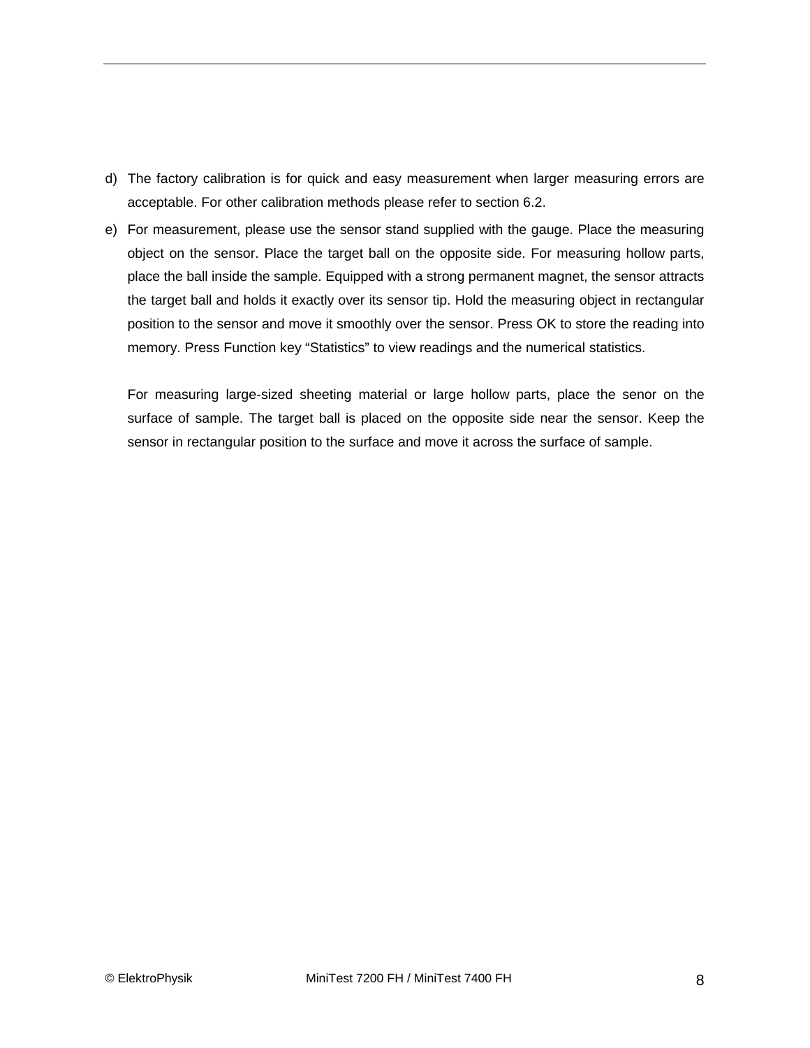d) The factory calibration is for quick and easy measurement when larger measuring errors are acceptable. For other calibration methods please refer to section 6.2.

e) For measurement, please use the sensor stand supplied with the gauge. Place the measuring object on the sensor. Place the target ball on the opposite side. For measuring hollow parts, place the ball inside the sample. Equipped with a strong permanent magnet, the sensor attracts the target ball and holds it exactly over its sensor tip. Hold the measuring object in rectangular position to the sensor and move it smoothly over the sensor. Press OK to store the reading into memory. Press Function key "Statistics" to view readings and the numerical statistics.

   For measuring large-sized sheeting material or large hollow parts, place the senor on the surface of sample. The target ball is placed on the opposite side near the sensor. Keep the sensor in rectangular position to the surface and move it across the surface of sample.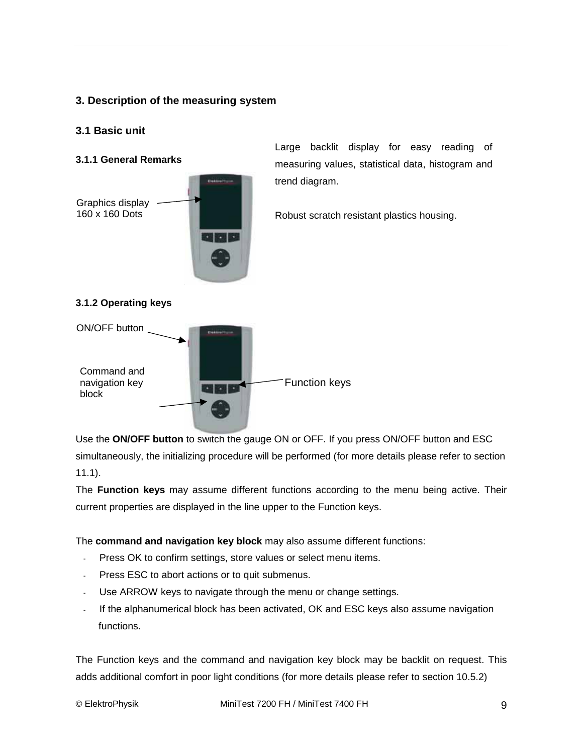## 3. Description of the measuring system

### 3.1 Basic unit

#### 3.1.1 General Remarks

Graphics display 160 x 160 Dots

Large backlit display for easy reading of measuring values, statistical data, histogram and trend diagram.

Robust scratch resistant plastics housing.

#### 3.1.2 Operating keys

ON/OFF button

Command and navigation key block

Function keys

Use the **ON/OFF button** to switch the gauge ON or OFF. If you press ON/OFF button and ESC simultaneously, the initializing procedure will be performed (for more details please refer to section 11.1).

The **Function keys** may assume different functions according to the menu being active. Their current properties are displayed in the line upper to the Function keys.

The **command and navigation key block** may also assume different functions:

- Press OK to confirm settings, store values or select menu items.
- Press ESC to abort actions or to quit submenus.
- Use ARROW keys to navigate through the menu or change settings.
- If the alphanumerical block has been activated, OK and ESC keys also assume navigation functions.

The Function keys and the command and navigation key block may be backlit on request. This adds additional comfort in poor light conditions (for more details please refer to section 10.5.2)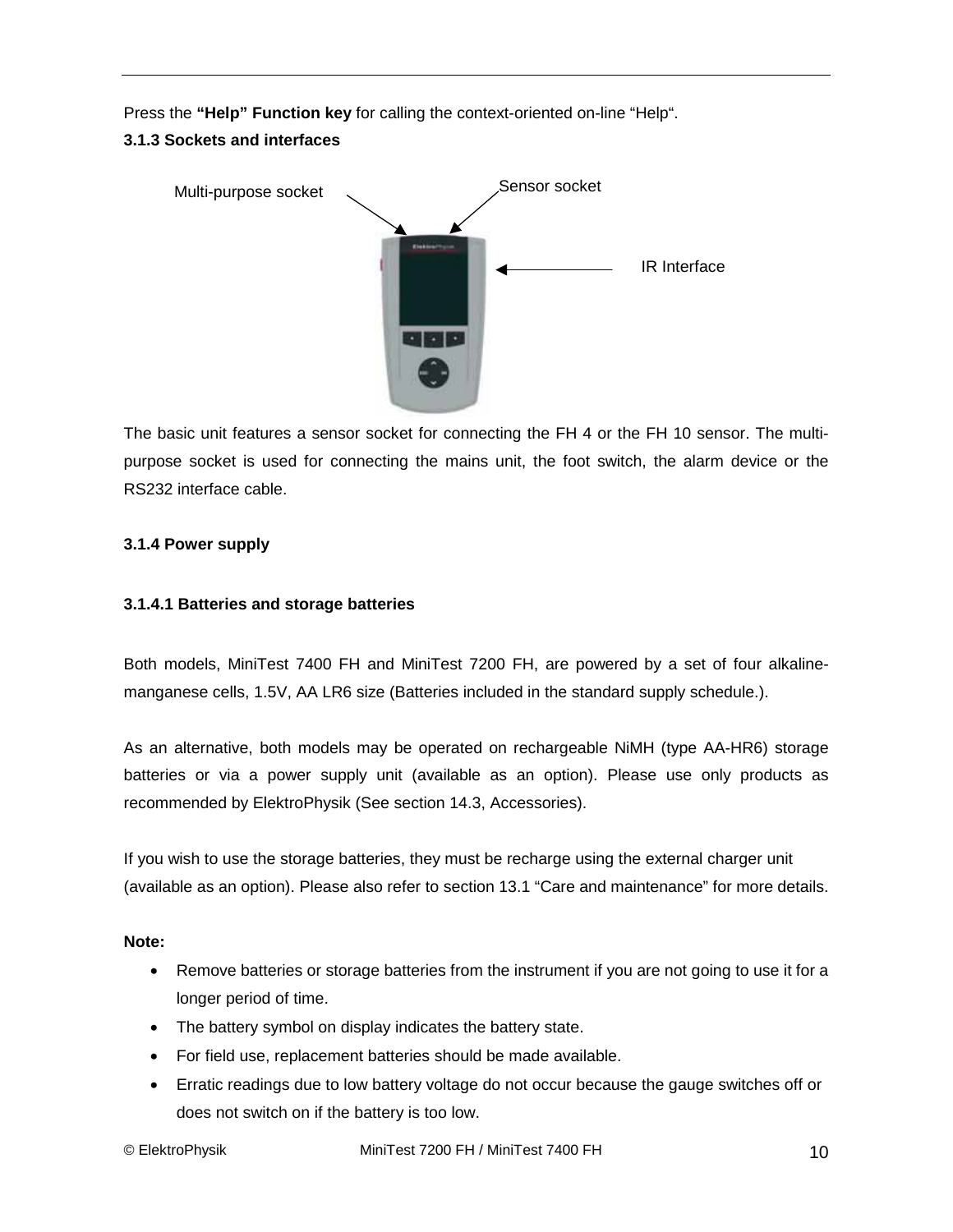Press the **"Help" Function key** for calling the context-oriented on-line "Help".

### 3.1.3 Sockets and interfaces

Multi-purpose socket

Sensor socket

IR Interface

The basic unit features a sensor socket for connecting the FH 4 or the FH 10 sensor. The multi-purpose socket is used for connecting the mains unit, the foot switch, the alarm device or the RS232 interface cable.

### 3.1.4 Power supply

#### 3.1.4.1 Batteries and storage batteries

Both models, MiniTest 7400 FH and MiniTest 7200 FH, are powered by a set of four alkaline-manganese cells, 1.5V, AA LR6 size (Batteries included in the standard supply schedule.).

As an alternative, both models may be operated on rechargeable NiMH (type AA-HR6) storage batteries or via a power supply unit (available as an option). Please use only products as recommended by ElektroPhysik (See section 14.3, Accessories).

If you wish to use the storage batteries, they must be recharge using the external charger unit (available as an option). Please also refer to section 13.1 "Care and maintenance" for more details.

**Note:**

- Remove batteries or storage batteries from the instrument if you are not going to use it for a longer period of time.
- The battery symbol on display indicates the battery state.
- For field use, replacement batteries should be made available.
- Erratic readings due to low battery voltage do not occur because the gauge switches off or does not switch on if the battery is too low.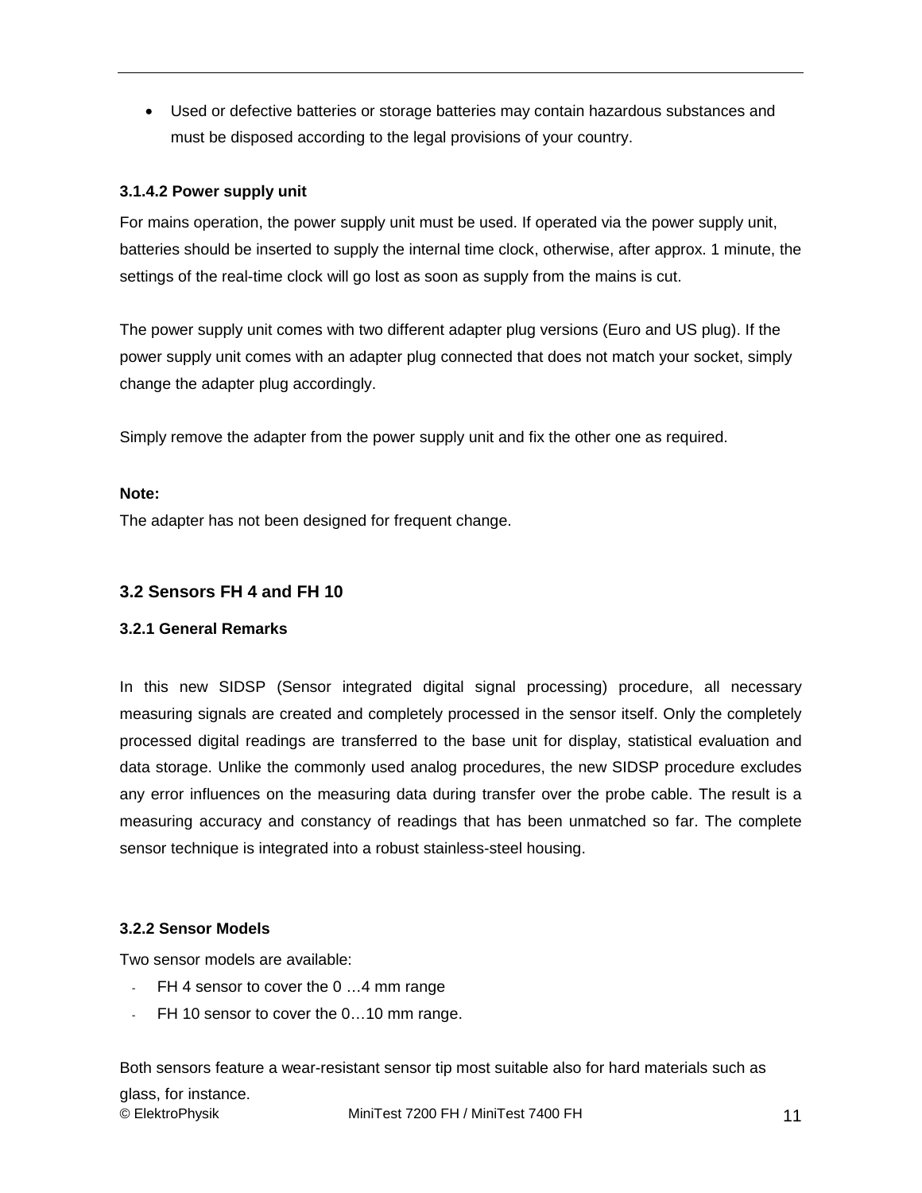- Used or defective batteries or storage batteries may contain hazardous substances and must be disposed according to the legal provisions of your country.

#### 3.1.4.2 Power supply unit

For mains operation, the power supply unit must be used. If operated via the power supply unit, batteries should be inserted to supply the internal time clock, otherwise, after approx. 1 minute, the settings of the real-time clock will go lost as soon as supply from the mains is cut.

The power supply unit comes with two different adapter plug versions (Euro and US plug). If the power supply unit comes with an adapter plug connected that does not match your socket, simply change the adapter plug accordingly.

Simply remove the adapter from the power supply unit and fix the other one as required.

**Note:**
The adapter has not been designed for frequent change.

## 3.2 Sensors FH 4 and FH 10

### 3.2.1 General Remarks

In this new SIDSP (Sensor integrated digital signal processing) procedure, all necessary measuring signals are created and completely processed in the sensor itself. Only the completely processed digital readings are transferred to the base unit for display, statistical evaluation and data storage. Unlike the commonly used analog procedures, the new SIDSP procedure excludes any error influences on the measuring data during transfer over the probe cable. The result is a measuring accuracy and constancy of readings that has been unmatched so far. The complete sensor technique is integrated into a robust stainless-steel housing.

### 3.2.2 Sensor Models

Two sensor models are available:

- FH 4 sensor to cover the 0 …4 mm range
- FH 10 sensor to cover the 0…10 mm range.

Both sensors feature a wear-resistant sensor tip most suitable also for hard materials such as glass, for instance.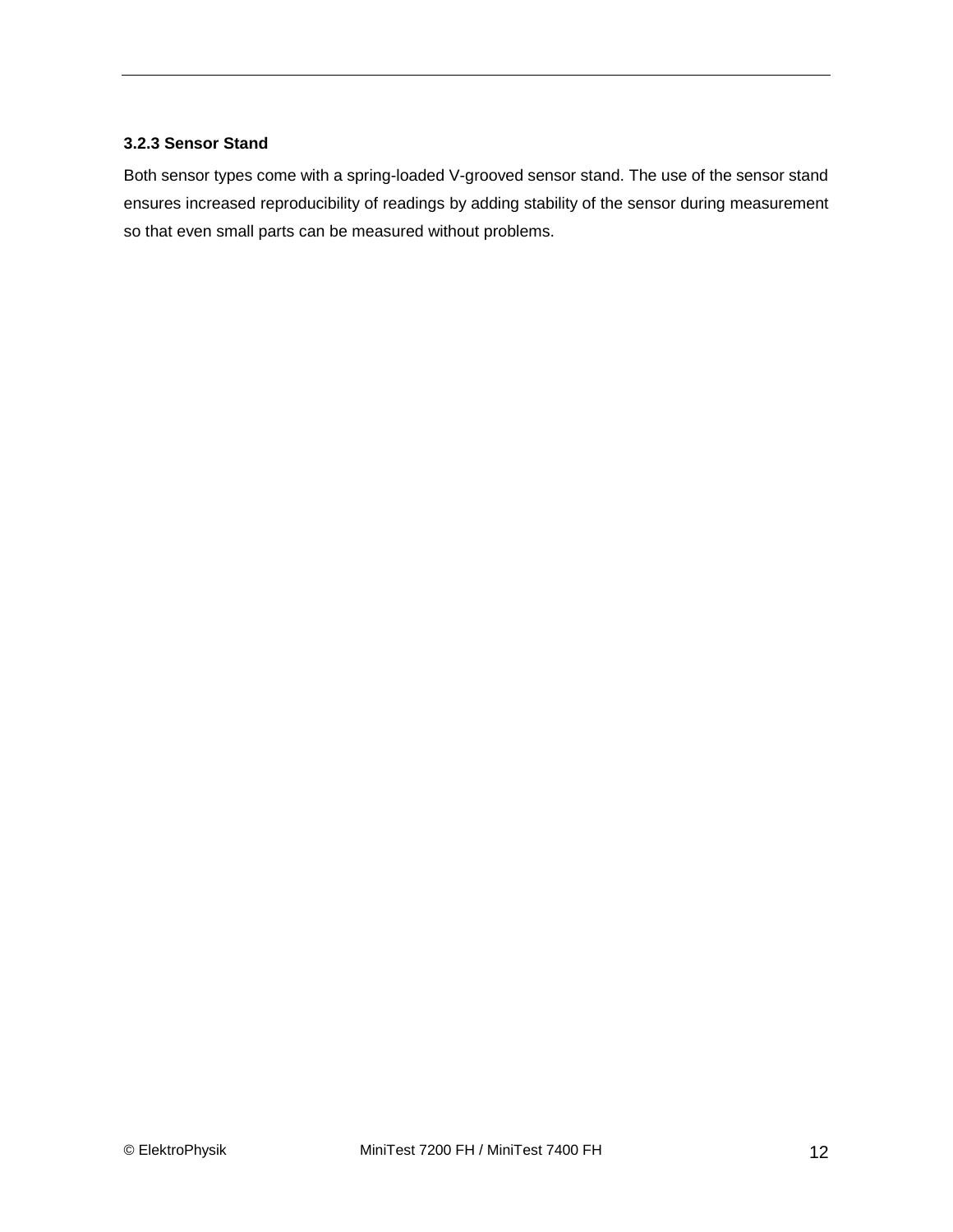### 3.2.3 Sensor Stand

Both sensor types come with a spring-loaded V-grooved sensor stand. The use of the sensor stand ensures increased reproducibility of readings by adding stability of the sensor during measurement so that even small parts can be measured without problems.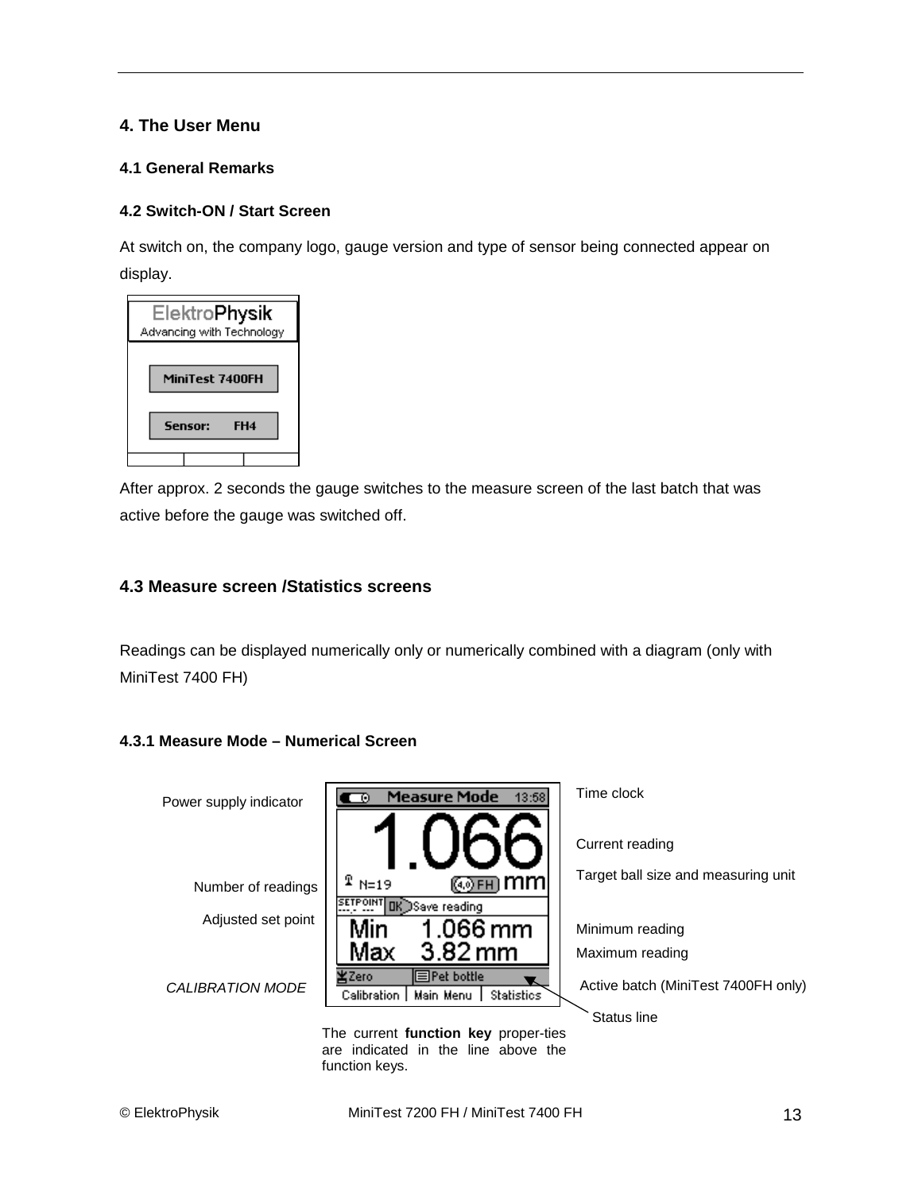# 4. The User Menu

## 4.1 General Remarks

## 4.2 Switch-ON / Start Screen

At switch on, the company logo, gauge version and type of sensor being connected appear on display.

After approx. 2 seconds the gauge switches to the measure screen of the last batch that was active before the gauge was switched off.

## 4.3 Measure screen /Statistics screens

Readings can be displayed numerically only or numerically combined with a diagram (only with MiniTest 7400 FH)

### 4.3.1 Measure Mode – Numerical Screen

Power supply indicator

Time clock

Current reading

Number of readings

Target ball size and measuring unit

Adjusted set point

Minimum reading

Maximum reading

*CALIBRATION MODE*

Active batch (MiniTest 7400FH only)

Status line

The current **function key** proper-ties are indicated in the line above the function keys.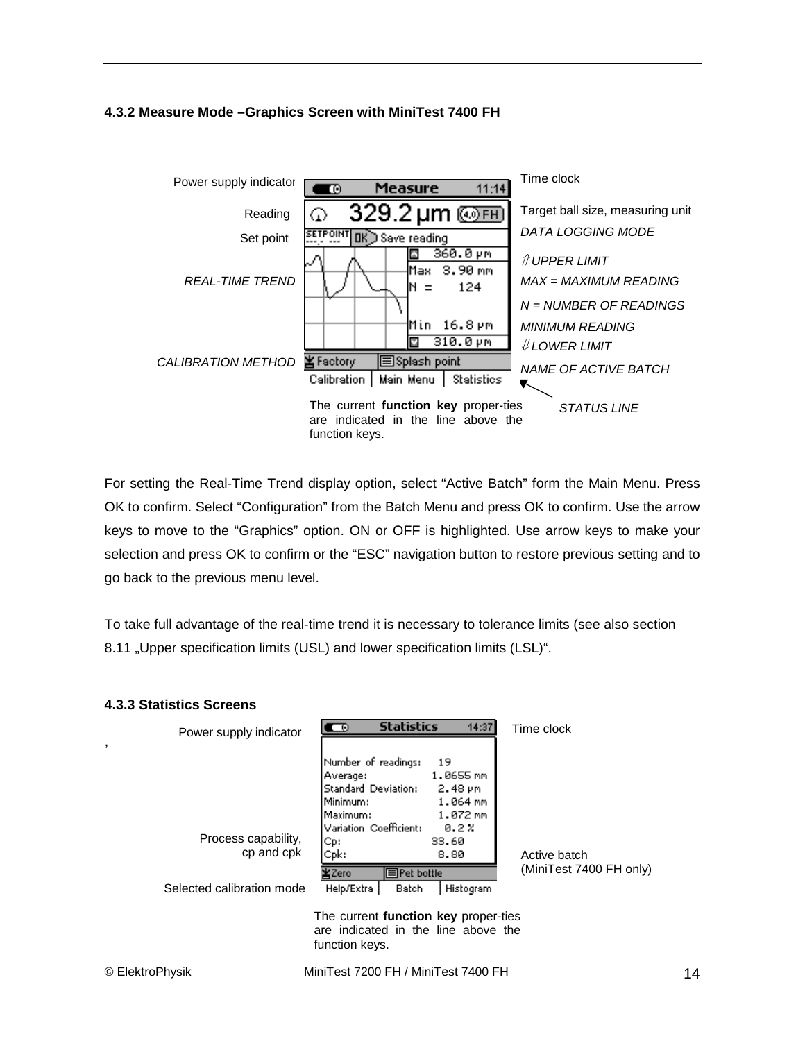### 4.3.2 Measure Mode –Graphics Screen with MiniTest 7400 FH

Power supply indicator

Reading

Set point

*REAL-TIME TREND*

*CALIBRATION METHOD*

Time clock

Target ball size, measuring unit

*DATA LOGGING MODE*

⇑ *UPPER LIMIT*

*MAX = MAXIMUM READING*

*N = NUMBER OF READINGS*

*MINIMUM READING*

⇓ *LOWER LIMIT*

*NAME OF ACTIVE BATCH*

*STATUS LINE*

Measure 11:14

329.2 µm (4.0) FH

SETPOINT ---.- --- OK Save reading

360.0 µm

Max 3.90 mm

N = 124

Min 16.8 µm

310.0 µm

Factory Splash point

Calibration | Main Menu | Statistics

The current **function key** proper-ties are indicated in the line above the function keys.

For setting the Real-Time Trend display option, select "Active Batch" form the Main Menu. Press OK to confirm. Select "Configuration" from the Batch Menu and press OK to confirm. Use the arrow keys to move to the "Graphics" option. ON or OFF is highlighted. Use arrow keys to make your selection and press OK to confirm or the "ESC" navigation button to restore previous setting and to go back to the previous menu level.

To take full advantage of the real-time trend it is necessary to tolerance limits (see also section 8.11 „Upper specification limits (USL) and lower specification limits (LSL)".

### 4.3.3 Statistics Screens

Power supply indicator

Process capability, cp and cpk

Selected calibration mode

Time clock

Active batch (MiniTest 7400 FH only)

Statistics 14:37

Number of readings: 19

Average: 1.0655 mm

Standard Deviation: 2.48 µm

Minimum: 1.064 mm

Maximum: 1.072 mm

Variation Coefficient: 0.2 %

Cp: 33.60

Cpk: 8.80

Zero Pet bottle

Help/Extra | Batch | Histogram

The current **function key** proper-ties are indicated in the line above the function keys.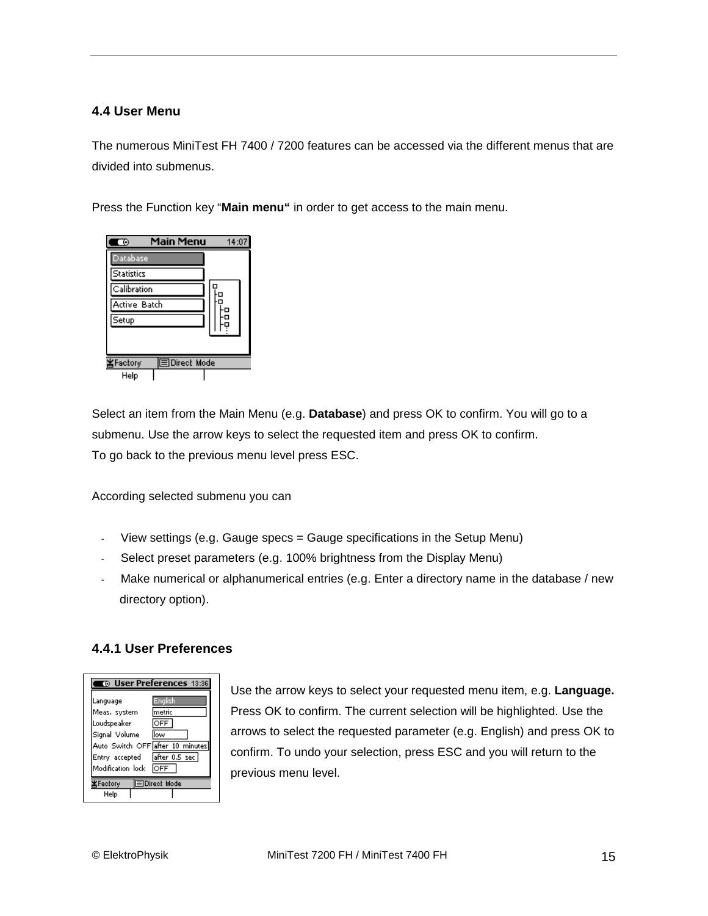## 4.4 User Menu

The numerous MiniTest FH 7400 / 7200 features can be accessed via the different menus that are divided into submenus.

Press the Function key "**Main menu"** in order to get access to the main menu.

Select an item from the Main Menu (e.g. **Database**) and press OK to confirm. You will go to a submenu. Use the arrow keys to select the requested item and press OK to confirm.
To go back to the previous menu level press ESC.

According selected submenu you can

- View settings (e.g. Gauge specs = Gauge specifications in the Setup Menu)
- Select preset parameters (e.g. 100% brightness from the Display Menu)
- Make numerical or alphanumerical entries (e.g. Enter a directory name in the database / new directory option).

### 4.4.1 User Preferences

Use the arrow keys to select your requested menu item, e.g. **Language.** Press OK to confirm. The current selection will be highlighted. Use the arrows to select the requested parameter (e.g. English) and press OK to confirm. To undo your selection, press ESC and you will return to the previous menu level.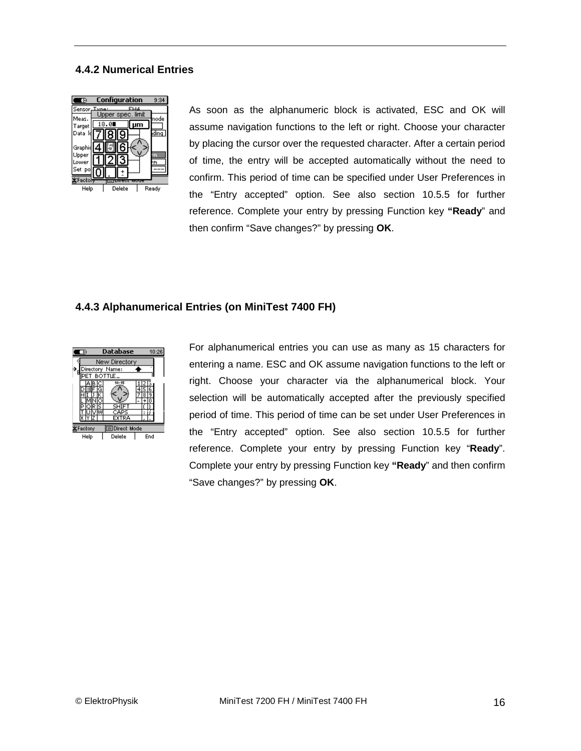### 4.4.2 Numerical Entries

As soon as the alphanumeric block is activated, ESC and OK will assume navigation functions to the left or right. Choose your character by placing the cursor over the requested character. After a certain period of time, the entry will be accepted automatically without the need to confirm. This period of time can be specified under User Preferences in the “Entry accepted” option. See also section 10.5.5 for further reference. Complete your entry by pressing Function key **“Ready**” and then confirm “Save changes?” by pressing **OK**.

### 4.4.3 Alphanumerical Entries (on MiniTest 7400 FH)

For alphanumerical entries you can use as many as 15 characters for entering a name. ESC and OK assume navigation functions to the left or right. Choose your character via the alphanumerical block. Your selection will be automatically accepted after the previously specified period of time. This period of time can be set under User Preferences in the “Entry accepted” option. See also section 10.5.5 for further reference. Complete your entry by pressing Function key “**Ready**”. Complete your entry by pressing Function key **“Ready**” and then confirm “Save changes?” by pressing **OK**.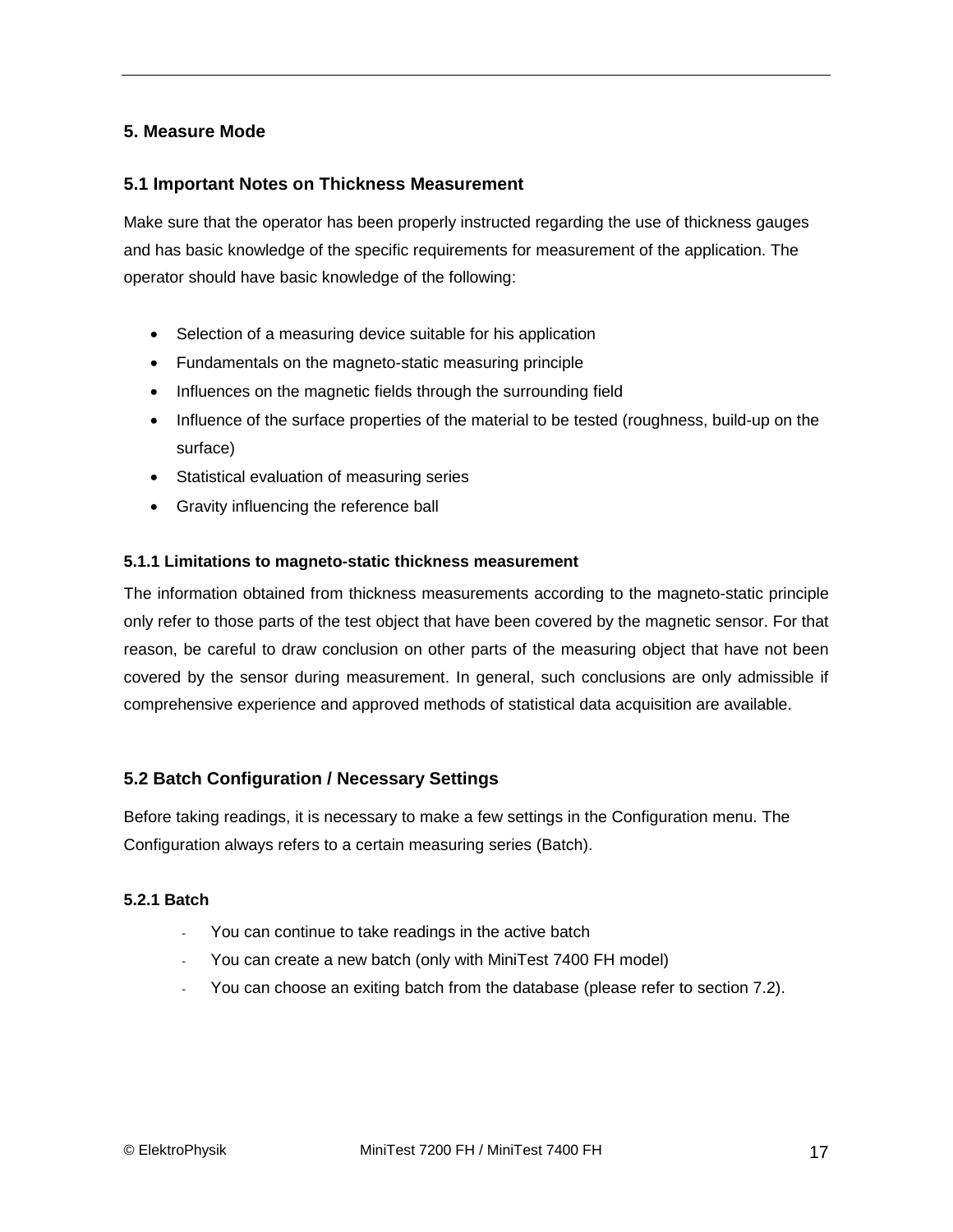# 5. Measure Mode

## 5.1 Important Notes on Thickness Measurement

Make sure that the operator has been properly instructed regarding the use of thickness gauges and has basic knowledge of the specific requirements for measurement of the application. The operator should have basic knowledge of the following:

- Selection of a measuring device suitable for his application
- Fundamentals on the magneto-static measuring principle
- Influences on the magnetic fields through the surrounding field
- Influence of the surface properties of the material to be tested (roughness, build-up on the surface)
- Statistical evaluation of measuring series
- Gravity influencing the reference ball

### 5.1.1 Limitations to magneto-static thickness measurement

The information obtained from thickness measurements according to the magneto-static principle only refer to those parts of the test object that have been covered by the magnetic sensor. For that reason, be careful to draw conclusion on other parts of the measuring object that have not been covered by the sensor during measurement. In general, such conclusions are only admissible if comprehensive experience and approved methods of statistical data acquisition are available.

## 5.2 Batch Configuration / Necessary Settings

Before taking readings, it is necessary to make a few settings in the Configuration menu. The Configuration always refers to a certain measuring series (Batch).

### 5.2.1 Batch

- You can continue to take readings in the active batch
- You can create a new batch (only with MiniTest 7400 FH model)
- You can choose an exiting batch from the database (please refer to section 7.2).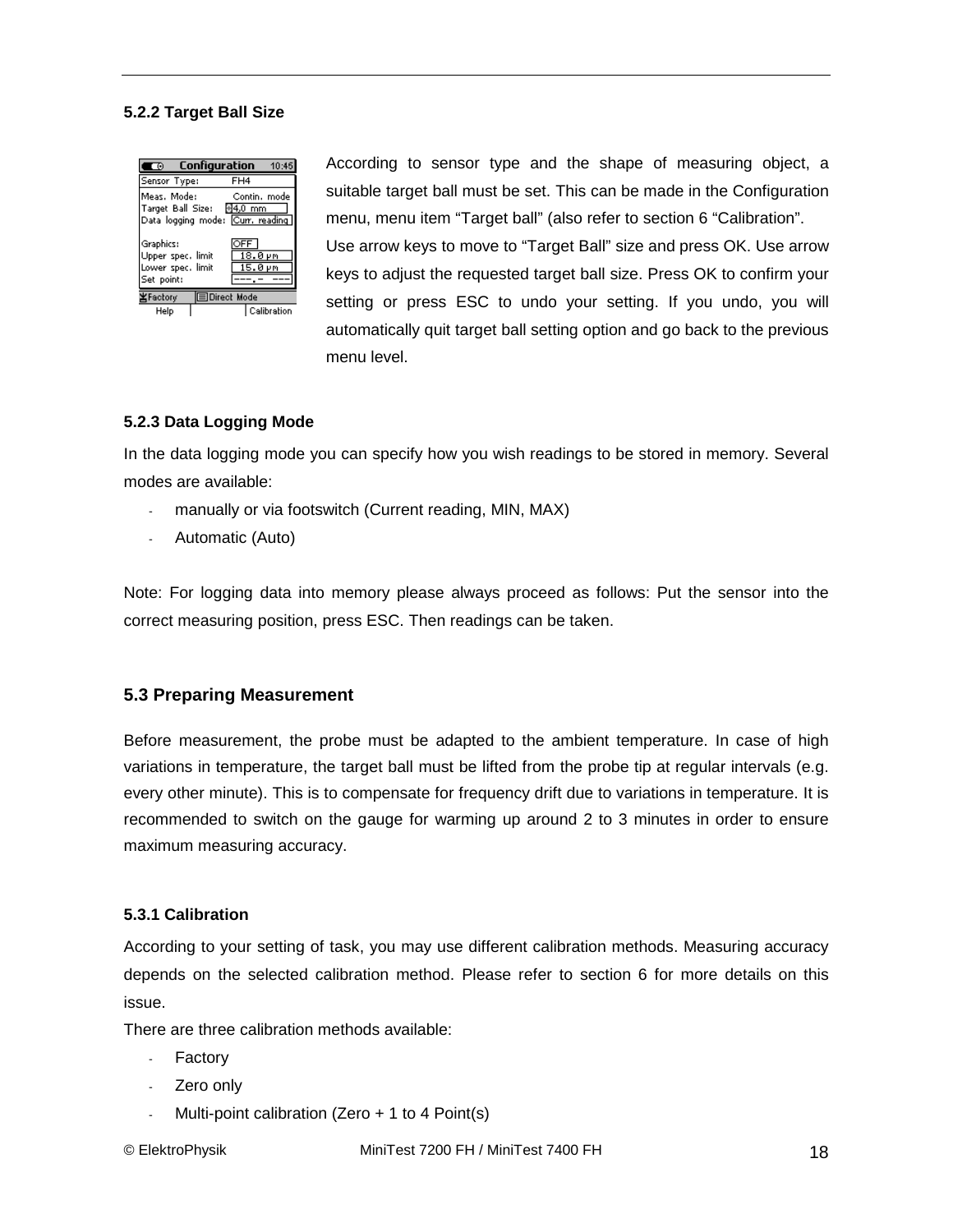### 5.2.2 Target Ball Size

According to sensor type and the shape of measuring object, a suitable target ball must be set. This can be made in the Configuration menu, menu item “Target ball” (also refer to section 6 “Calibration”.

Use arrow keys to move to “Target Ball” size and press OK. Use arrow keys to adjust the requested target ball size. Press OK to confirm your setting or press ESC to undo your setting. If you undo, you will automatically quit target ball setting option and go back to the previous menu level.

### 5.2.3 Data Logging Mode

In the data logging mode you can specify how you wish readings to be stored in memory. Several modes are available:

- manually or via footswitch (Current reading, MIN, MAX)
- Automatic (Auto)

Note: For logging data into memory please always proceed as follows: Put the sensor into the correct measuring position, press ESC. Then readings can be taken.

## 5.3 Preparing Measurement

Before measurement, the probe must be adapted to the ambient temperature. In case of high variations in temperature, the target ball must be lifted from the probe tip at regular intervals (e.g. every other minute). This is to compensate for frequency drift due to variations in temperature. It is recommended to switch on the gauge for warming up around 2 to 3 minutes in order to ensure maximum measuring accuracy.

### 5.3.1 Calibration

According to your setting of task, you may use different calibration methods. Measuring accuracy depends on the selected calibration method. Please refer to section 6 for more details on this issue.

There are three calibration methods available:

- Factory
- Zero only
- Multi-point calibration (Zero + 1 to 4 Point(s)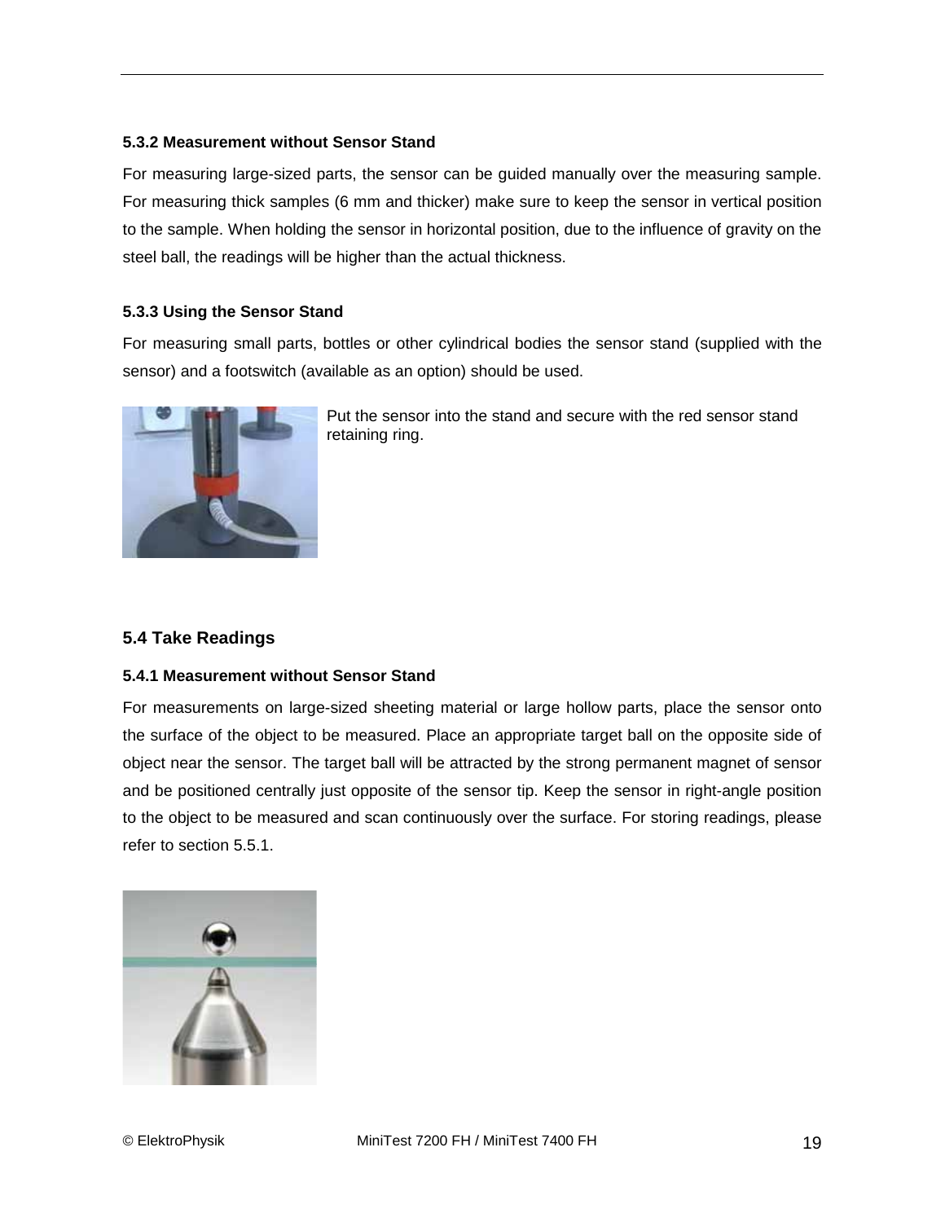### 5.3.2 Measurement without Sensor Stand

For measuring large-sized parts, the sensor can be guided manually over the measuring sample. For measuring thick samples (6 mm and thicker) make sure to keep the sensor in vertical position to the sample. When holding the sensor in horizontal position, due to the influence of gravity on the steel ball, the readings will be higher than the actual thickness.

### 5.3.3 Using the Sensor Stand

For measuring small parts, bottles or other cylindrical bodies the sensor stand (supplied with the sensor) and a footswitch (available as an option) should be used.

Put the sensor into the stand and secure with the red sensor stand retaining ring.

## 5.4 Take Readings

### 5.4.1 Measurement without Sensor Stand

For measurements on large-sized sheeting material or large hollow parts, place the sensor onto the surface of the object to be measured. Place an appropriate target ball on the opposite side of object near the sensor. The target ball will be attracted by the strong permanent magnet of sensor and be positioned centrally just opposite of the sensor tip. Keep the sensor in right-angle position to the object to be measured and scan continuously over the surface. For storing readings, please refer to section 5.5.1.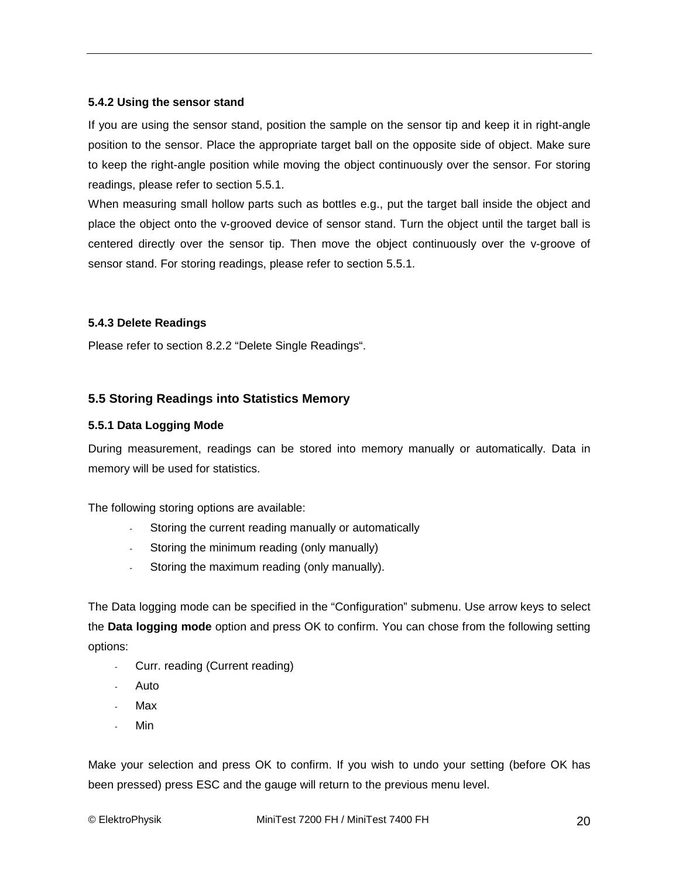### 5.4.2 Using the sensor stand

If you are using the sensor stand, position the sample on the sensor tip and keep it in right-angle position to the sensor. Place the appropriate target ball on the opposite side of object. Make sure to keep the right-angle position while moving the object continuously over the sensor. For storing readings, please refer to section 5.5.1.

When measuring small hollow parts such as bottles e.g., put the target ball inside the object and place the object onto the v-grooved device of sensor stand. Turn the object until the target ball is centered directly over the sensor tip. Then move the object continuously over the v-groove of sensor stand. For storing readings, please refer to section 5.5.1.

### 5.4.3 Delete Readings

Please refer to section 8.2.2 "Delete Single Readings".

## 5.5 Storing Readings into Statistics Memory

### 5.5.1 Data Logging Mode

During measurement, readings can be stored into memory manually or automatically. Data in memory will be used for statistics.

The following storing options are available:

- Storing the current reading manually or automatically
- Storing the minimum reading (only manually)
- Storing the maximum reading (only manually).

The Data logging mode can be specified in the "Configuration" submenu. Use arrow keys to select the **Data logging mode** option and press OK to confirm. You can chose from the following setting options:

- Curr. reading (Current reading)
- Auto
- Max
- Min

Make your selection and press OK to confirm. If you wish to undo your setting (before OK has been pressed) press ESC and the gauge will return to the previous menu level.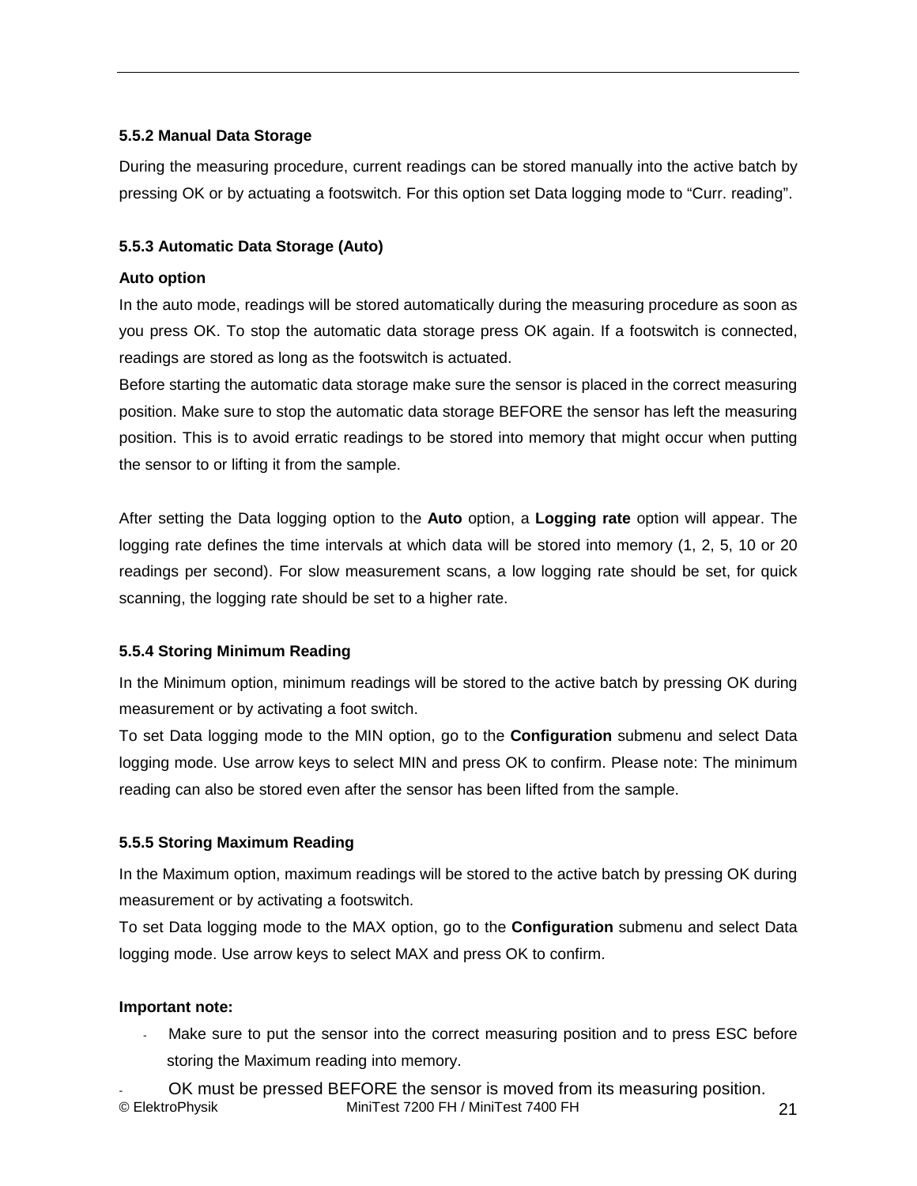### 5.5.2 Manual Data Storage

During the measuring procedure, current readings can be stored manually into the active batch by pressing OK or by actuating a footswitch. For this option set Data logging mode to “Curr. reading”.

### 5.5.3 Automatic Data Storage (Auto)

**Auto option**

In the auto mode, readings will be stored automatically during the measuring procedure as soon as you press OK. To stop the automatic data storage press OK again. If a footswitch is connected, readings are stored as long as the footswitch is actuated.

Before starting the automatic data storage make sure the sensor is placed in the correct measuring position. Make sure to stop the automatic data storage BEFORE the sensor has left the measuring position. This is to avoid erratic readings to be stored into memory that might occur when putting the sensor to or lifting it from the sample.

After setting the Data logging option to the **Auto** option, a **Logging rate** option will appear. The logging rate defines the time intervals at which data will be stored into memory (1, 2, 5, 10 or 20 readings per second). For slow measurement scans, a low logging rate should be set, for quick scanning, the logging rate should be set to a higher rate.

### 5.5.4 Storing Minimum Reading

In the Minimum option, minimum readings will be stored to the active batch by pressing OK during measurement or by activating a foot switch.

To set Data logging mode to the MIN option, go to the **Configuration** submenu and select Data logging mode. Use arrow keys to select MIN and press OK to confirm. Please note: The minimum reading can also be stored even after the sensor has been lifted from the sample.

### 5.5.5 Storing Maximum Reading

In the Maximum option, maximum readings will be stored to the active batch by pressing OK during measurement or by activating a footswitch.

To set Data logging mode to the MAX option, go to the **Configuration** submenu and select Data logging mode. Use arrow keys to select MAX and press OK to confirm.

**Important note:**

- Make sure to put the sensor into the correct measuring position and to press ESC before storing the Maximum reading into memory.
- OK must be pressed BEFORE the sensor is moved from its measuring position.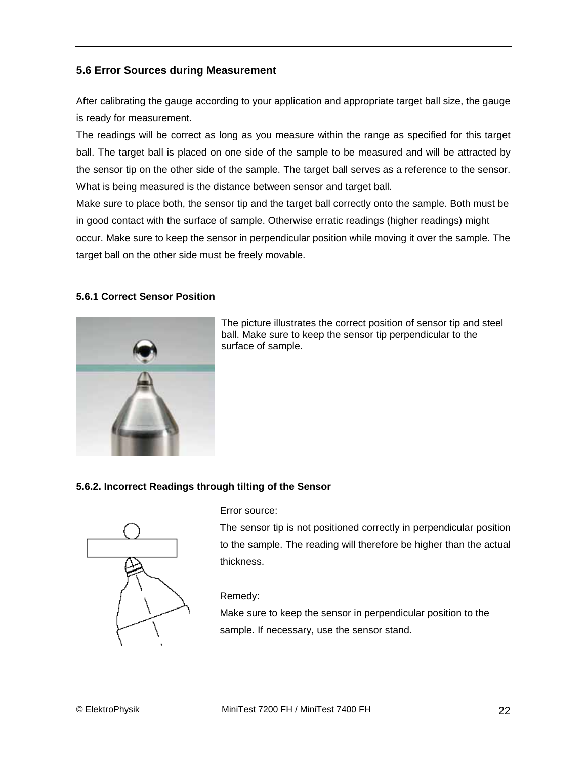## 5.6 Error Sources during Measurement

After calibrating the gauge according to your application and appropriate target ball size, the gauge is ready for measurement.

The readings will be correct as long as you measure within the range as specified for this target ball. The target ball is placed on one side of the sample to be measured and will be attracted by the sensor tip on the other side of the sample. The target ball serves as a reference to the sensor. What is being measured is the distance between sensor and target ball.

Make sure to place both, the sensor tip and the target ball correctly onto the sample. Both must be in good contact with the surface of sample. Otherwise erratic readings (higher readings) might occur. Make sure to keep the sensor in perpendicular position while moving it over the sample. The target ball on the other side must be freely movable.

### 5.6.1 Correct Sensor Position

The picture illustrates the correct position of sensor tip and steel ball. Make sure to keep the sensor tip perpendicular to the surface of sample.

### 5.6.2. Incorrect Readings through tilting of the Sensor

Error source:

The sensor tip is not positioned correctly in perpendicular position to the sample. The reading will therefore be higher than the actual thickness.

Remedy:

Make sure to keep the sensor in perpendicular position to the sample. If necessary, use the sensor stand.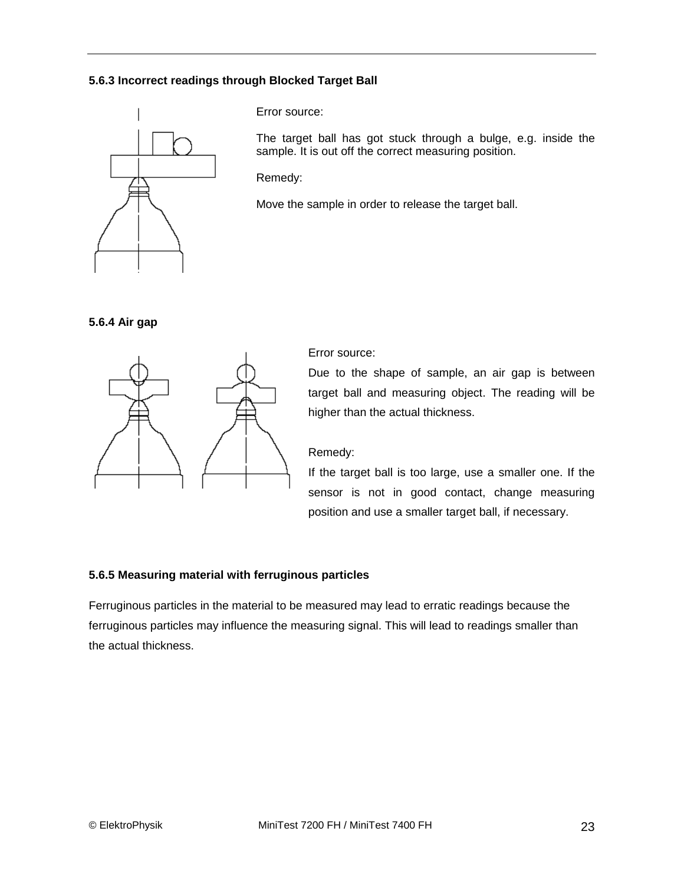### 5.6.3 Incorrect readings through Blocked Target Ball

Error source:

The target ball has got stuck through a bulge, e.g. inside the sample. It is out off the correct measuring position.

Remedy:

Move the sample in order to release the target ball.

### 5.6.4 Air gap

Error source:

Due to the shape of sample, an air gap is between target ball and measuring object. The reading will be higher than the actual thickness.

Remedy:

If the target ball is too large, use a smaller one. If the sensor is not in good contact, change measuring position and use a smaller target ball, if necessary.

### 5.6.5 Measuring material with ferruginous particles

Ferruginous particles in the material to be measured may lead to erratic readings because the ferruginous particles may influence the measuring signal. This will lead to readings smaller than the actual thickness.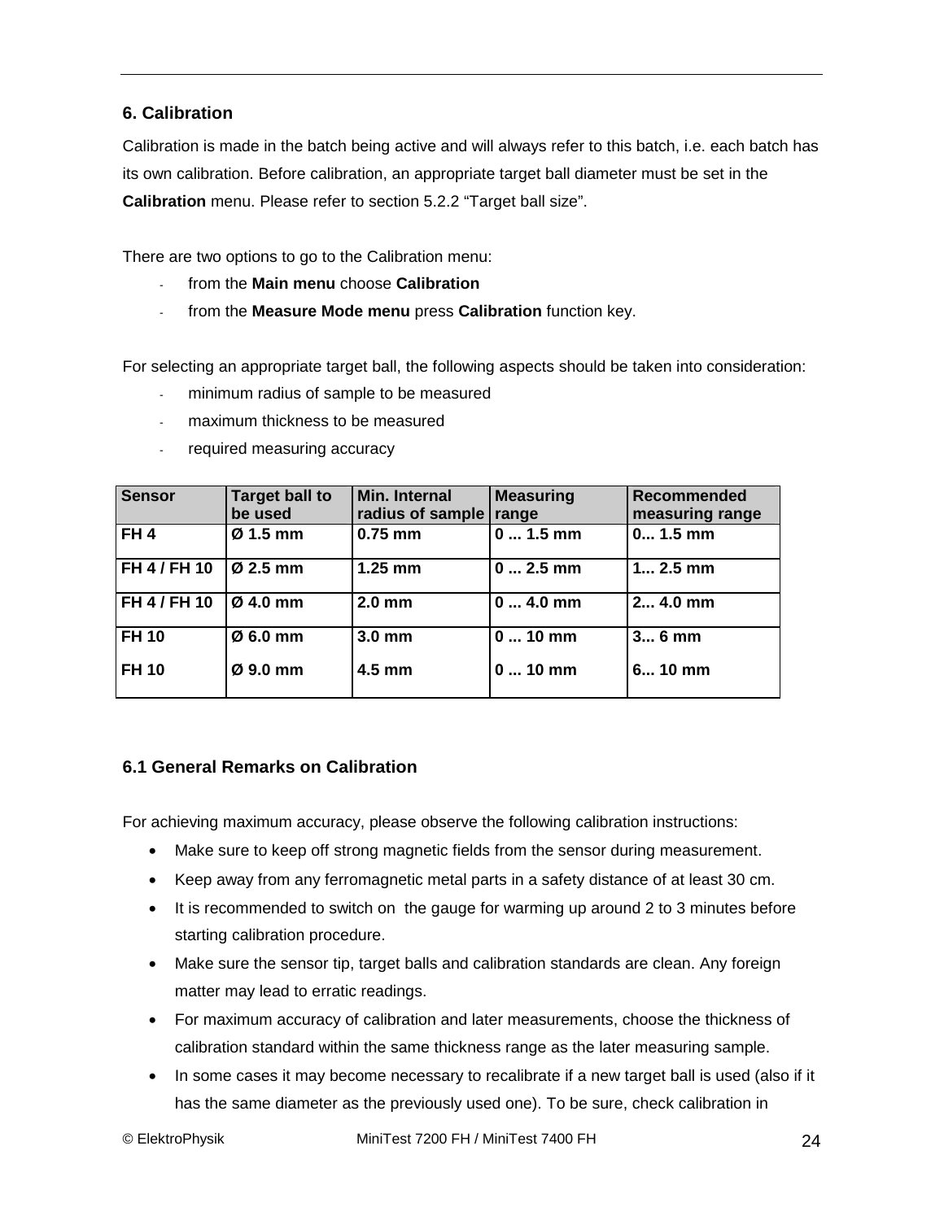## 6. Calibration

Calibration is made in the batch being active and will always refer to this batch, i.e. each batch has its own calibration. Before calibration, an appropriate target ball diameter must be set in the **Calibration** menu. Please refer to section 5.2.2 "Target ball size".

There are two options to go to the Calibration menu:

- from the **Main menu** choose **Calibration**
- from the **Measure Mode menu** press **Calibration** function key.

For selecting an appropriate target ball, the following aspects should be taken into consideration:

- minimum radius of sample to be measured
- maximum thickness to be measured
- required measuring accuracy

| Sensor | Target ball to be used | Min. Internal radius of sample | Measuring range | Recommended measuring range |
|---|---|---|---|---|
| FH 4 | Ø 1.5 mm | 0.75 mm | 0 ... 1.5 mm | 0... 1.5 mm |
| FH 4 / FH 10 | Ø 2.5 mm | 1.25 mm | 0 ... 2.5 mm | 1... 2.5 mm |
| FH 4 / FH 10 | Ø 4.0 mm | 2.0 mm | 0 ... 4.0 mm | 2... 4.0 mm |
| FH 10 | Ø 6.0 mm | 3.0 mm | 0 ... 10 mm | 3... 6 mm |
| FH 10 | Ø 9.0 mm | 4.5 mm | 0 ... 10 mm | 6... 10 mm |

### 6.1 General Remarks on Calibration

For achieving maximum accuracy, please observe the following calibration instructions:

- Make sure to keep off strong magnetic fields from the sensor during measurement.
- Keep away from any ferromagnetic metal parts in a safety distance of at least 30 cm.
- It is recommended to switch on the gauge for warming up around 2 to 3 minutes before starting calibration procedure.
- Make sure the sensor tip, target balls and calibration standards are clean. Any foreign matter may lead to erratic readings.
- For maximum accuracy of calibration and later measurements, choose the thickness of calibration standard within the same thickness range as the later measuring sample.
- In some cases it may become necessary to recalibrate if a new target ball is used (also if it has the same diameter as the previously used one). To be sure, check calibration in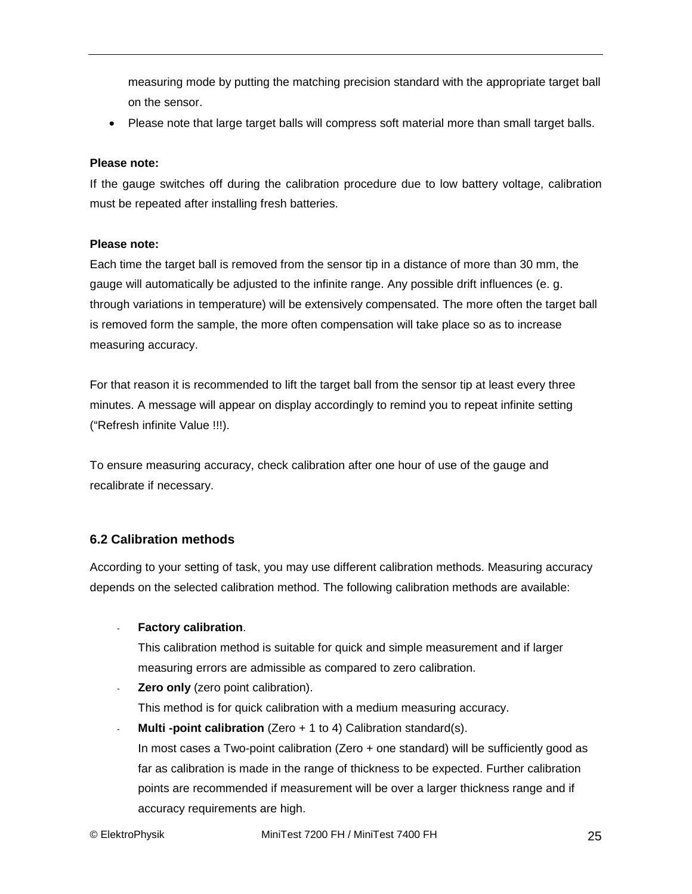measuring mode by putting the matching precision standard with the appropriate target ball on the sensor.

- Please note that large target balls will compress soft material more than small target balls.

**Please note:**

If the gauge switches off during the calibration procedure due to low battery voltage, calibration must be repeated after installing fresh batteries.

**Please note:**

Each time the target ball is removed from the sensor tip in a distance of more than 30 mm, the gauge will automatically be adjusted to the infinite range. Any possible drift influences (e. g. through variations in temperature) will be extensively compensated. The more often the target ball is removed form the sample, the more often compensation will take place so as to increase measuring accuracy.

For that reason it is recommended to lift the target ball from the sensor tip at least every three minutes. A message will appear on display accordingly to remind you to repeat infinite setting ("Refresh infinite Value !!!).

To ensure measuring accuracy, check calibration after one hour of use of the gauge and recalibrate if necessary.

### 6.2 Calibration methods

According to your setting of task, you may use different calibration methods. Measuring accuracy depends on the selected calibration method. The following calibration methods are available:

- **Factory calibration**.
  This calibration method is suitable for quick and simple measurement and if larger measuring errors are admissible as compared to zero calibration.
- **Zero only** (zero point calibration).
  This method is for quick calibration with a medium measuring accuracy.
- **Multi -point calibration** (Zero + 1 to 4) Calibration standard(s).
  In most cases a Two-point calibration (Zero + one standard) will be sufficiently good as far as calibration is made in the range of thickness to be expected. Further calibration points are recommended if measurement will be over a larger thickness range and if accuracy requirements are high.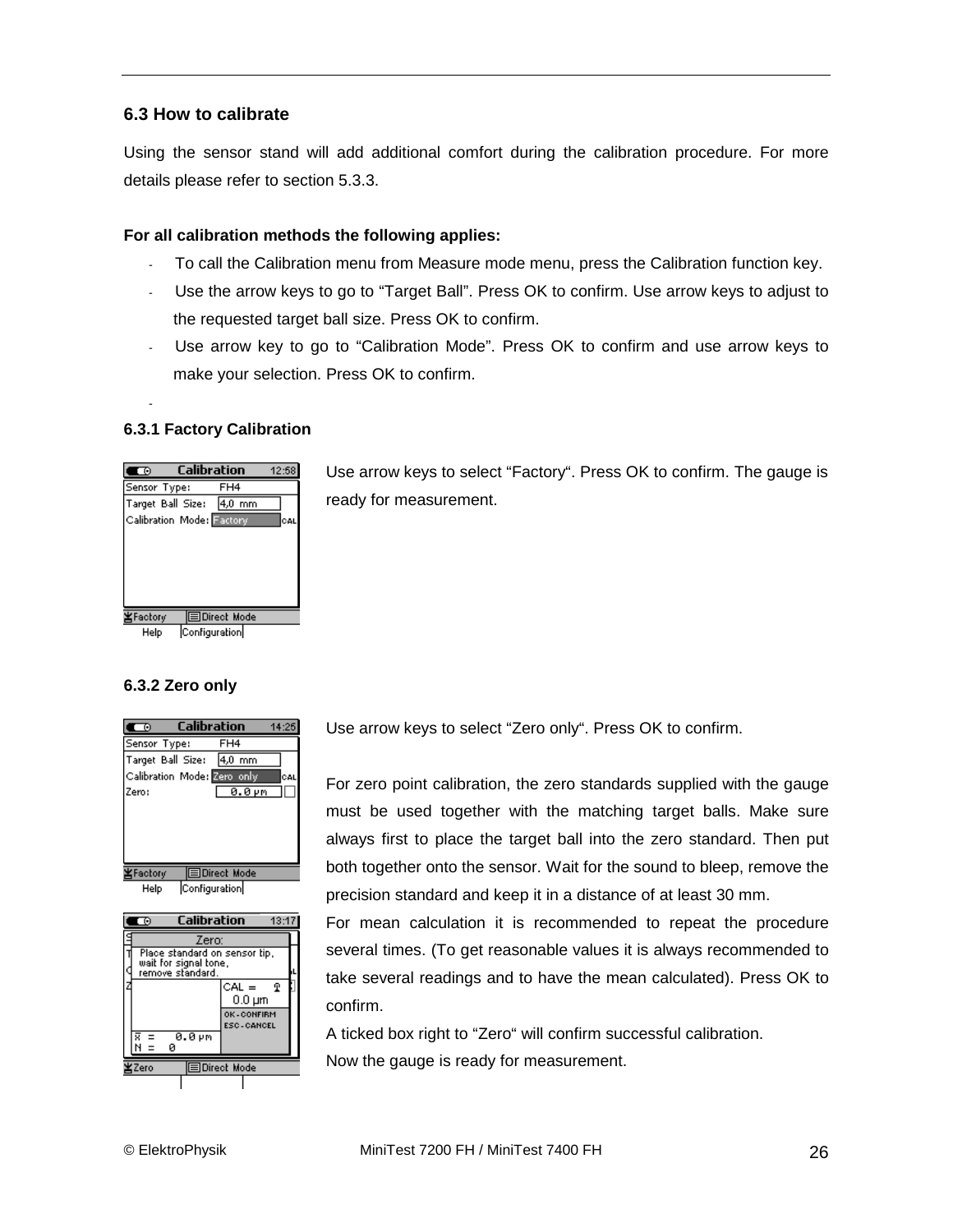### 6.3 How to calibrate

Using the sensor stand will add additional comfort during the calibration procedure. For more details please refer to section 5.3.3.

**For all calibration methods the following applies:**

- To call the Calibration menu from Measure mode menu, press the Calibration function key.
- Use the arrow keys to go to "Target Ball". Press OK to confirm. Use arrow keys to adjust to the requested target ball size. Press OK to confirm.
- Use arrow key to go to "Calibration Mode". Press OK to confirm and use arrow keys to make your selection. Press OK to confirm.
-

#### 6.3.1 Factory Calibration

Use arrow keys to select "Factory". Press OK to confirm. The gauge is ready for measurement.

#### 6.3.2 Zero only

Use arrow keys to select "Zero only". Press OK to confirm.

For zero point calibration, the zero standards supplied with the gauge must be used together with the matching target balls. Make sure always first to place the target ball into the zero standard. Then put both together onto the sensor. Wait for the sound to bleep, remove the precision standard and keep it in a distance of at least 30 mm.

For mean calculation it is recommended to repeat the procedure several times. (To get reasonable values it is always recommended to take several readings and to have the mean calculated). Press OK to confirm.

A ticked box right to "Zero" will confirm successful calibration.

Now the gauge is ready for measurement.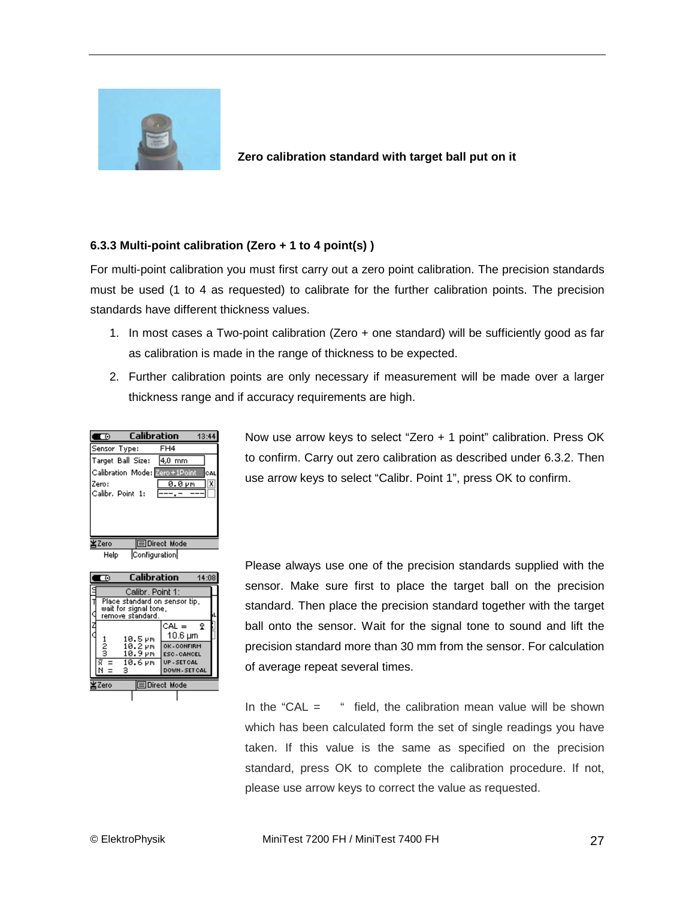**Zero calibration standard with target ball put on it**

### 6.3.3 Multi-point calibration (Zero + 1 to 4 point(s) )

For multi-point calibration you must first carry out a zero point calibration. The precision standards must be used (1 to 4 as requested) to calibrate for the further calibration points. The precision standards have different thickness values.

1. In most cases a Two-point calibration (Zero + one standard) will be sufficiently good as far as calibration is made in the range of thickness to be expected.
2. Further calibration points are only necessary if measurement will be made over a larger thickness range and if accuracy requirements are high.

Now use arrow keys to select “Zero + 1 point” calibration. Press OK to confirm. Carry out zero calibration as described under 6.3.2. Then use arrow keys to select “Calibr. Point 1”, press OK to confirm.

Please always use one of the precision standards supplied with the sensor. Make sure first to place the target ball on the precision standard. Then place the precision standard together with the target ball onto the sensor. Wait for the signal tone to sound and lift the precision standard more than 30 mm from the sensor. For calculation of average repeat several times.

In the “CAL = “ field, the calibration mean value will be shown which has been calculated form the set of single readings you have taken. If this value is the same as specified on the precision standard, press OK to complete the calibration procedure. If not, please use arrow keys to correct the value as requested.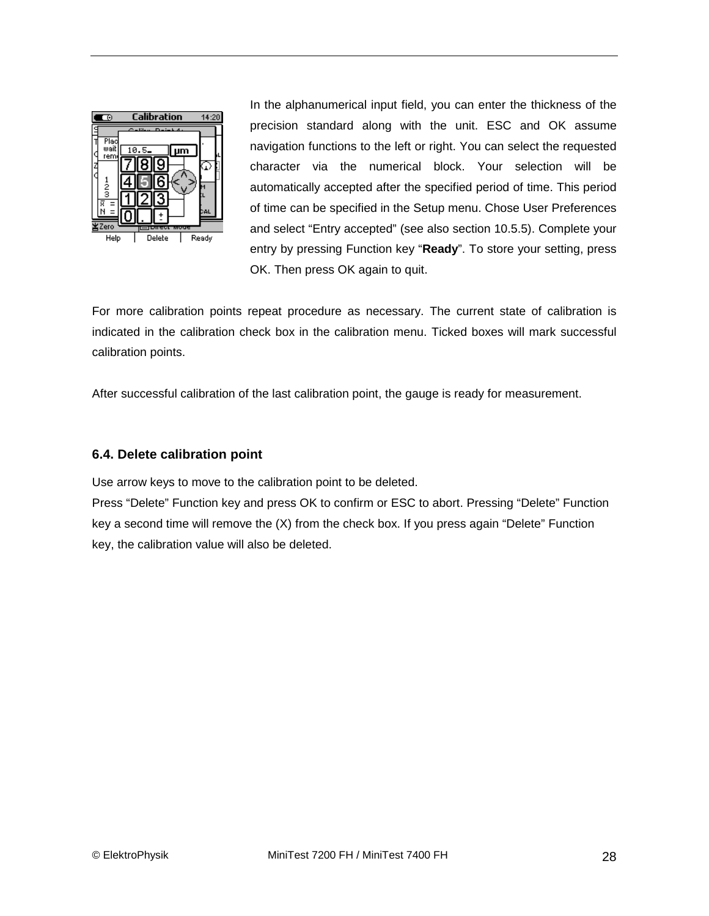In the alphanumerical input field, you can enter the thickness of the precision standard along with the unit. ESC and OK assume navigation functions to the left or right. You can select the requested character via the numerical block. Your selection will be automatically accepted after the specified period of time. This period of time can be specified in the Setup menu. Chose User Preferences and select “Entry accepted” (see also section 10.5.5). Complete your entry by pressing Function key “**Ready**”. To store your setting, press OK. Then press OK again to quit.

For more calibration points repeat procedure as necessary. The current state of calibration is indicated in the calibration check box in the calibration menu. Ticked boxes will mark successful calibration points.

After successful calibration of the last calibration point, the gauge is ready for measurement.

### 6.4. Delete calibration point

Use arrow keys to move to the calibration point to be deleted.
Press “Delete” Function key and press OK to confirm or ESC to abort. Pressing “Delete” Function key a second time will remove the (X) from the check box. If you press again “Delete” Function key, the calibration value will also be deleted.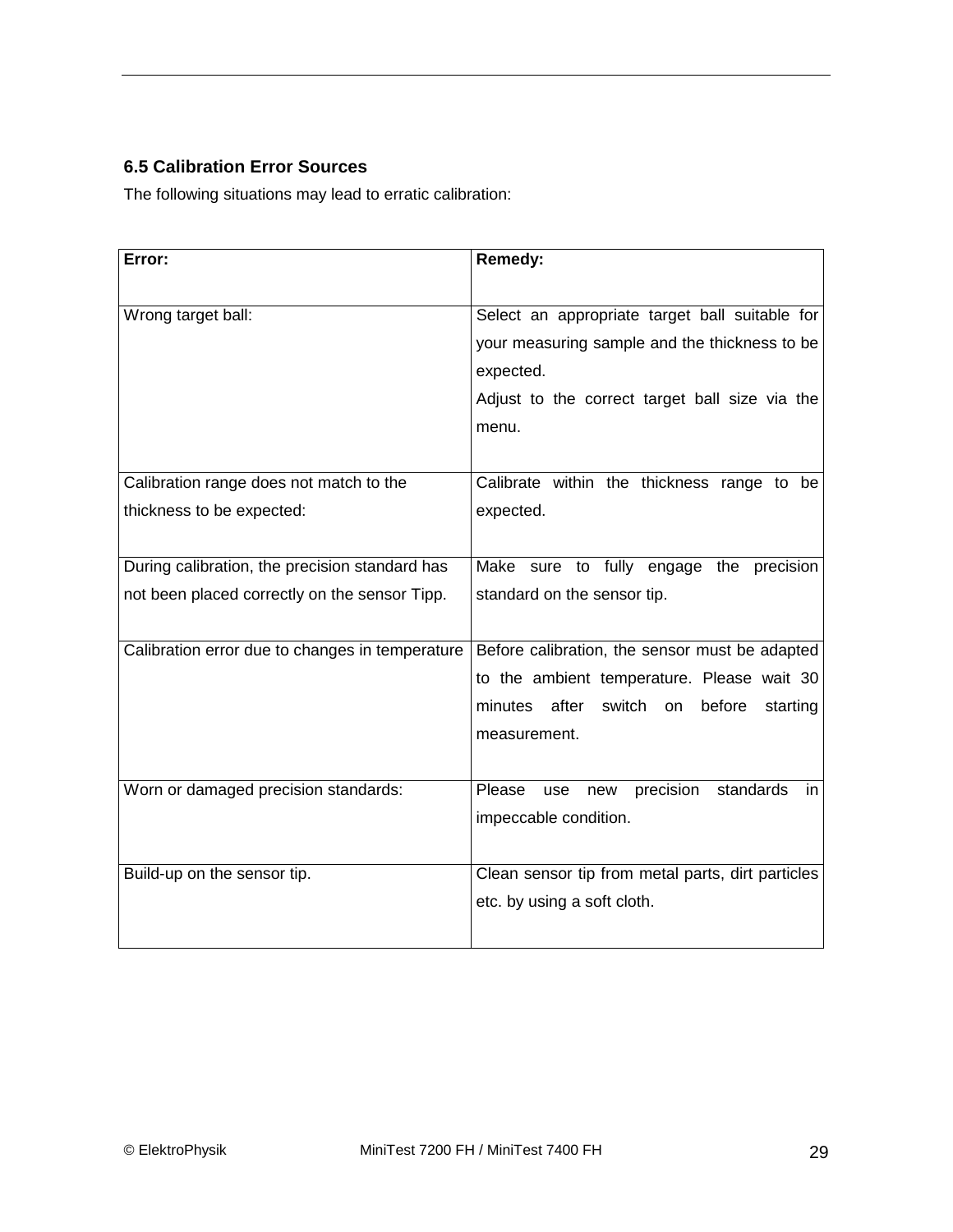### 6.5 Calibration Error Sources

The following situations may lead to erratic calibration:

| Error: | Remedy: |
|---|---|
| Wrong target ball: | Select an appropriate target ball suitable for your measuring sample and the thickness to be expected.<br>Adjust to the correct target ball size via the menu. |
| Calibration range does not match to the thickness to be expected: | Calibrate within the thickness range to be expected. |
| During calibration, the precision standard has not been placed correctly on the sensor Tipp. | Make sure to fully engage the precision standard on the sensor tip. |
| Calibration error due to changes in temperature | Before calibration, the sensor must be adapted to the ambient temperature. Please wait 30 minutes after switch on before starting measurement. |
| Worn or damaged precision standards: | Please use new precision standards in impeccable condition. |
| Build-up on the sensor tip. | Clean sensor tip from metal parts, dirt particles etc. by using a soft cloth. |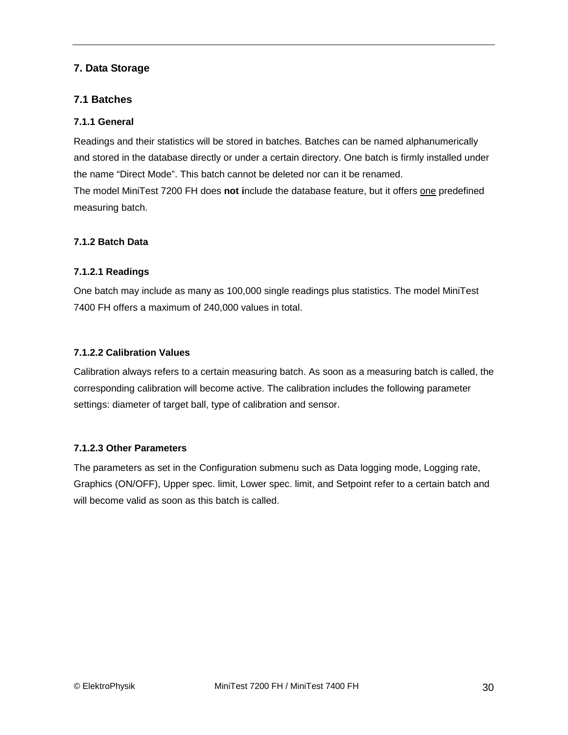# 7. Data Storage

## 7.1 Batches

### 7.1.1 General

Readings and their statistics will be stored in batches. Batches can be named alphanumerically and stored in the database directly or under a certain directory. One batch is firmly installed under the name "Direct Mode". This batch cannot be deleted nor can it be renamed.
The model MiniTest 7200 FH does **not i**nclude the database feature, but it offers <u>one</u> predefined measuring batch.

### 7.1.2 Batch Data

#### 7.1.2.1 Readings

One batch may include as many as 100,000 single readings plus statistics. The model MiniTest 7400 FH offers a maximum of 240,000 values in total.

#### 7.1.2.2 Calibration Values

Calibration always refers to a certain measuring batch. As soon as a measuring batch is called, the corresponding calibration will become active. The calibration includes the following parameter settings: diameter of target ball, type of calibration and sensor.

#### 7.1.2.3 Other Parameters

The parameters as set in the Configuration submenu such as Data logging mode, Logging rate, Graphics (ON/OFF), Upper spec. limit, Lower spec. limit, and Setpoint refer to a certain batch and will become valid as soon as this batch is called.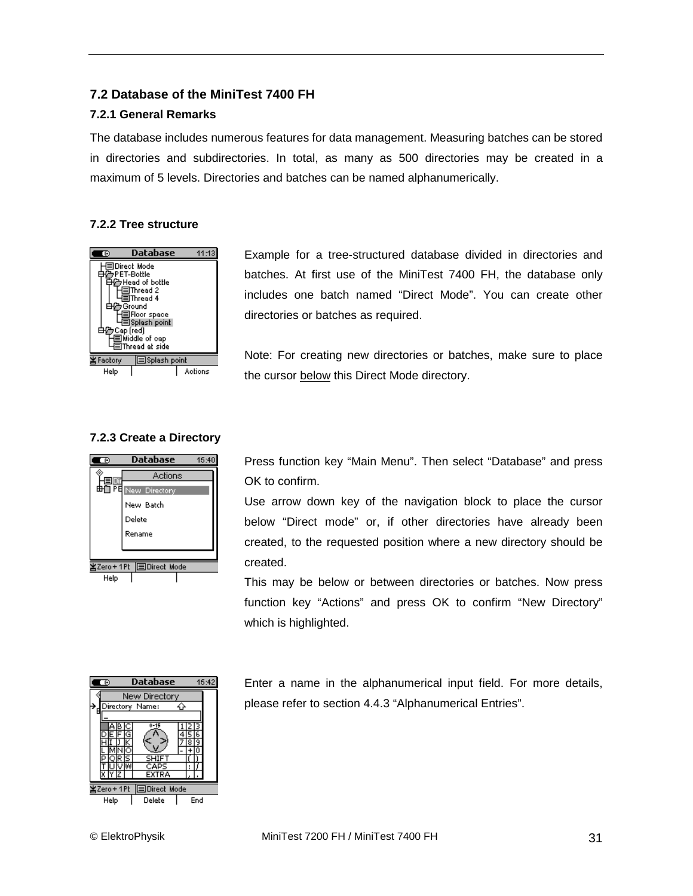## 7.2 Database of the MiniTest 7400 FH

### 7.2.1 General Remarks

The database includes numerous features for data management. Measuring batches can be stored in directories and subdirectories. In total, as many as 500 directories may be created in a maximum of 5 levels. Directories and batches can be named alphanumerically.

### 7.2.2 Tree structure

Example for a tree-structured database divided in directories and batches. At first use of the MiniTest 7400 FH, the database only includes one batch named "Direct Mode". You can create other directories or batches as required.

Note: For creating new directories or batches, make sure to place the cursor below this Direct Mode directory.

### 7.2.3 Create a Directory

Press function key "Main Menu". Then select "Database" and press OK to confirm.

Use arrow down key of the navigation block to place the cursor below "Direct mode" or, if other directories have already been created, to the requested position where a new directory should be created.

This may be below or between directories or batches. Now press function key "Actions" and press OK to confirm "New Directory" which is highlighted.

Enter a name in the alphanumerical input field. For more details, please refer to section 4.4.3 "Alphanumerical Entries".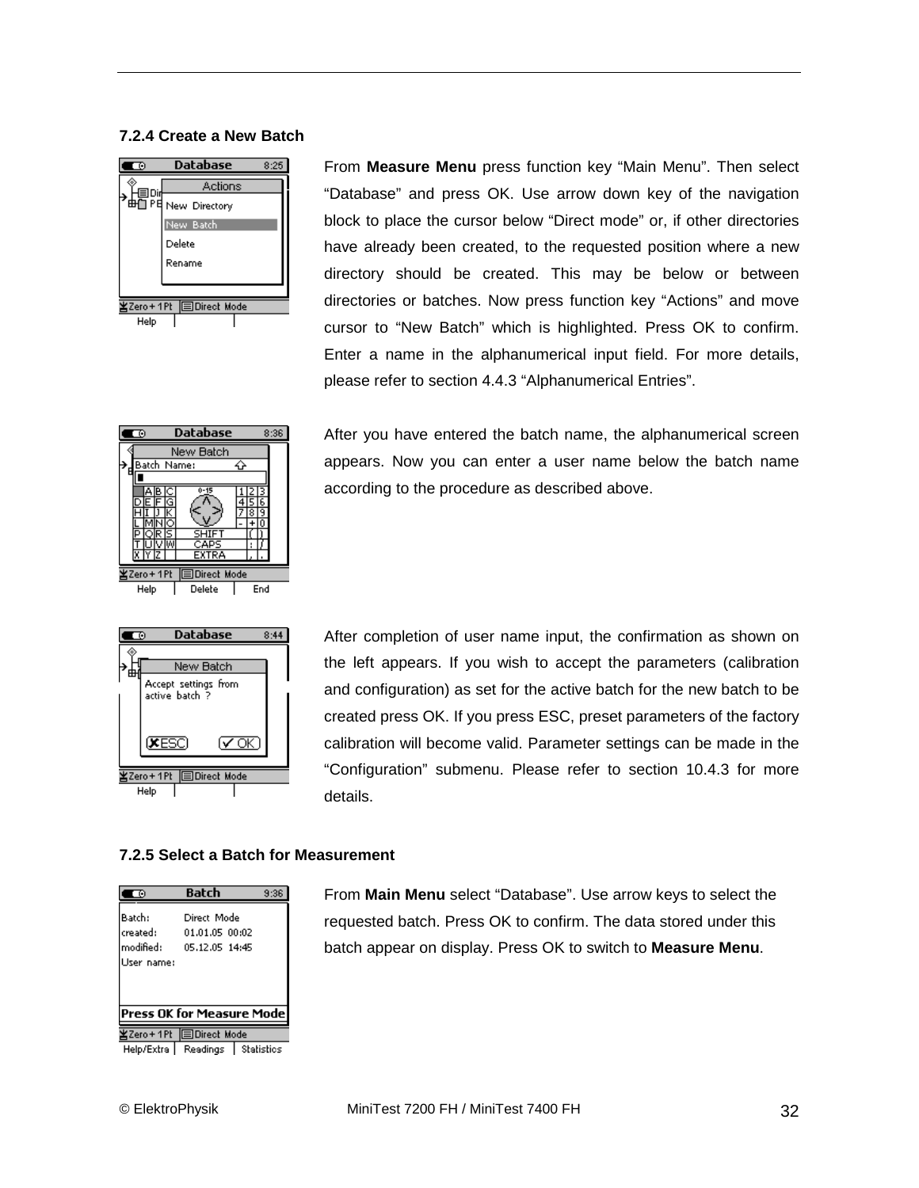### 7.2.4 Create a New Batch

From **Measure Menu** press function key "Main Menu". Then select "Database" and press OK. Use arrow down key of the navigation block to place the cursor below "Direct mode" or, if other directories have already been created, to the requested position where a new directory should be created. This may be below or between directories or batches. Now press function key "Actions" and move cursor to "New Batch" which is highlighted. Press OK to confirm. Enter a name in the alphanumerical input field. For more details, please refer to section 4.4.3 "Alphanumerical Entries".

After you have entered the batch name, the alphanumerical screen appears. Now you can enter a user name below the batch name according to the procedure as described above.

After completion of user name input, the confirmation as shown on the left appears. If you wish to accept the parameters (calibration and configuration) as set for the active batch for the new batch to be created press OK. If you press ESC, preset parameters of the factory calibration will become valid. Parameter settings can be made in the "Configuration" submenu. Please refer to section 10.4.3 for more details.

### 7.2.5 Select a Batch for Measurement

From **Main Menu** select "Database". Use arrow keys to select the requested batch. Press OK to confirm. The data stored under this batch appear on display. Press OK to switch to **Measure Menu**.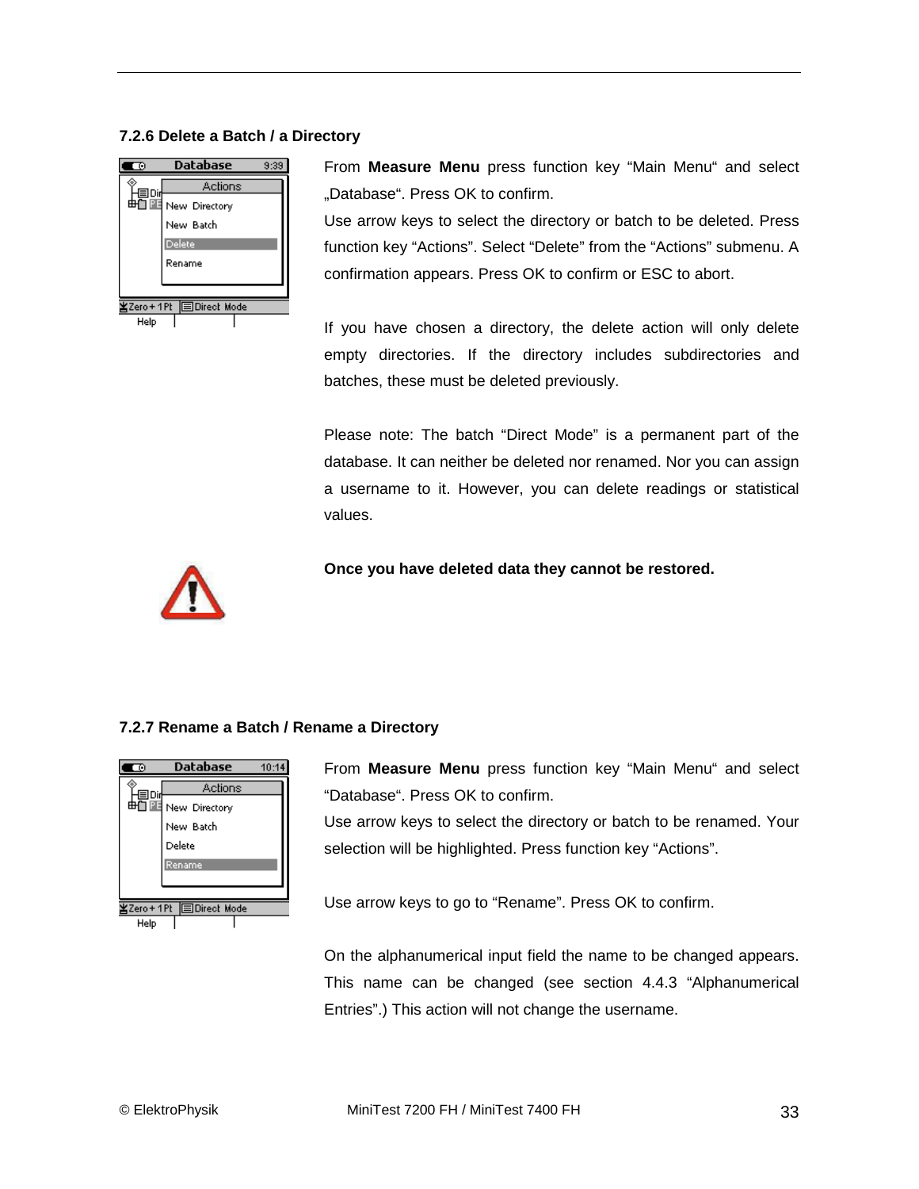### 7.2.6 Delete a Batch / a Directory

From **Measure Menu** press function key "Main Menu" and select „Database". Press OK to confirm.
Use arrow keys to select the directory or batch to be deleted. Press function key "Actions". Select "Delete" from the "Actions" submenu. A confirmation appears. Press OK to confirm or ESC to abort.

If you have chosen a directory, the delete action will only delete empty directories. If the directory includes subdirectories and batches, these must be deleted previously.

Please note: The batch "Direct Mode" is a permanent part of the database. It can neither be deleted nor renamed. Nor you can assign a username to it. However, you can delete readings or statistical values.

**Once you have deleted data they cannot be restored.**

### 7.2.7 Rename a Batch / Rename a Directory

From **Measure Menu** press function key "Main Menu" and select "Database". Press OK to confirm.
Use arrow keys to select the directory or batch to be renamed. Your selection will be highlighted. Press function key "Actions".

Use arrow keys to go to "Rename". Press OK to confirm.

On the alphanumerical input field the name to be changed appears. This name can be changed (see section 4.4.3 "Alphanumerical Entries".) This action will not change the username.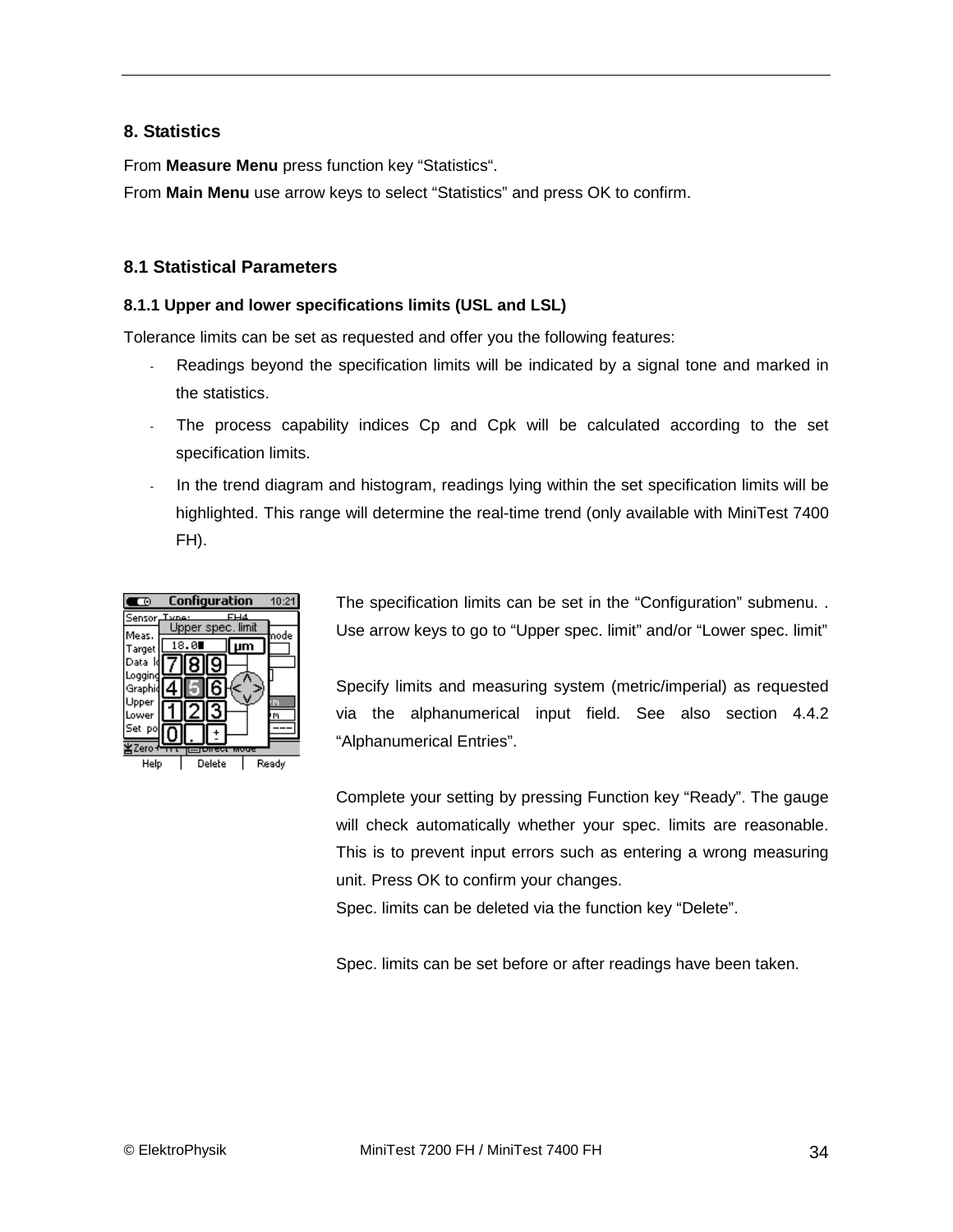## 8. Statistics

From **Measure Menu** press function key "Statistics".

From **Main Menu** use arrow keys to select "Statistics" and press OK to confirm.

### 8.1 Statistical Parameters

#### 8.1.1 Upper and lower specifications limits (USL and LSL)

Tolerance limits can be set as requested and offer you the following features:

- Readings beyond the specification limits will be indicated by a signal tone and marked in the statistics.
- The process capability indices Cp and Cpk will be calculated according to the set specification limits.
- In the trend diagram and histogram, readings lying within the set specification limits will be highlighted. This range will determine the real-time trend (only available with MiniTest 7400 FH).

The specification limits can be set in the "Configuration" submenu. . Use arrow keys to go to "Upper spec. limit" and/or "Lower spec. limit"

Specify limits and measuring system (metric/imperial) as requested via the alphanumerical input field. See also section 4.4.2 "Alphanumerical Entries".

Complete your setting by pressing Function key "Ready". The gauge will check automatically whether your spec. limits are reasonable. This is to prevent input errors such as entering a wrong measuring unit. Press OK to confirm your changes.

Spec. limits can be deleted via the function key "Delete".

Spec. limits can be set before or after readings have been taken.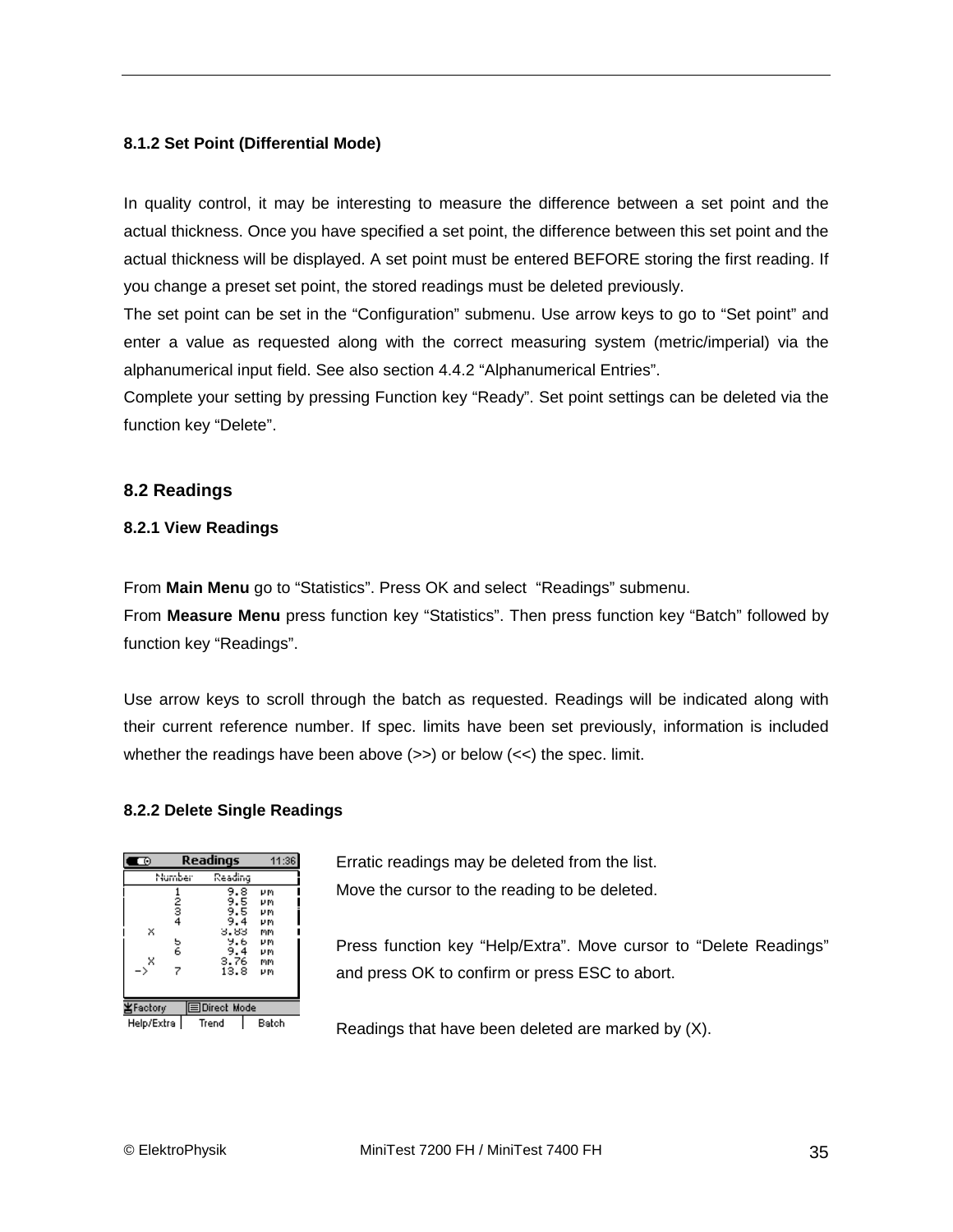#### 8.1.2 Set Point (Differential Mode)

In quality control, it may be interesting to measure the difference between a set point and the actual thickness. Once you have specified a set point, the difference between this set point and the actual thickness will be displayed. A set point must be entered BEFORE storing the first reading. If you change a preset set point, the stored readings must be deleted previously.

The set point can be set in the “Configuration” submenu. Use arrow keys to go to “Set point” and enter a value as requested along with the correct measuring system (metric/imperial) via the alphanumerical input field. See also section 4.4.2 “Alphanumerical Entries”.

Complete your setting by pressing Function key “Ready”. Set point settings can be deleted via the function key “Delete”.

### 8.2 Readings

#### 8.2.1 View Readings

From **Main Menu** go to “Statistics”. Press OK and select “Readings” submenu.

From **Measure Menu** press function key “Statistics”. Then press function key “Batch” followed by function key “Readings”.

Use arrow keys to scroll through the batch as requested. Readings will be indicated along with their current reference number. If spec. limits have been set previously, information is included whether the readings have been above (>>) or below (<<) the spec. limit.

#### 8.2.2 Delete Single Readings

Erratic readings may be deleted from the list.

Move the cursor to the reading to be deleted.

Press function key “Help/Extra”. Move cursor to “Delete Readings” and press OK to confirm or press ESC to abort.

Readings that have been deleted are marked by (X).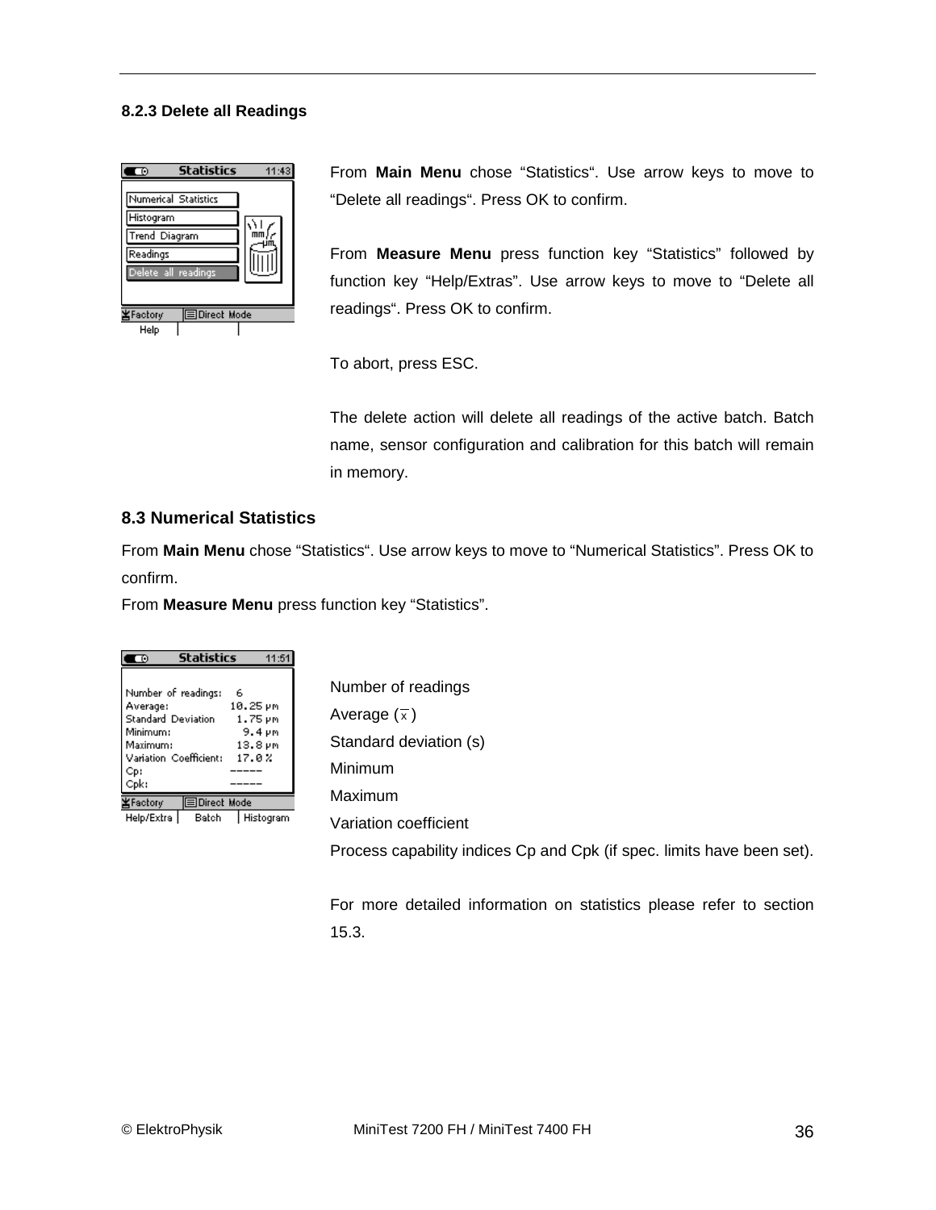### 8.2.3 Delete all Readings

From **Main Menu** chose “Statistics“. Use arrow keys to move to “Delete all readings“. Press OK to confirm.

From **Measure Menu** press function key “Statistics” followed by function key “Help/Extras”. Use arrow keys to move to “Delete all readings“. Press OK to confirm.

To abort, press ESC.

The delete action will delete all readings of the active batch. Batch name, sensor configuration and calibration for this batch will remain in memory.

## 8.3 Numerical Statistics

From **Main Menu** chose “Statistics“. Use arrow keys to move to “Numerical Statistics”. Press OK to confirm.

From **Measure Menu** press function key “Statistics”.

Number of readings

Average ($\bar{x}$)

Standard deviation (s)

Minimum

Maximum

Variation coefficient

Process capability indices Cp and Cpk (if spec. limits have been set).

For more detailed information on statistics please refer to section 15.3.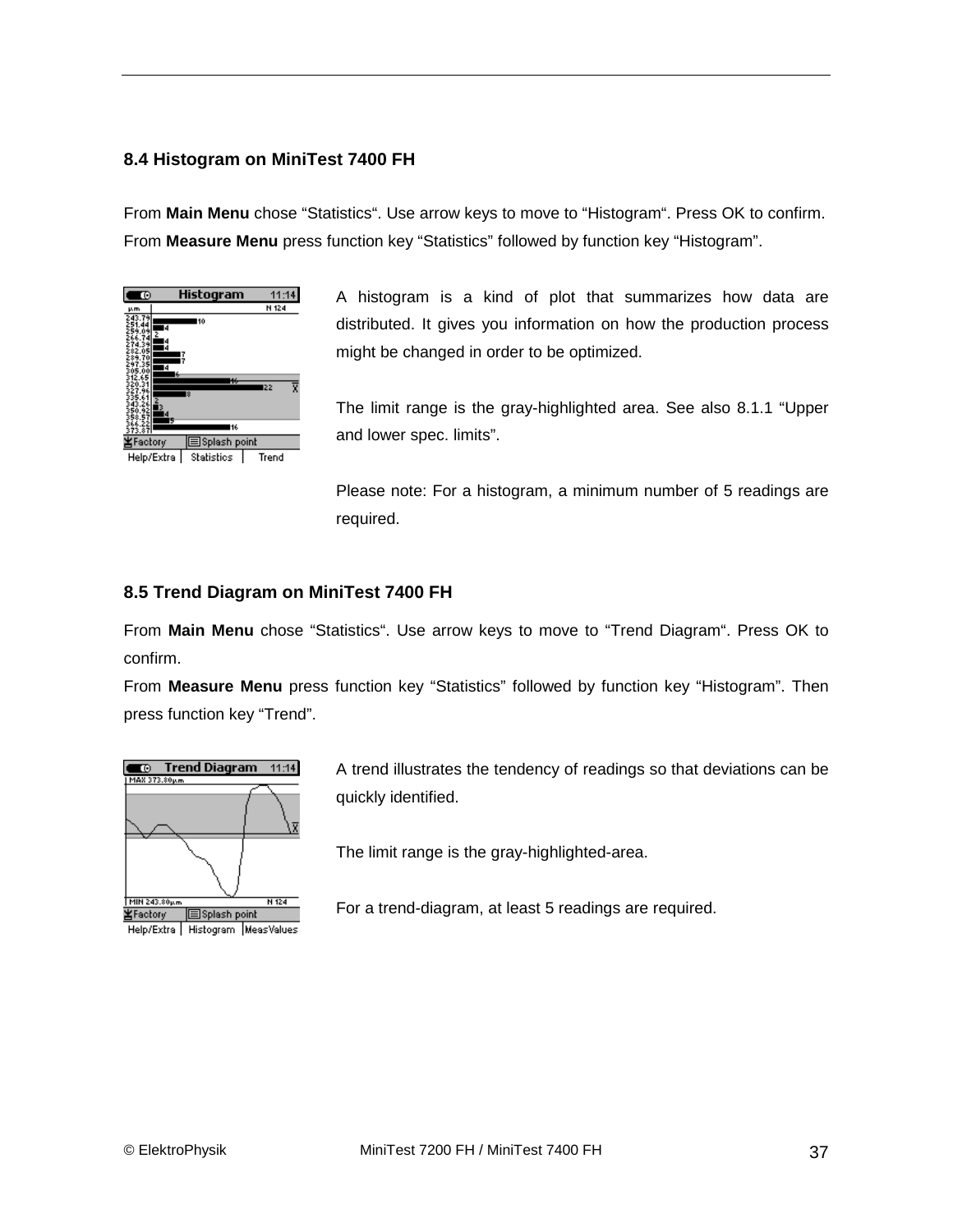### 8.4 Histogram on MiniTest 7400 FH

From **Main Menu** chose “Statistics“. Use arrow keys to move to “Histogram“. Press OK to confirm. From **Measure Menu** press function key “Statistics” followed by function key “Histogram”.

A histogram is a kind of plot that summarizes how data are distributed. It gives you information on how the production process might be changed in order to be optimized.

The limit range is the gray-highlighted area. See also 8.1.1 “Upper and lower spec. limits”.

Please note: For a histogram, a minimum number of 5 readings are required.

### 8.5 Trend Diagram on MiniTest 7400 FH

From **Main Menu** chose “Statistics“. Use arrow keys to move to “Trend Diagram“. Press OK to confirm.
From **Measure Menu** press function key “Statistics” followed by function key “Histogram”. Then press function key “Trend”.

A trend illustrates the tendency of readings so that deviations can be quickly identified.

The limit range is the gray-highlighted-area.

For a trend-diagram, at least 5 readings are required.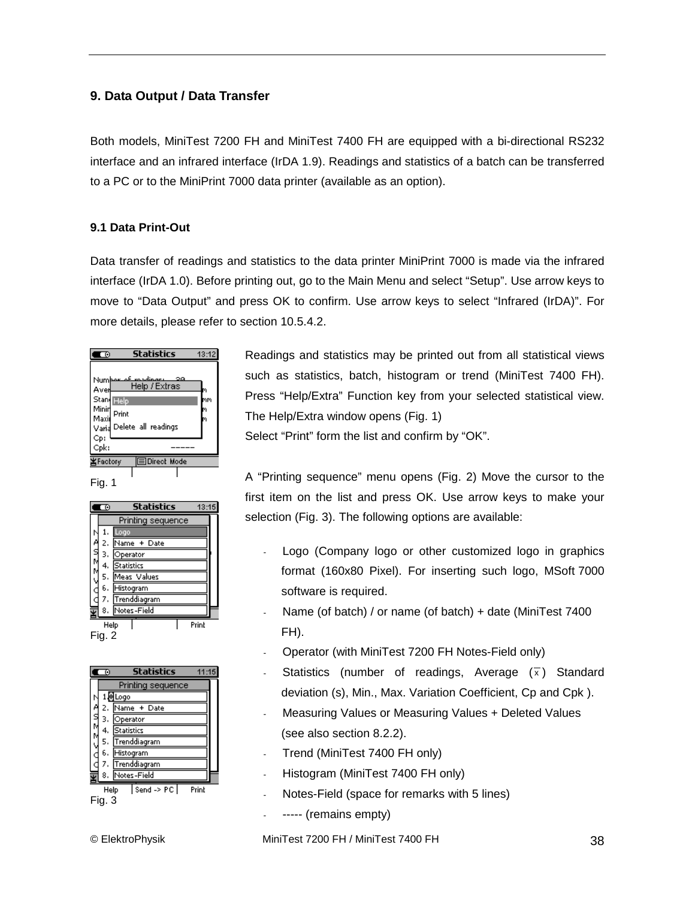## 9. Data Output / Data Transfer

Both models, MiniTest 7200 FH and MiniTest 7400 FH are equipped with a bi-directional RS232 interface and an infrared interface (IrDA 1.9). Readings and statistics of a batch can be transferred to a PC or to the MiniPrint 7000 data printer (available as an option).

### 9.1 Data Print-Out

Data transfer of readings and statistics to the data printer MiniPrint 7000 is made via the infrared interface (IrDA 1.0). Before printing out, go to the Main Menu and select “Setup”. Use arrow keys to move to “Data Output” and press OK to confirm. Use arrow keys to select “Infrared (IrDA)”. For more details, please refer to section 10.5.4.2.

Fig. 1

Fig. 2

Fig. 3

Readings and statistics may be printed out from all statistical views such as statistics, batch, histogram or trend (MiniTest 7400 FH). Press “Help/Extra” Function key from your selected statistical view. The Help/Extra window opens (Fig. 1)
Select “Print” form the list and confirm by “OK”.

A “Printing sequence” menu opens (Fig. 2) Move the cursor to the first item on the list and press OK. Use arrow keys to make your selection (Fig. 3). The following options are available:

- Logo (Company logo or other customized logo in graphics format (160x80 Pixel). For inserting such logo, MSoft 7000 software is required.
- Name (of batch) / or name (of batch) + date (MiniTest 7400 FH).
- Operator (with MiniTest 7200 FH Notes-Field only)
- Statistics (number of readings, Average ($\overline{x}$) Standard deviation (s), Min., Max. Variation Coefficient, Cp and Cpk ).
- Measuring Values or Measuring Values + Deleted Values (see also section 8.2.2).
- Trend (MiniTest 7400 FH only)
- Histogram (MiniTest 7400 FH only)
- Notes-Field (space for remarks with 5 lines)
- ----- (remains empty)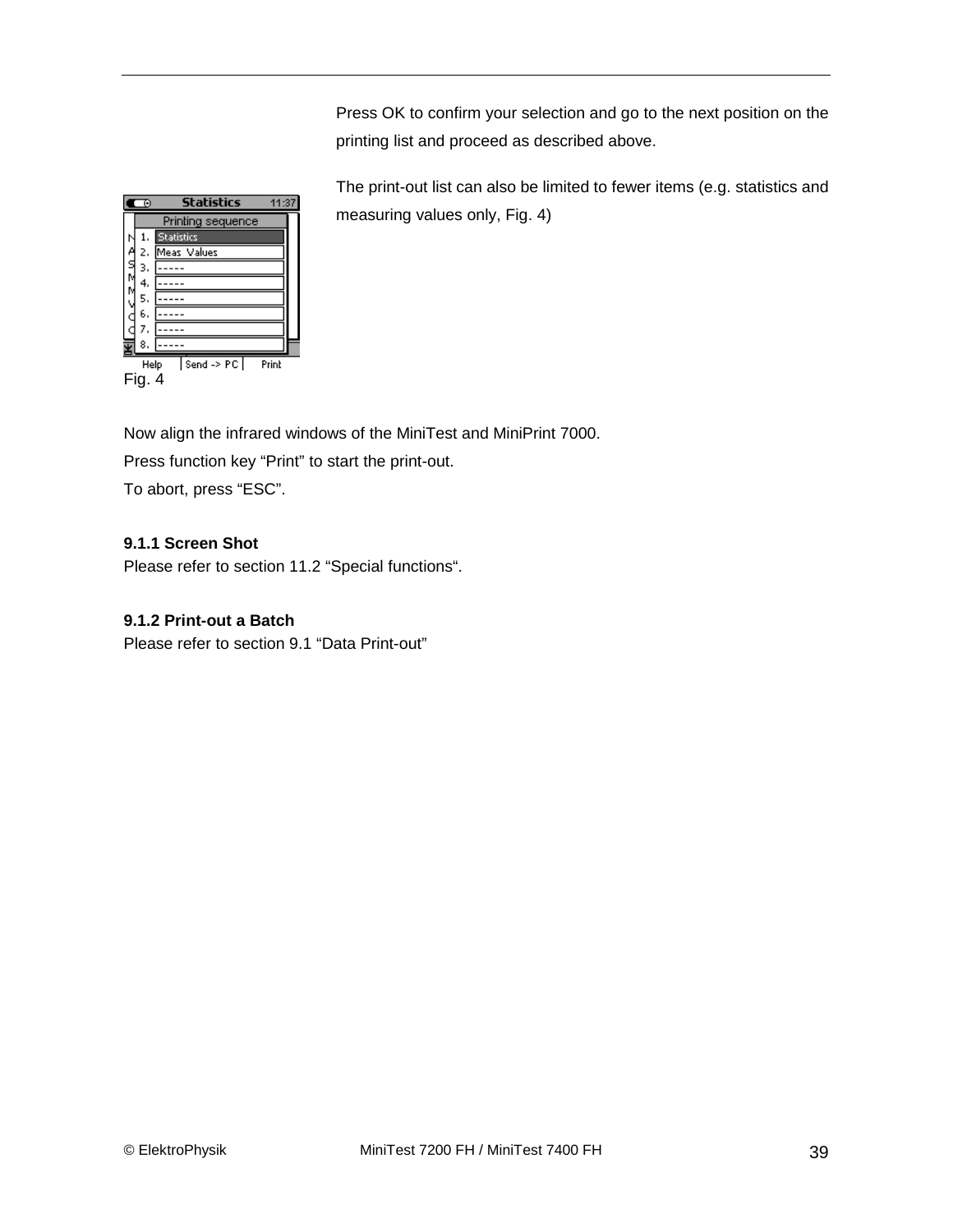Press OK to confirm your selection and go to the next position on the printing list and proceed as described above.

The print-out list can also be limited to fewer items (e.g. statistics and measuring values only, Fig. 4)

Fig. 4

Now align the infrared windows of the MiniTest and MiniPrint 7000.
Press function key “Print” to start the print-out.
To abort, press “ESC”.

**9.1.1 Screen Shot**
Please refer to section 11.2 “Special functions“.

**9.1.2 Print-out a Batch**
Please refer to section 9.1 “Data Print-out”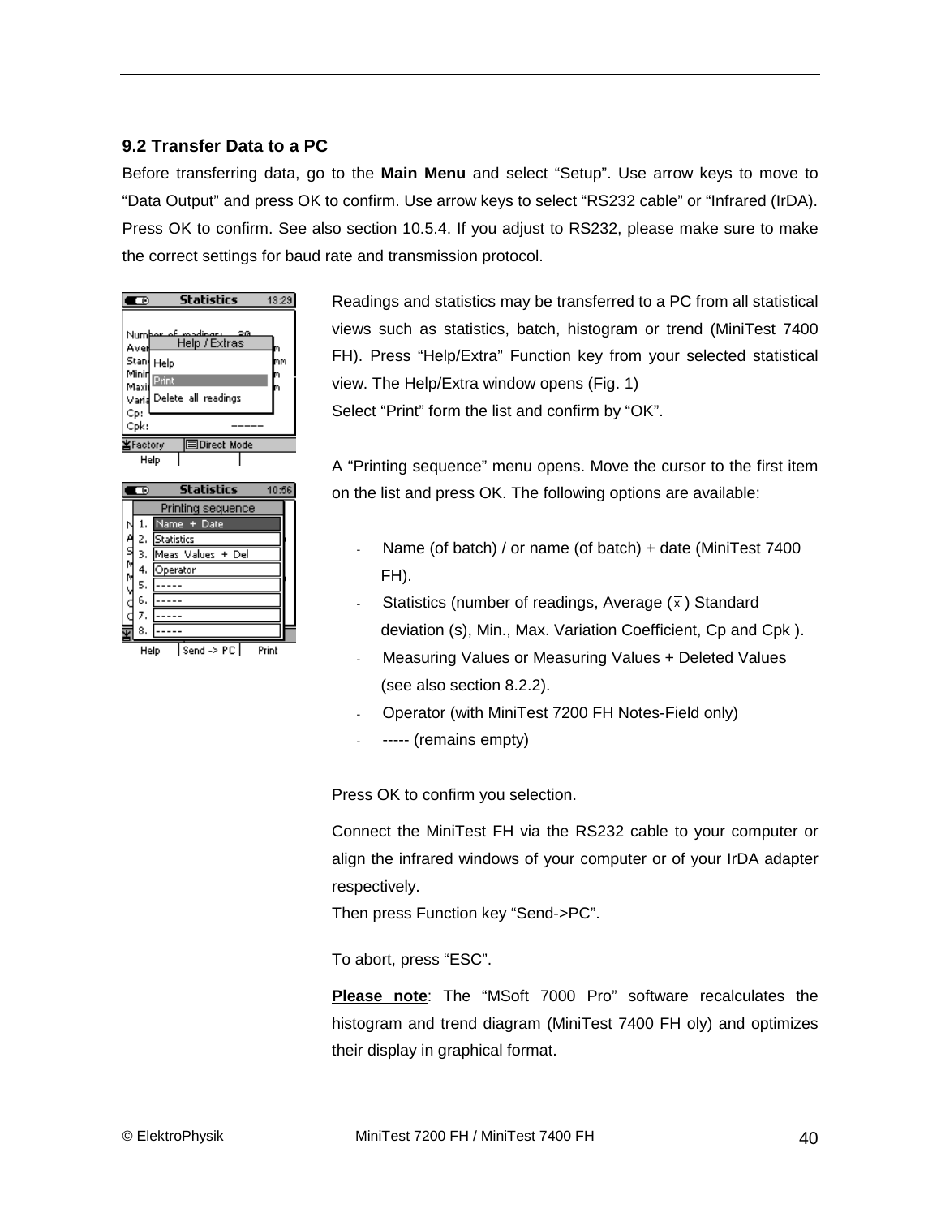## 9.2 Transfer Data to a PC

Before transferring data, go to the **Main Menu** and select “Setup”. Use arrow keys to move to “Data Output” and press OK to confirm. Use arrow keys to select “RS232 cable” or “Infrared (IrDA). Press OK to confirm. See also section 10.5.4. If you adjust to RS232, please make sure to make the correct settings for baud rate and transmission protocol.

Readings and statistics may be transferred to a PC from all statistical views such as statistics, batch, histogram or trend (MiniTest 7400 FH). Press “Help/Extra” Function key from your selected statistical view. The Help/Extra window opens (Fig. 1)

Select “Print” form the list and confirm by “OK”.

A “Printing sequence” menu opens. Move the cursor to the first item on the list and press OK. The following options are available:

- Name (of batch) / or name (of batch) + date (MiniTest 7400 FH).
- Statistics (number of readings, Average ($\bar{x}$) Standard deviation (s), Min., Max. Variation Coefficient, Cp and Cpk ).
- Measuring Values or Measuring Values + Deleted Values (see also section 8.2.2).
- Operator (with MiniTest 7200 FH Notes-Field only)
- ----- (remains empty)

Press OK to confirm you selection.

Connect the MiniTest FH via the RS232 cable to your computer or align the infrared windows of your computer or of your IrDA adapter respectively.

Then press Function key “Send->PC”.

To abort, press “ESC”.

**Please note**: The “MSoft 7000 Pro” software recalculates the histogram and trend diagram (MiniTest 7400 FH oly) and optimizes their display in graphical format.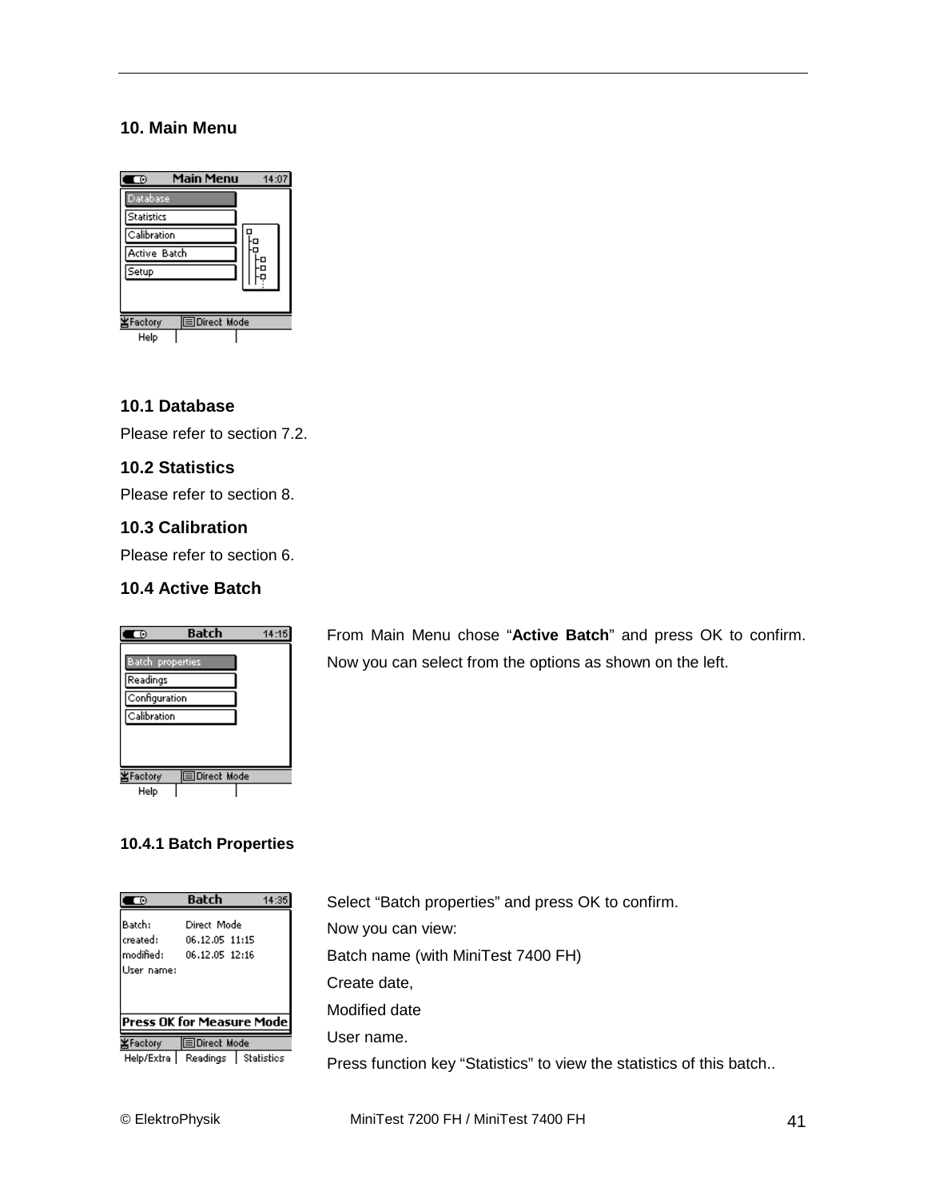## 10. Main Menu

### 10.1 Database

Please refer to section 7.2.

### 10.2 Statistics

Please refer to section 8.

### 10.3 Calibration

Please refer to section 6.

### 10.4 Active Batch

From Main Menu chose "**Active Batch**" and press OK to confirm. Now you can select from the options as shown on the left.

#### 10.4.1 Batch Properties

Select "Batch properties" and press OK to confirm.

Now you can view:

Batch name (with MiniTest 7400 FH)

Create date,

Modified date

User name.

Press function key "Statistics" to view the statistics of this batch..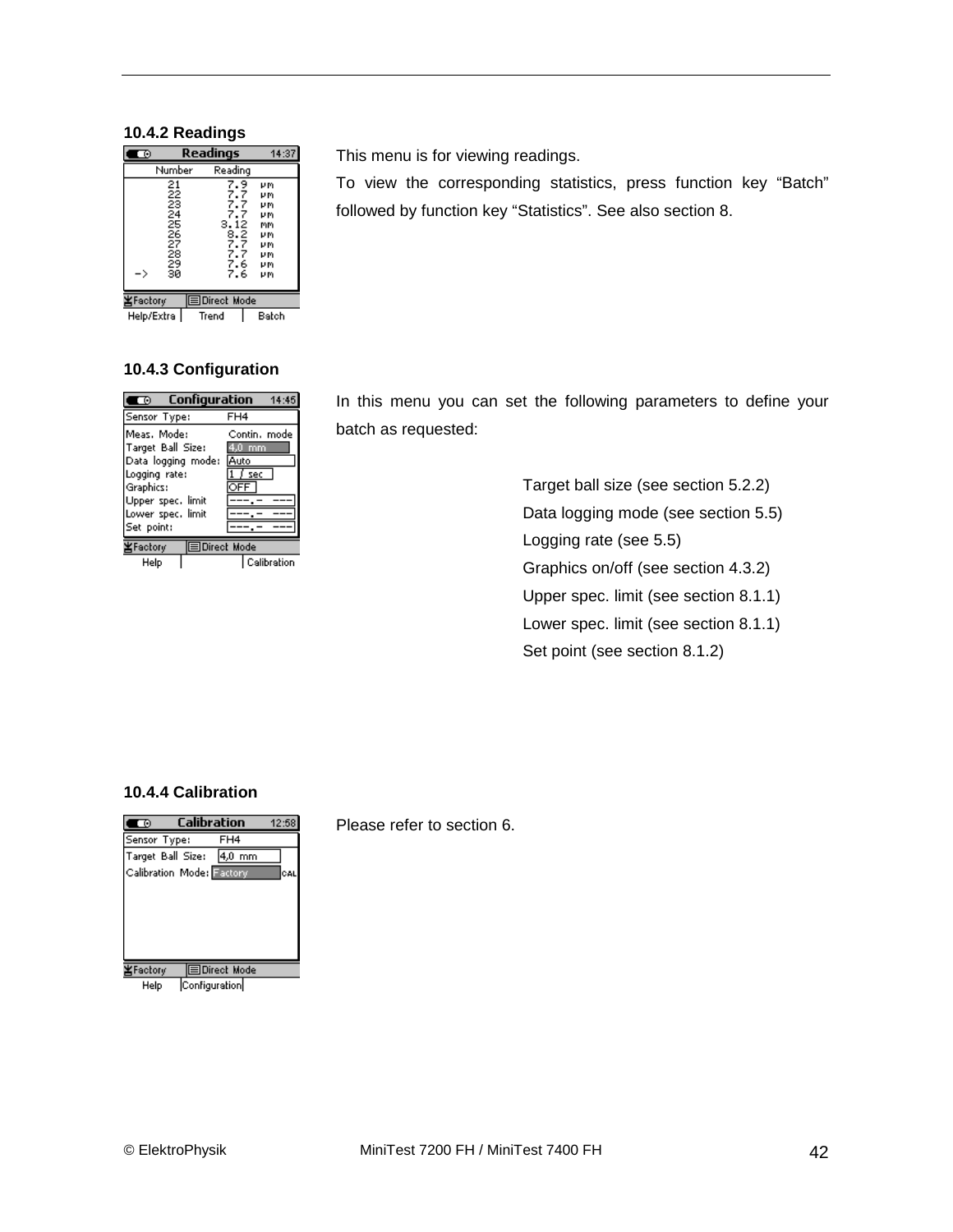### 10.4.2 Readings

This menu is for viewing readings.

To view the corresponding statistics, press function key “Batch” followed by function key “Statistics”. See also section 8.

### 10.4.3 Configuration

In this menu you can set the following parameters to define your batch as requested:

- Target ball size (see section 5.2.2)
- Data logging mode (see section 5.5)
- Logging rate (see 5.5)
- Graphics on/off (see section 4.3.2)
- Upper spec. limit (see section 8.1.1)
- Lower spec. limit (see section 8.1.1)
- Set point (see section 8.1.2)

### 10.4.4 Calibration

Please refer to section 6.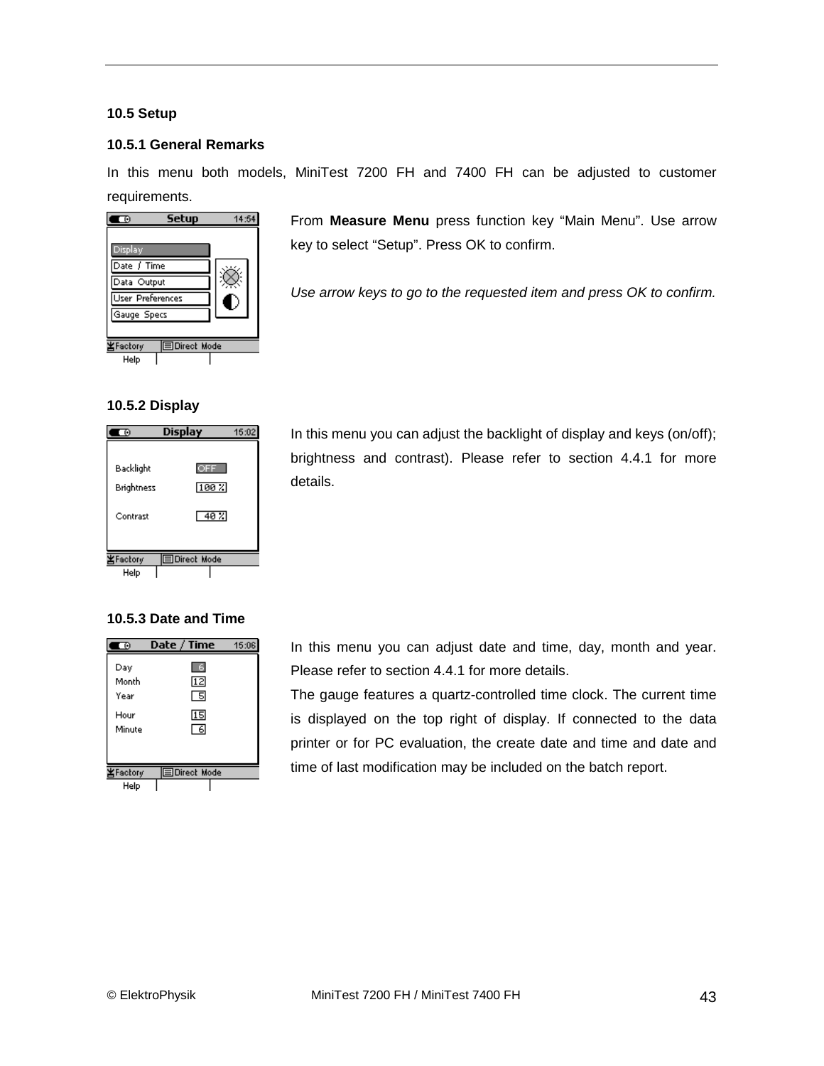## 10.5 Setup

### 10.5.1 General Remarks

In this menu both models, MiniTest 7200 FH and 7400 FH can be adjusted to customer requirements.

From **Measure Menu** press function key “Main Menu”. Use arrow key to select “Setup”. Press OK to confirm.

*Use arrow keys to go to the requested item and press OK to confirm.*

### 10.5.2 Display

In this menu you can adjust the backlight of display and keys (on/off); brightness and contrast). Please refer to section 4.4.1 for more details.

### 10.5.3 Date and Time

In this menu you can adjust date and time, day, month and year. Please refer to section 4.4.1 for more details.

The gauge features a quartz-controlled time clock. The current time is displayed on the top right of display. If connected to the data printer or for PC evaluation, the create date and time and date and time of last modification may be included on the batch report.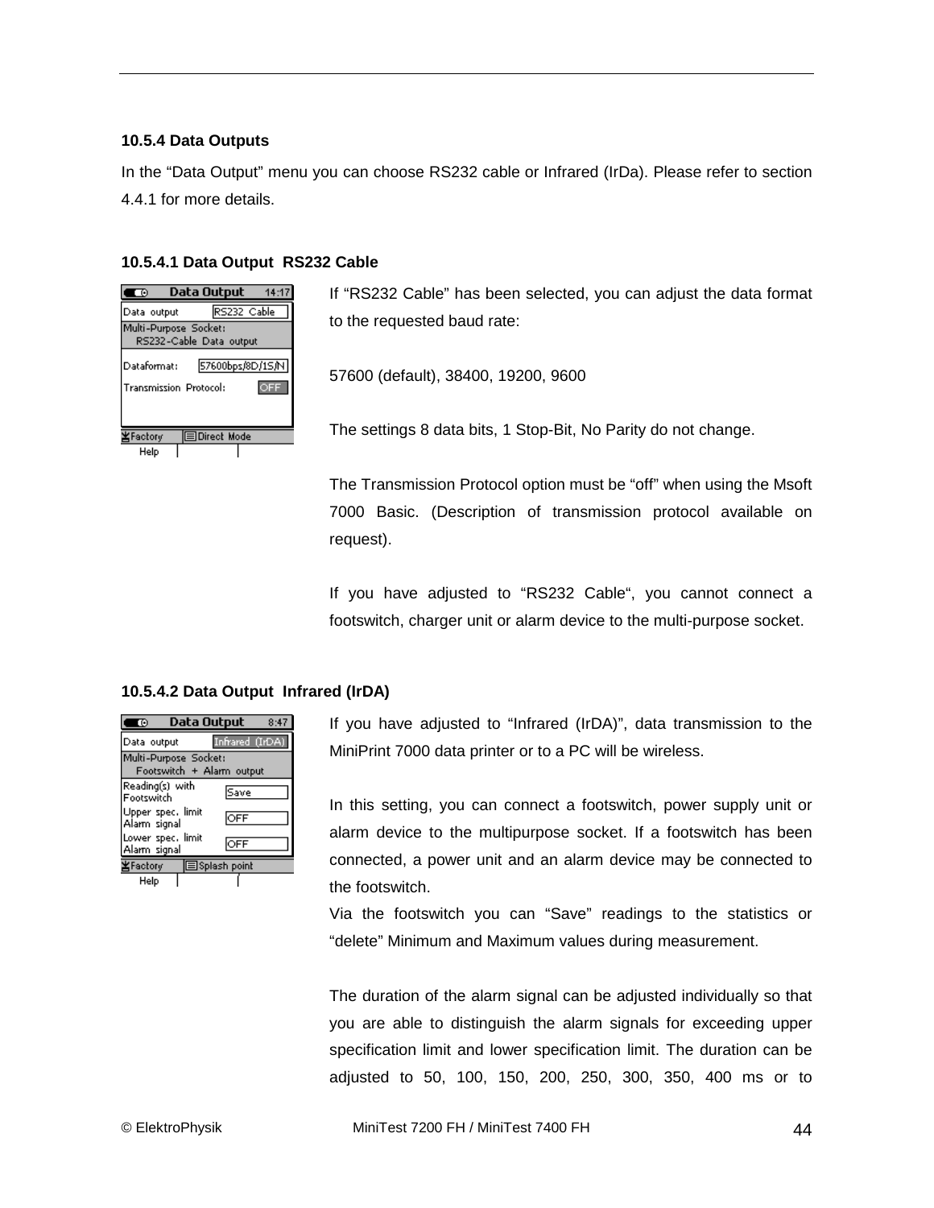### 10.5.4 Data Outputs

In the “Data Output” menu you can choose RS232 cable or Infrared (IrDa). Please refer to section 4.4.1 for more details.

#### 10.5.4.1 Data Output RS232 Cable

If “RS232 Cable” has been selected, you can adjust the data format to the requested baud rate:

57600 (default), 38400, 19200, 9600

The settings 8 data bits, 1 Stop-Bit, No Parity do not change.

The Transmission Protocol option must be “off” when using the Msoft 7000 Basic. (Description of transmission protocol available on request).

If you have adjusted to “RS232 Cable“, you cannot connect a footswitch, charger unit or alarm device to the multi-purpose socket.

#### 10.5.4.2 Data Output Infrared (IrDA)

If you have adjusted to “Infrared (IrDA)”, data transmission to the MiniPrint 7000 data printer or to a PC will be wireless.

In this setting, you can connect a footswitch, power supply unit or alarm device to the multipurpose socket. If a footswitch has been connected, a power unit and an alarm device may be connected to the footswitch.

Via the footswitch you can “Save” readings to the statistics or “delete” Minimum and Maximum values during measurement.

The duration of the alarm signal can be adjusted individually so that you are able to distinguish the alarm signals for exceeding upper specification limit and lower specification limit. The duration can be adjusted to 50, 100, 150, 200, 250, 300, 350, 400 ms or to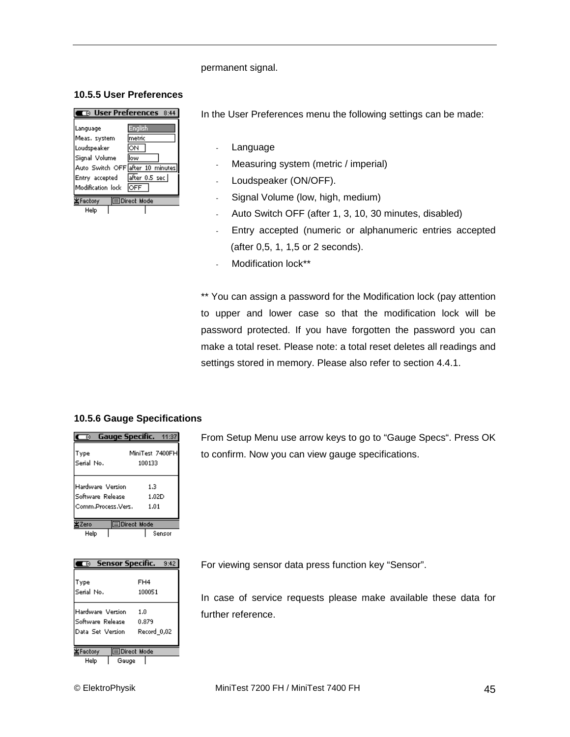permanent signal.

### 10.5.5 User Preferences

In the User Preferences menu the following settings can be made:

- Language
- Measuring system (metric / imperial)
- Loudspeaker (ON/OFF).
- Signal Volume (low, high, medium)
- Auto Switch OFF (after 1, 3, 10, 30 minutes, disabled)
- Entry accepted (numeric or alphanumeric entries accepted (after 0,5, 1, 1,5 or 2 seconds).
- Modification lock**

** You can assign a password for the Modification lock (pay attention to upper and lower case so that the modification lock will be password protected. If you have forgotten the password you can make a total reset. Please note: a total reset deletes all readings and settings stored in memory. Please also refer to section 4.4.1.

### 10.5.6 Gauge Specifications

From Setup Menu use arrow keys to go to “Gauge Specs“. Press OK to confirm. Now you can view gauge specifications.

For viewing sensor data press function key “Sensor”.

In case of service requests please make available these data for further reference.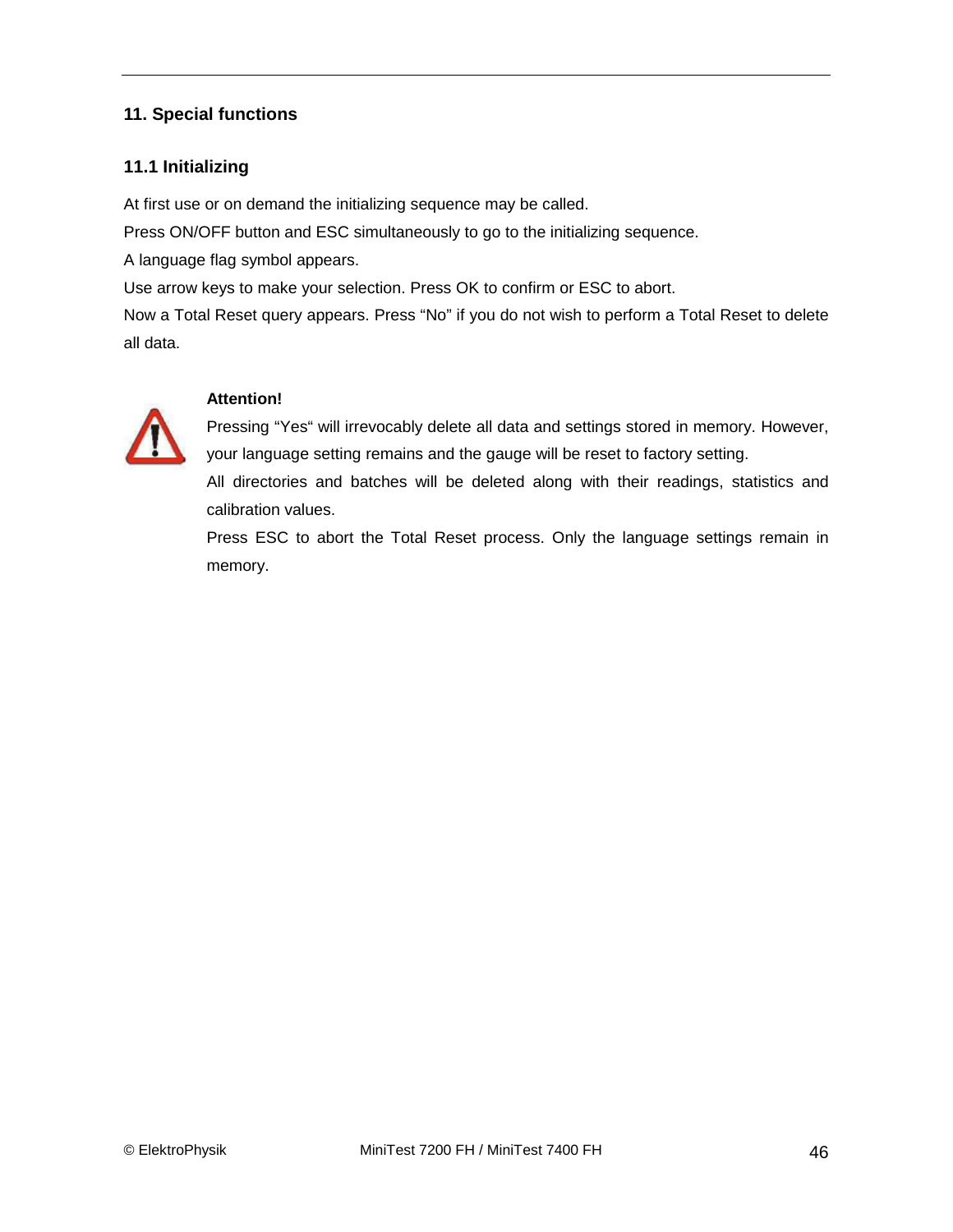# 11. Special functions

## 11.1 Initializing

At first use or on demand the initializing sequence may be called.

Press ON/OFF button and ESC simultaneously to go to the initializing sequence.

A language flag symbol appears.

Use arrow keys to make your selection. Press OK to confirm or ESC to abort.

Now a Total Reset query appears. Press “No” if you do not wish to perform a Total Reset to delete all data.

**Attention!**

Pressing “Yes“ will irrevocably delete all data and settings stored in memory. However, your language setting remains and the gauge will be reset to factory setting.

All directories and batches will be deleted along with their readings, statistics and calibration values.

Press ESC to abort the Total Reset process. Only the language settings remain in memory.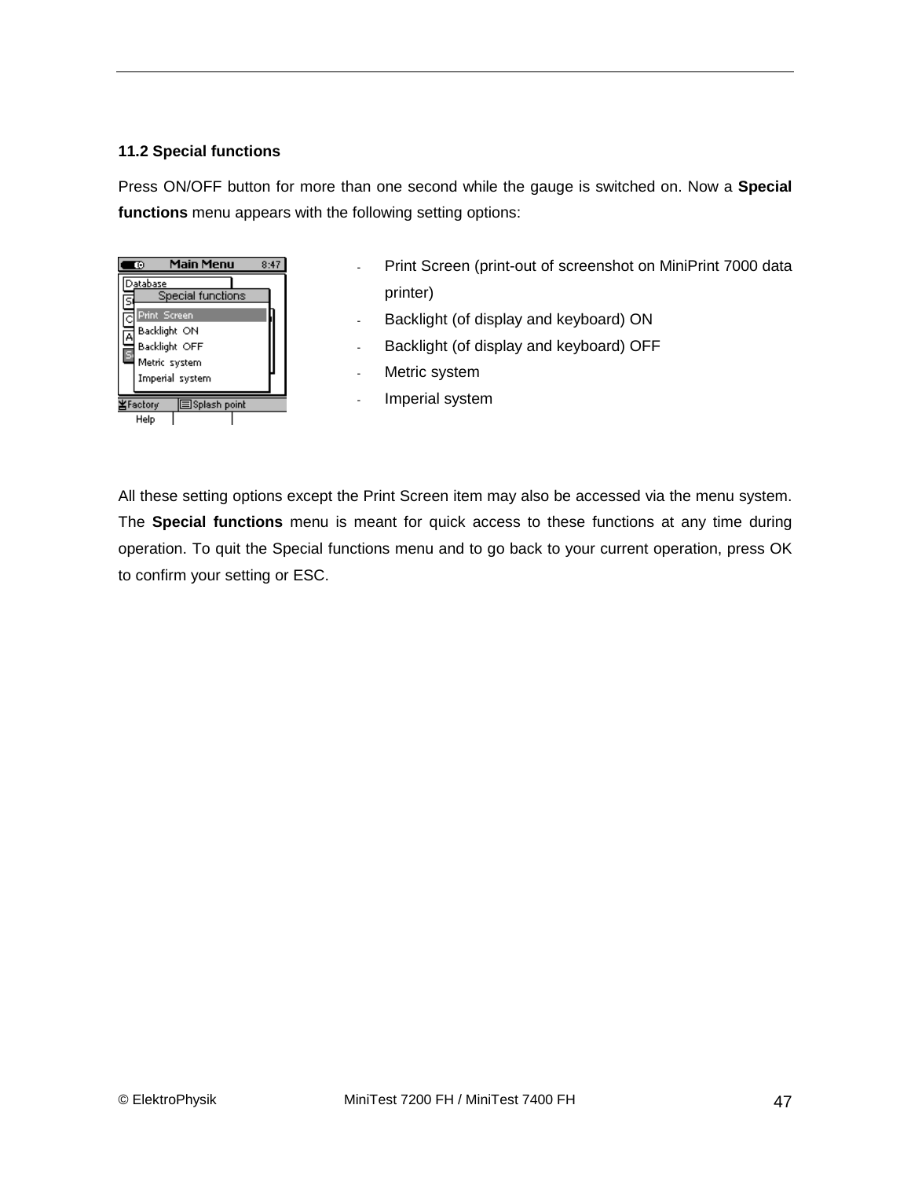### 11.2 Special functions

Press ON/OFF button for more than one second while the gauge is switched on. Now a **Special functions** menu appears with the following setting options:

- Print Screen (print-out of screenshot on MiniPrint 7000 data printer)
- Backlight (of display and keyboard) ON
- Backlight (of display and keyboard) OFF
- Metric system
- Imperial system

All these setting options except the Print Screen item may also be accessed via the menu system. The **Special functions** menu is meant for quick access to these functions at any time during operation. To quit the Special functions menu and to go back to your current operation, press OK to confirm your setting or ESC.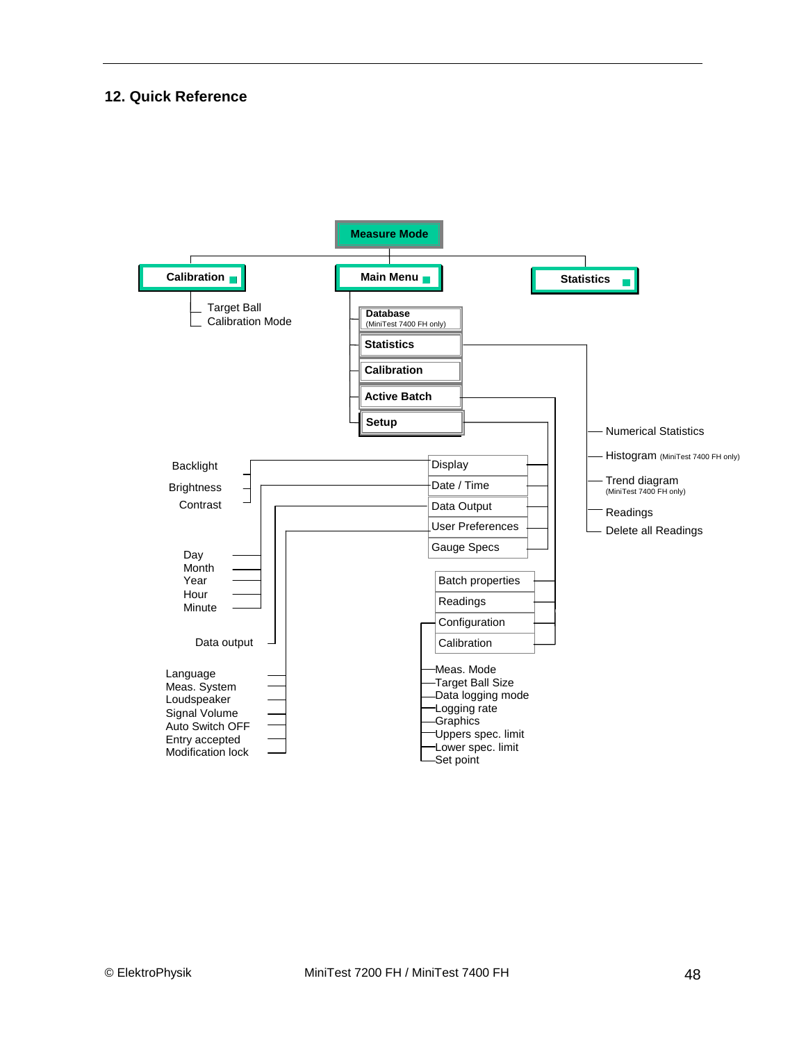## 12. Quick Reference

- **Measure Mode**
  - **Calibration**
    - Target Ball
    - Calibration Mode
  - **Main Menu**
    - **Database** (MiniTest 7400 FH only)
    - **Statistics**
      - Numerical Statistics
      - Histogram (MiniTest 7400 FH only)
      - Trend diagram (MiniTest 7400 FH only)
      - Readings
      - Delete all Readings
    - **Calibration**
    - **Active Batch**
      - Batch properties
      - Readings
      - Configuration
        - Meas. Mode
        - Target Ball Size
        - Data logging mode
        - Logging rate
        - Graphics
        - Uppers spec. limit
        - Lower spec. limit
        - Set point
      - Calibration
    - **Setup**
      - Display
        - Backlight
        - Brightness
        - Contrast
      - Date / Time
        - Day
        - Month
        - Year
        - Hour
        - Minute
      - Data Output
        - Data output
      - User Preferences
        - Language
        - Meas. System
        - Loudspeaker
        - Signal Volume
        - Auto Switch OFF
        - Entry accepted
        - Modification lock
      - Gauge Specs
  - **Statistics**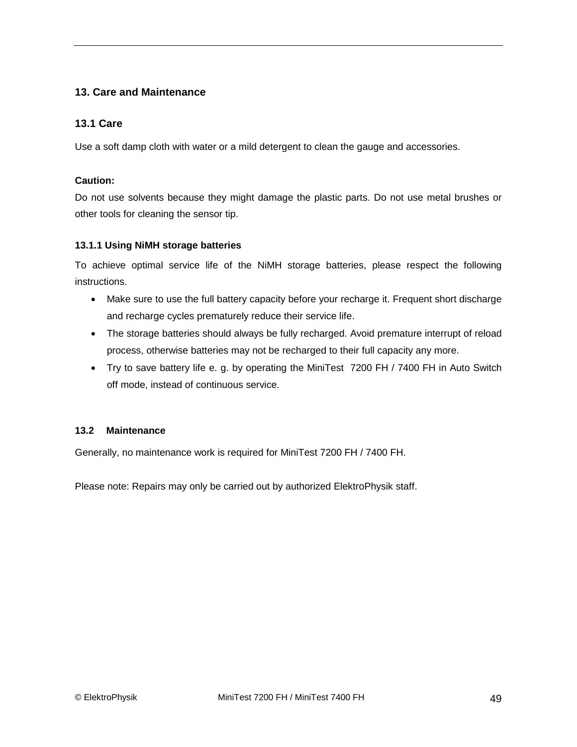## 13. Care and Maintenance

### 13.1 Care

Use a soft damp cloth with water or a mild detergent to clean the gauge and accessories.

**Caution:**
Do not use solvents because they might damage the plastic parts. Do not use metal brushes or other tools for cleaning the sensor tip.

#### 13.1.1 Using NiMH storage batteries

To achieve optimal service life of the NiMH storage batteries, please respect the following instructions.

- Make sure to use the full battery capacity before your recharge it. Frequent short discharge and recharge cycles prematurely reduce their service life.
- The storage batteries should always be fully recharged. Avoid premature interrupt of reload process, otherwise batteries may not be recharged to their full capacity any more.
- Try to save battery life e. g. by operating the MiniTest 7200 FH / 7400 FH in Auto Switch off mode, instead of continuous service.

### 13.2 Maintenance

Generally, no maintenance work is required for MiniTest 7200 FH / 7400 FH.

Please note: Repairs may only be carried out by authorized ElektroPhysik staff.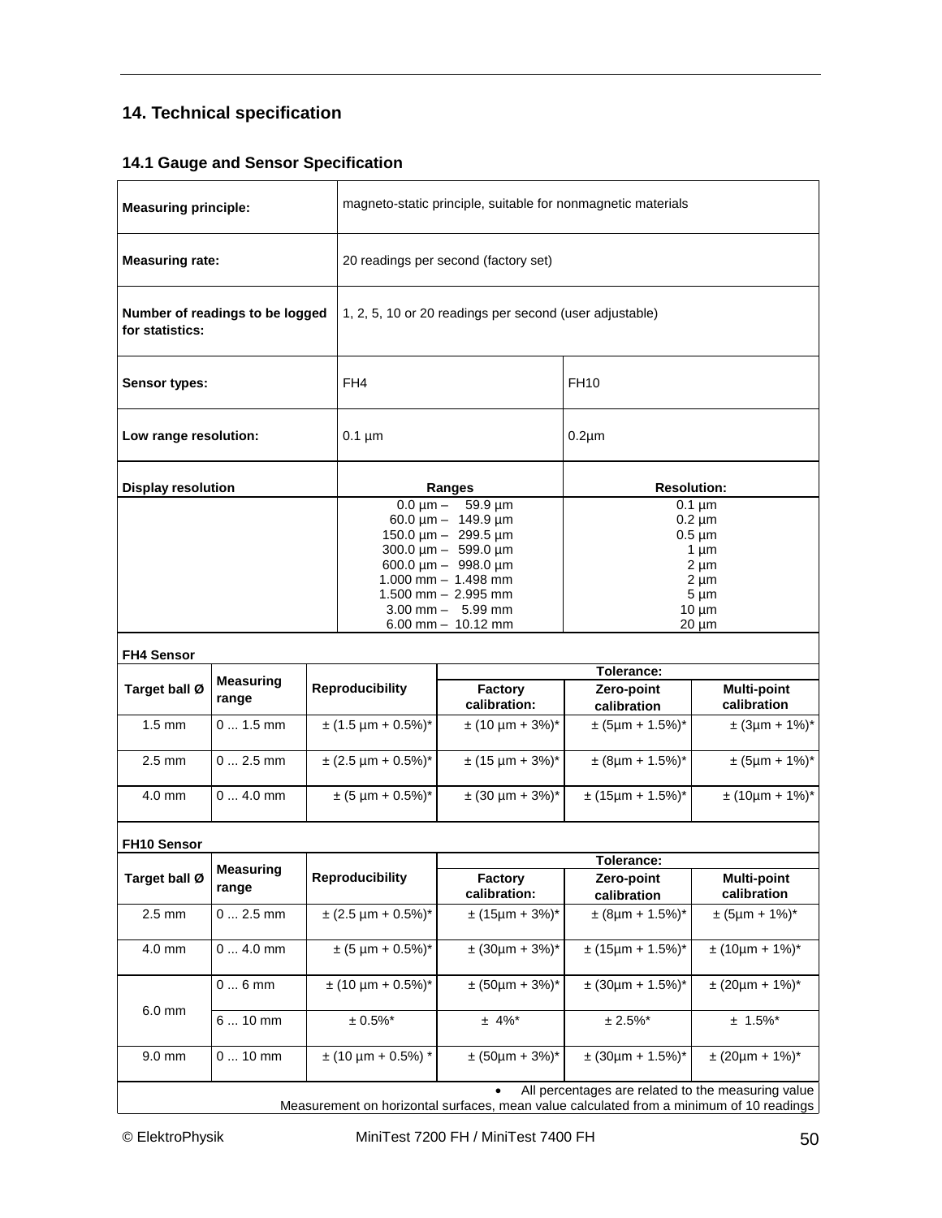## 14. Technical specification

### 14.1 Gauge and Sensor Specification

| | | |
|---|---|---|
| **Measuring principle:** | magneto-static principle, suitable for nonmagnetic materials | |
| **Measuring rate:** | 20 readings per second (factory set) | |
| **Number of readings to be logged for statistics:** | 1, 2, 5, 10 or 20 readings per second (user adjustable) | |
| **Sensor types:** | FH4 | FH10 |
| **Low range resolution:** | 0.1 µm | 0.2µm |
| **Display resolution** | **Ranges** | **Resolution:** |
| | 0.0 µm – 59.9 µm | 0.1 µm |
| | 60.0 µm – 149.9 µm | 0.2 µm |
| | 150.0 µm – 299.5 µm | 0.5 µm |
| | 300.0 µm – 599.0 µm | 1 µm |
| | 600.0 µm – 998.0 µm | 2 µm |
| | 1.000 mm – 1.498 mm | 2 µm |
| | 1.500 mm – 2.995 mm | 5 µm |
| | 3.00 mm – 5.99 mm | 10 µm |
| | 6.00 mm – 10.12 mm | 20 µm |

**FH4 Sensor**

| Target ball Ø | Measuring range | Reproducibility | Tolerance: | | |
|---|---|---|---|---|---|
| | | | Factory calibration: | Zero-point calibration | Multi-point calibration |
| 1.5 mm | 0 ... 1.5 mm | ± (1.5 µm + 0.5%)* | ± (10 µm + 3%)* | ± (5µm + 1.5%)* | ± (3µm + 1%)* |
| 2.5 mm | 0 ... 2.5 mm | ± (2.5 µm + 0.5%)* | ± (15 µm + 3%)* | ± (8µm + 1.5%)* | ± (5µm + 1%)* |
| 4.0 mm | 0 ... 4.0 mm | ± (5 µm + 0.5%)* | ± (30 µm + 3%)* | ± (15µm + 1.5%)* | ± (10µm + 1%)* |

**FH10 Sensor**

| Target ball Ø | Measuring range | Reproducibility | Tolerance: | | |
|---|---|---|---|---|---|
| | | | Factory calibration: | Zero-point calibration | Multi-point calibration |
| 2.5 mm | 0 ... 2.5 mm | ± (2.5 µm + 0.5%)* | ± (15µm + 3%)* | ± (8µm + 1.5%)* | ± (5µm + 1%)* |
| 4.0 mm | 0 ... 4.0 mm | ± (5 µm + 0.5%)* | ± (30µm + 3%)* | ± (15µm + 1.5%)* | ± (10µm + 1%)* |
| 6.0 mm | 0 ... 6 mm | ± (10 µm + 0.5%)* | ± (50µm + 3%)* | ± (30µm + 1.5%)* | ± (20µm + 1%)* |
| | 6 ... 10 mm | ± 0.5%* | ± 4%* | ± 2.5%* | ± 1.5%* |
| 9.0 mm | 0 ... 10 mm | ± (10 µm + 0.5%) * | ± (50µm + 3%)* | ± (30µm + 1.5%)* | ± (20µm + 1%)* |

- All percentages are related to the measuring value

Measurement on horizontal surfaces, mean value calculated from a minimum of 10 readings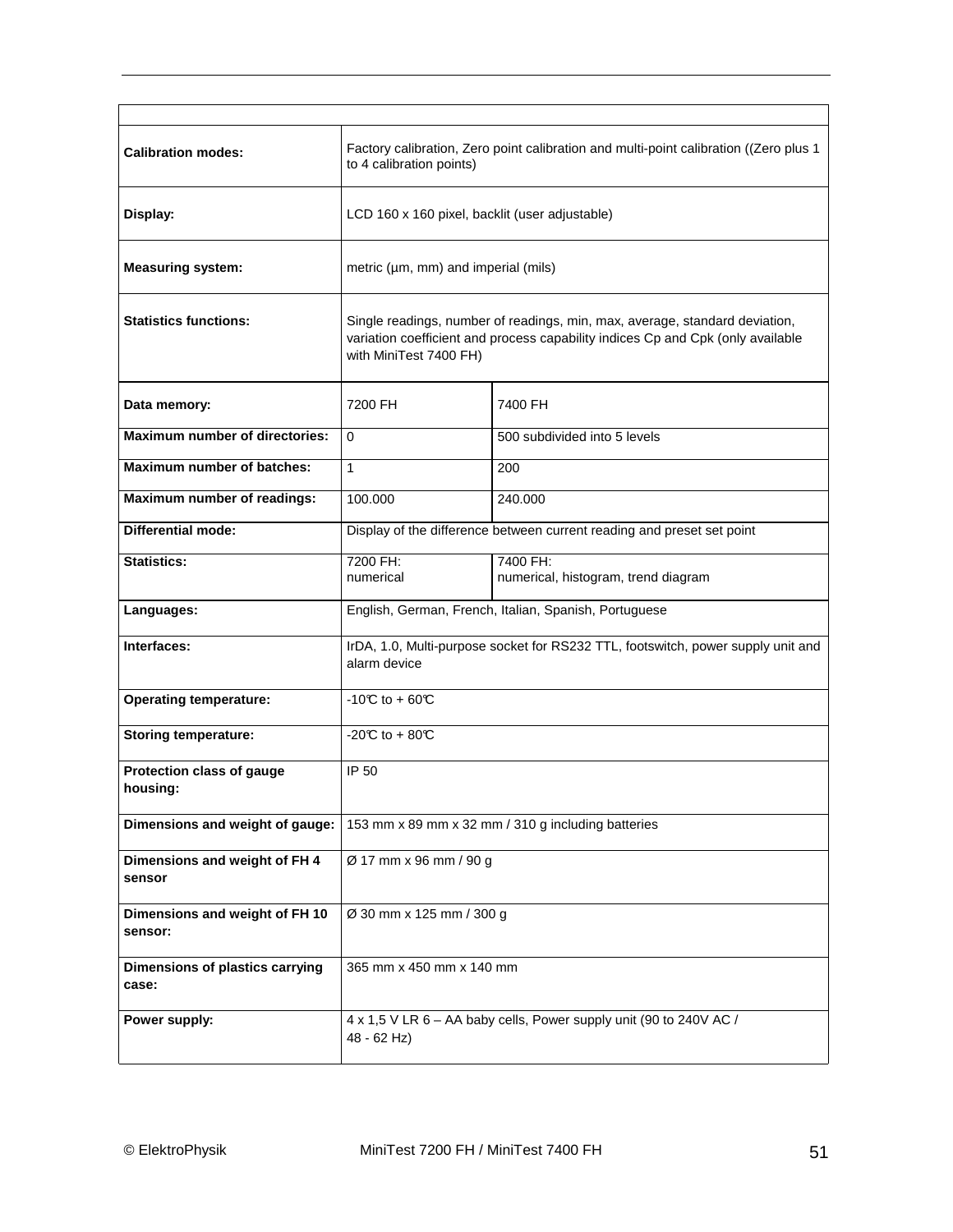| | | |
|---|---|---|
| **Calibration modes:** | Factory calibration, Zero point calibration and multi-point calibration ((Zero plus 1 to 4 calibration points) | |
| **Display:** | LCD 160 x 160 pixel, backlit (user adjustable) | |
| **Measuring system:** | metric (µm, mm) and imperial (mils) | |
| **Statistics functions:** | Single readings, number of readings, min, max, average, standard deviation, variation coefficient and process capability indices Cp and Cpk (only available with MiniTest 7400 FH) | |
| **Data memory:** | 7200 FH | 7400 FH |
| **Maximum number of directories:** | 0 | 500 subdivided into 5 levels |
| **Maximum number of batches:** | 1 | 200 |
| **Maximum number of readings:** | 100.000 | 240.000 |
| **Differential mode:** | Display of the difference between current reading and preset set point | |
| **Statistics:** | 7200 FH: numerical | 7400 FH: numerical, histogram, trend diagram |
| **Languages:** | English, German, French, Italian, Spanish, Portuguese | |
| **Interfaces:** | IrDA, 1.0, Multi-purpose socket for RS232 TTL, footswitch, power supply unit and alarm device | |
| **Operating temperature:** | -10℃ to + 60℃ | |
| **Storing temperature:** | -20℃ to + 80℃ | |
| **Protection class of gauge housing:** | IP 50 | |
| **Dimensions and weight of gauge:** | 153 mm x 89 mm x 32 mm / 310 g including batteries | |
| **Dimensions and weight of FH 4 sensor** | Ø 17 mm x 96 mm / 90 g | |
| **Dimensions and weight of FH 10 sensor:** | Ø 30 mm x 125 mm / 300 g | |
| **Dimensions of plastics carrying case:** | 365 mm x 450 mm x 140 mm | |
| **Power supply:** | 4 x 1,5 V LR 6 – AA baby cells, Power supply unit (90 to 240V AC / 48 - 62 Hz) | |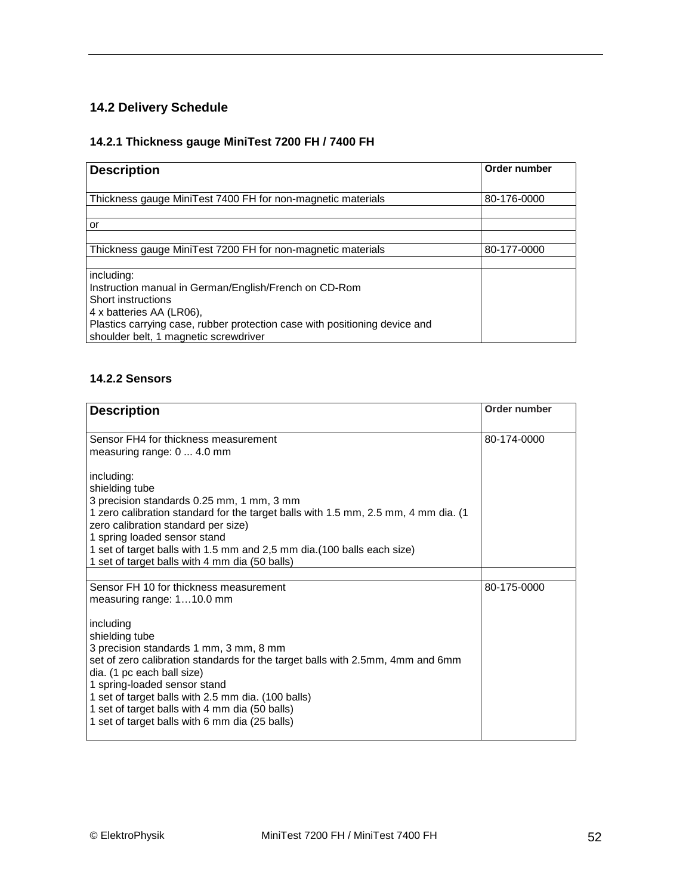## 14.2 Delivery Schedule

### 14.2.1 Thickness gauge MiniTest 7200 FH / 7400 FH

| Description | Order number |
|---|---|
| Thickness gauge MiniTest 7400 FH for non-magnetic materials | 80-176-0000 |
| | |
| or | |
| | |
| Thickness gauge MiniTest 7200 FH for non-magnetic materials | 80-177-0000 |
| | |
| including:<br>Instruction manual in German/English/French on CD-Rom<br>Short instructions<br>4 x batteries AA (LR06),<br>Plastics carrying case, rubber protection case with positioning device and shoulder belt, 1 magnetic screwdriver | |

### 14.2.2 Sensors

| Description | Order number |
|---|---|
| Sensor FH4 for thickness measurement<br>measuring range: 0 ... 4.0 mm<br><br>including:<br>shielding tube<br>3 precision standards 0.25 mm, 1 mm, 3 mm<br>1 zero calibration standard for the target balls with 1.5 mm, 2.5 mm, 4 mm dia. (1 zero calibration standard per size)<br>1 spring loaded sensor stand<br>1 set of target balls with 1.5 mm and 2,5 mm dia.(100 balls each size)<br>1 set of target balls with 4 mm dia (50 balls) | 80-174-0000 |
| | |
| Sensor FH 10 for thickness measurement<br>measuring range: 1…10.0 mm<br><br>including<br>shielding tube<br>3 precision standards 1 mm, 3 mm, 8 mm<br>set of zero calibration standards for the target balls with 2.5mm, 4mm and 6mm dia. (1 pc each ball size)<br>1 spring-loaded sensor stand<br>1 set of target balls with 2.5 mm dia. (100 balls)<br>1 set of target balls with 4 mm dia (50 balls)<br>1 set of target balls with 6 mm dia (25 balls) | 80-175-0000 |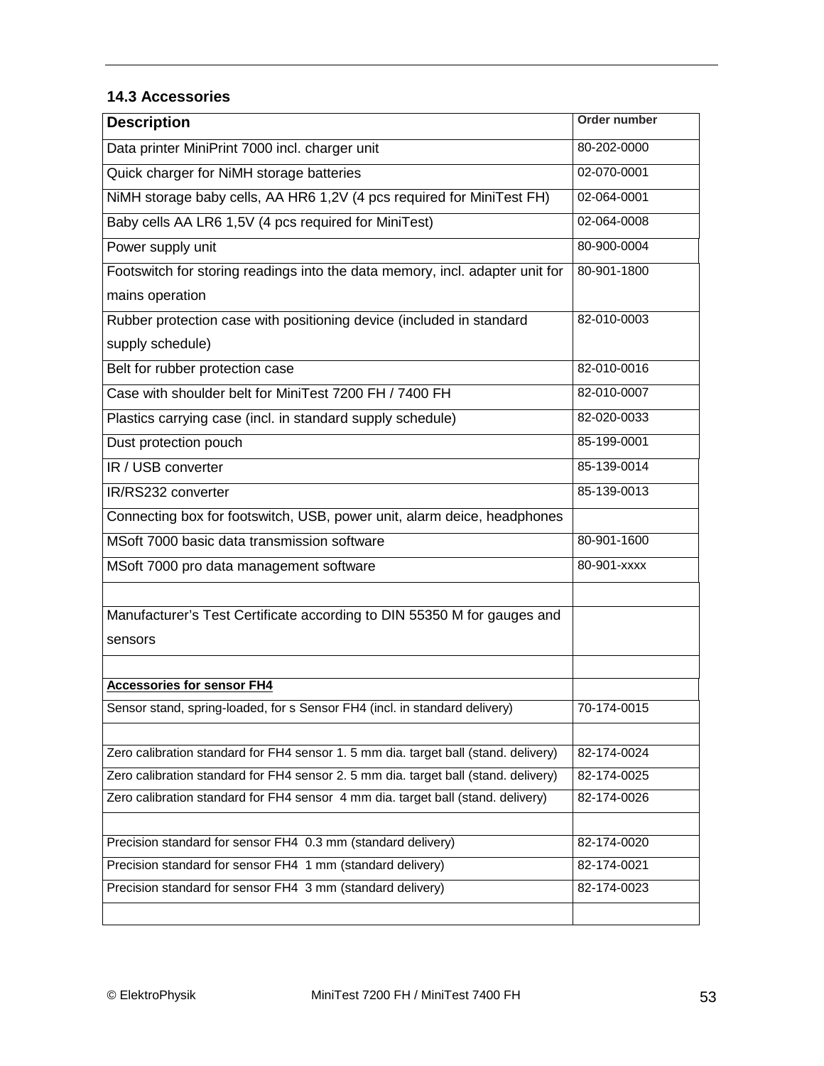### 14.3 Accessories

| Description | Order number |
|---|---|
| Data printer MiniPrint 7000 incl. charger unit | 80-202-0000 |
| Quick charger for NiMH storage batteries | 02-070-0001 |
| NiMH storage baby cells, AA HR6 1,2V (4 pcs required for MiniTest FH) | 02-064-0001 |
| Baby cells AA LR6 1,5V (4 pcs required for MiniTest) | 02-064-0008 |
| Power supply unit | 80-900-0004 |
| Footswitch for storing readings into the data memory, incl. adapter unit for mains operation | 80-901-1800 |
| Rubber protection case with positioning device (included in standard supply schedule) | 82-010-0003 |
| Belt for rubber protection case | 82-010-0016 |
| Case with shoulder belt for MiniTest 7200 FH / 7400 FH | 82-010-0007 |
| Plastics carrying case (incl. in standard supply schedule) | 82-020-0033 |
| Dust protection pouch | 85-199-0001 |
| IR / USB converter | 85-139-0014 |
| IR/RS232 converter | 85-139-0013 |
| Connecting box for footswitch, USB, power unit, alarm deice, headphones | |
| MSoft 7000 basic data transmission software | 80-901-1600 |
| MSoft 7000 pro data management software | 80-901-xxxx |
| | |
| Manufacturer's Test Certificate according to DIN 55350 M for gauges and sensors | |
| | |
| **Accessories for sensor FH4** | |
| Sensor stand, spring-loaded, for s Sensor FH4 (incl. in standard delivery) | 70-174-0015 |
| | |
| Zero calibration standard for FH4 sensor 1. 5 mm dia. target ball (stand. delivery) | 82-174-0024 |
| Zero calibration standard for FH4 sensor 2. 5 mm dia. target ball (stand. delivery) | 82-174-0025 |
| Zero calibration standard for FH4 sensor 4 mm dia. target ball (stand. delivery) | 82-174-0026 |
| | |
| Precision standard for sensor FH4 0.3 mm (standard delivery) | 82-174-0020 |
| Precision standard for sensor FH4 1 mm (standard delivery) | 82-174-0021 |
| Precision standard for sensor FH4 3 mm (standard delivery) | 82-174-0023 |
| | |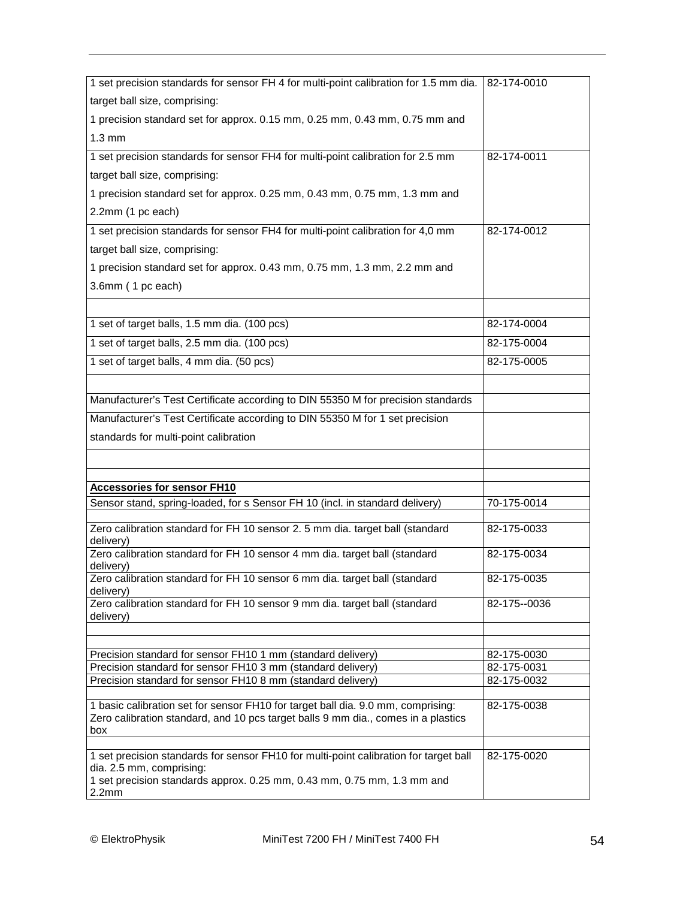| | |
|---|---|
| 1 set precision standards for sensor FH 4 for multi-point calibration for 1.5 mm dia. target ball size, comprising: 1 precision standard set for approx. 0.15 mm, 0.25 mm, 0.43 mm, 0.75 mm and 1.3 mm | 82-174-0010 |
| 1 set precision standards for sensor FH4 for multi-point calibration for 2.5 mm target ball size, comprising: 1 precision standard set for approx. 0.25 mm, 0.43 mm, 0.75 mm, 1.3 mm and 2.2mm (1 pc each) | 82-174-0011 |
| 1 set precision standards for sensor FH4 for multi-point calibration for 4,0 mm target ball size, comprising: 1 precision standard set for approx. 0.43 mm, 0.75 mm, 1.3 mm, 2.2 mm and 3.6mm ( 1 pc each) | 82-174-0012 |
| | |
| 1 set of target balls, 1.5 mm dia. (100 pcs) | 82-174-0004 |
| 1 set of target balls, 2.5 mm dia. (100 pcs) | 82-175-0004 |
| 1 set of target balls, 4 mm dia. (50 pcs) | 82-175-0005 |
| | |
| Manufacturer's Test Certificate according to DIN 55350 M for precision standards | |
| Manufacturer's Test Certificate according to DIN 55350 M for 1 set precision standards for multi-point calibration | |
| | |
| | |
| **Accessories for sensor FH10** | |
| Sensor stand, spring-loaded, for s Sensor FH 10 (incl. in standard delivery) | 70-175-0014 |
| | |
| Zero calibration standard for FH 10 sensor 2. 5 mm dia. target ball (standard delivery) | 82-175-0033 |
| Zero calibration standard for FH 10 sensor 4 mm dia. target ball (standard delivery) | 82-175-0034 |
| Zero calibration standard for FH 10 sensor 6 mm dia. target ball (standard delivery) | 82-175-0035 |
| Zero calibration standard for FH 10 sensor 9 mm dia. target ball (standard delivery) | 82-175--0036 |
| | |
| | |
| Precision standard for sensor FH10 1 mm (standard delivery) | 82-175-0030 |
| Precision standard for sensor FH10 3 mm (standard delivery) | 82-175-0031 |
| Precision standard for sensor FH10 8 mm (standard delivery) | 82-175-0032 |
| | |
| 1 basic calibration set for sensor FH10 for target ball dia. 9.0 mm, comprising: Zero calibration standard, and 10 pcs target balls 9 mm dia., comes in a plastics box | 82-175-0038 |
| | |
| 1 set precision standards for sensor FH10 for multi-point calibration for target ball dia. 2.5 mm, comprising: 1 set precision standards approx. 0.25 mm, 0.43 mm, 0.75 mm, 1.3 mm and 2.2mm | 82-175-0020 |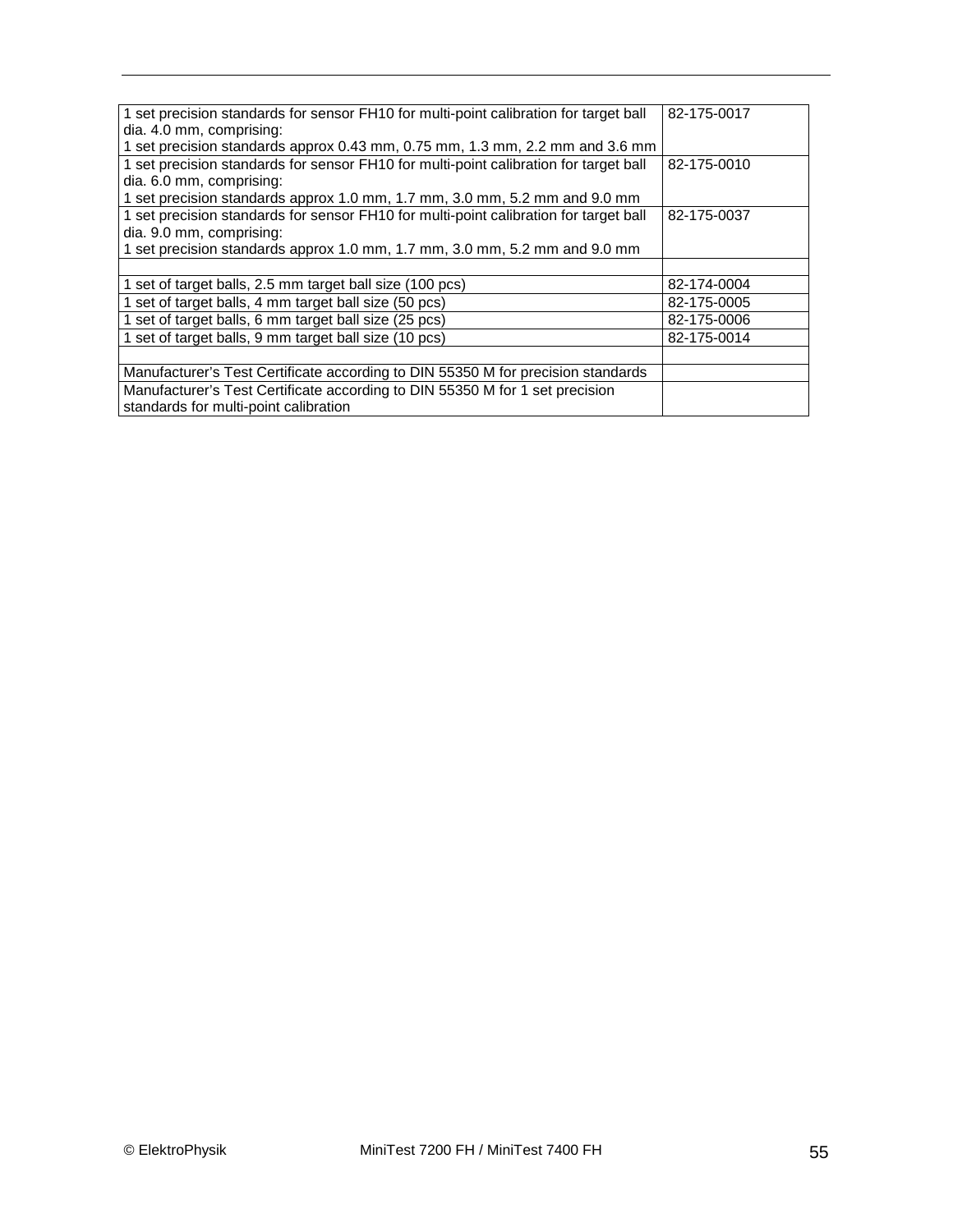| | |
|---|---|
| 1 set precision standards for sensor FH10 for multi-point calibration for target ball dia. 4.0 mm, comprising:<br>1 set precision standards approx 0.43 mm, 0.75 mm, 1.3 mm, 2.2 mm and 3.6 mm | 82-175-0017 |
| 1 set precision standards for sensor FH10 for multi-point calibration for target ball dia. 6.0 mm, comprising:<br>1 set precision standards approx 1.0 mm, 1.7 mm, 3.0 mm, 5.2 mm and 9.0 mm | 82-175-0010 |
| 1 set precision standards for sensor FH10 for multi-point calibration for target ball dia. 9.0 mm, comprising:<br>1 set precision standards approx 1.0 mm, 1.7 mm, 3.0 mm, 5.2 mm and 9.0 mm | 82-175-0037 |
| | |
| 1 set of target balls, 2.5 mm target ball size (100 pcs) | 82-174-0004 |
| 1 set of target balls, 4 mm target ball size (50 pcs) | 82-175-0005 |
| 1 set of target balls, 6 mm target ball size (25 pcs) | 82-175-0006 |
| 1 set of target balls, 9 mm target ball size (10 pcs) | 82-175-0014 |
| | |
| Manufacturer's Test Certificate according to DIN 55350 M for precision standards | |
| Manufacturer's Test Certificate according to DIN 55350 M for 1 set precision standards for multi-point calibration | |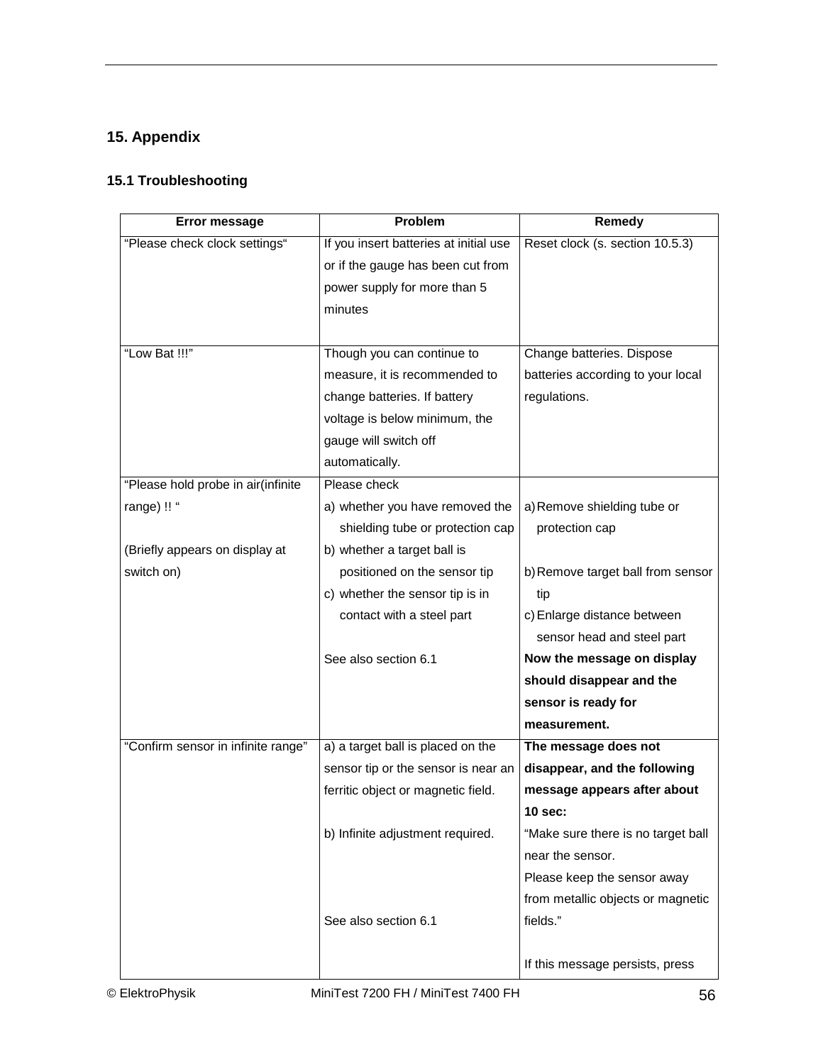# 15. Appendix

## 15.1 Troubleshooting

| Error message | Problem | Remedy |
|---|---|---|
| “Please check clock settings“ | If you insert batteries at initial use or if the gauge has been cut from power supply for more than 5 minutes | Reset clock (s. section 10.5.3) |
| “Low Bat !!!” | Though you can continue to measure, it is recommended to change batteries. If battery voltage is below minimum, the gauge will switch off automatically. | Change batteries. Dispose batteries according to your local regulations. |
| “Please hold probe in air(infinite range) !! “<br><br>(Briefly appears on display at switch on) | Please check<br>a) whether you have removed the shielding tube or protection cap<br>b) whether a target ball is positioned on the sensor tip<br>c) whether the sensor tip is in contact with a steel part<br><br>See also section 6.1 | a) Remove shielding tube or protection cap<br><br>b) Remove target ball from sensor tip<br>c) Enlarge distance between sensor head and steel part<br>**Now the message on display should disappear and the sensor is ready for measurement.** |
| “Confirm sensor in infinite range” | a) a target ball is placed on the sensor tip or the sensor is near an ferritic object or magnetic field.<br><br>b) Infinite adjustment required.<br><br>See also section 6.1 | **The message does not disappear, and the following message appears after about 10 sec:**<br>“Make sure there is no target ball near the sensor.<br>Please keep the sensor away from metallic objects or magnetic fields.”<br><br>If this message persists, press |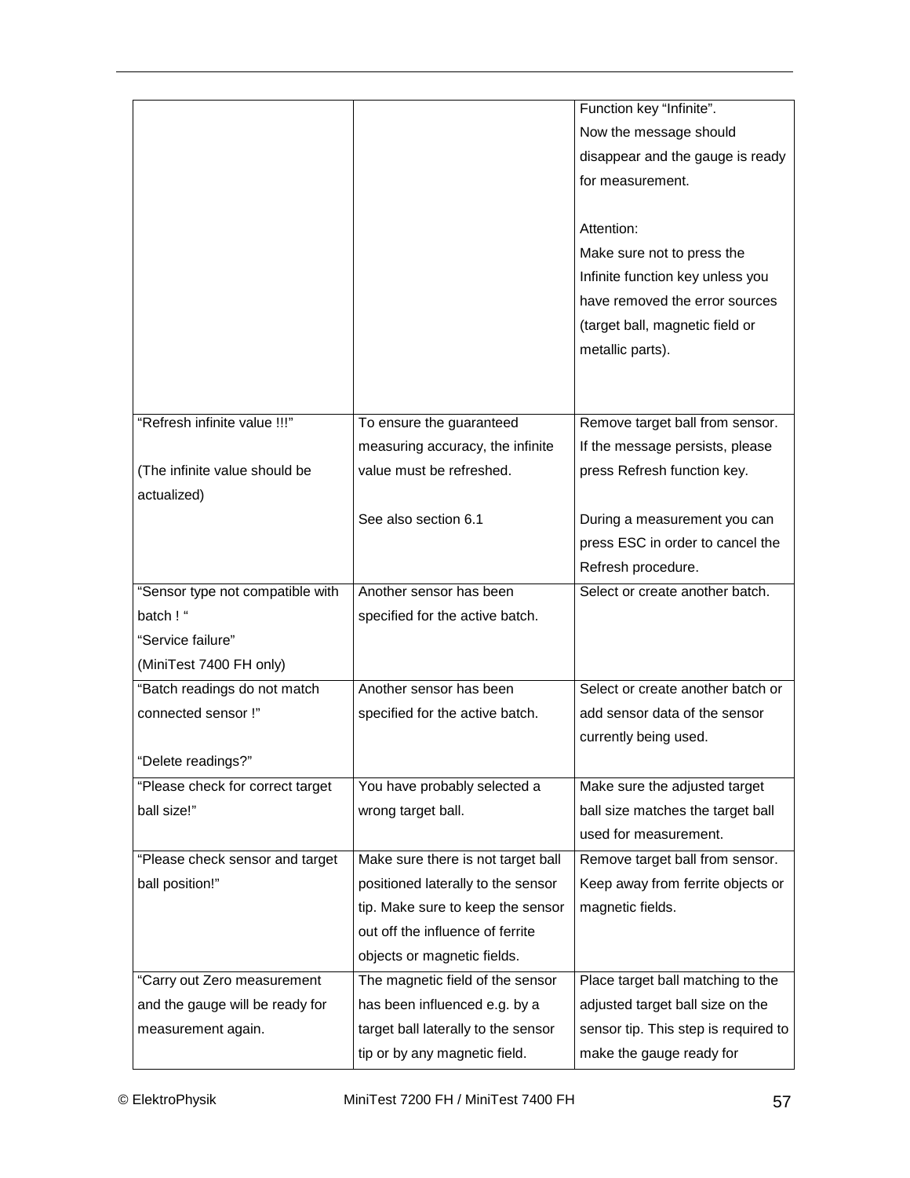| | | |
|---|---|---|
| | | Function key "Infinite". Now the message should disappear and the gauge is ready for measurement.<br><br>Attention:<br>Make sure not to press the Infinite function key unless you have removed the error sources (target ball, magnetic field or metallic parts). |
| "Refresh infinite value !!!"<br><br>(The infinite value should be actualized) | To ensure the guaranteed measuring accuracy, the infinite value must be refreshed.<br><br>See also section 6.1 | Remove target ball from sensor. If the message persists, please press Refresh function key.<br><br>During a measurement you can press ESC in order to cancel the Refresh procedure. |
| "Sensor type not compatible with batch ! "<br>"Service failure"<br>(MiniTest 7400 FH only) | Another sensor has been specified for the active batch. | Select or create another batch. |
| "Batch readings do not match connected sensor !"<br><br>"Delete readings?" | Another sensor has been specified for the active batch. | Select or create another batch or add sensor data of the sensor currently being used. |
| "Please check for correct target ball size!" | You have probably selected a wrong target ball. | Make sure the adjusted target ball size matches the target ball used for measurement. |
| "Please check sensor and target ball position!" | Make sure there is not target ball positioned laterally to the sensor tip. Make sure to keep the sensor out off the influence of ferrite objects or magnetic fields. | Remove target ball from sensor. Keep away from ferrite objects or magnetic fields. |
| "Carry out Zero measurement and the gauge will be ready for measurement again. | The magnetic field of the sensor has been influenced e.g. by a target ball laterally to the sensor tip or by any magnetic field. | Place target ball matching to the adjusted target ball size on the sensor tip. This step is required to make the gauge ready for |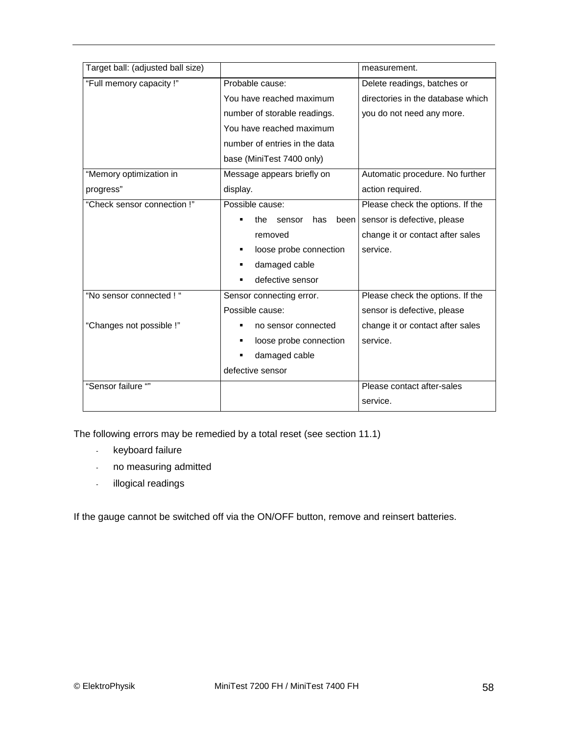| | | |
|---|---|---|
| Target ball: (adjusted ball size) | | measurement. |
| "Full memory capacity !" | Probable cause:<br>You have reached maximum number of storable readings.<br>You have reached maximum number of entries in the data base (MiniTest 7400 only) | Delete readings, batches or directories in the database which you do not need any more. |
| "Memory optimization in progress" | Message appears briefly on display. | Automatic procedure. No further action required. |
| "Check sensor connection !" | Possible cause:<br>▪ the sensor has been removed<br>▪ loose probe connection<br>▪ damaged cable<br>▪ defective sensor | Please check the options. If the sensor is defective, please change it or contact after sales service. |
| "No sensor connected ! "<br><br>"Changes not possible !" | Sensor connecting error.<br>Possible cause:<br>▪ no sensor connected<br>▪ loose probe connection<br>▪ damaged cable<br>defective sensor | Please check the options. If the sensor is defective, please change it or contact after sales service. |
| "Sensor failure "" | | Please contact after-sales service. |

The following errors may be remedied by a total reset (see section 11.1)

- keyboard failure
- no measuring admitted
- illogical readings

If the gauge cannot be switched off via the ON/OFF button, remove and reinsert batteries.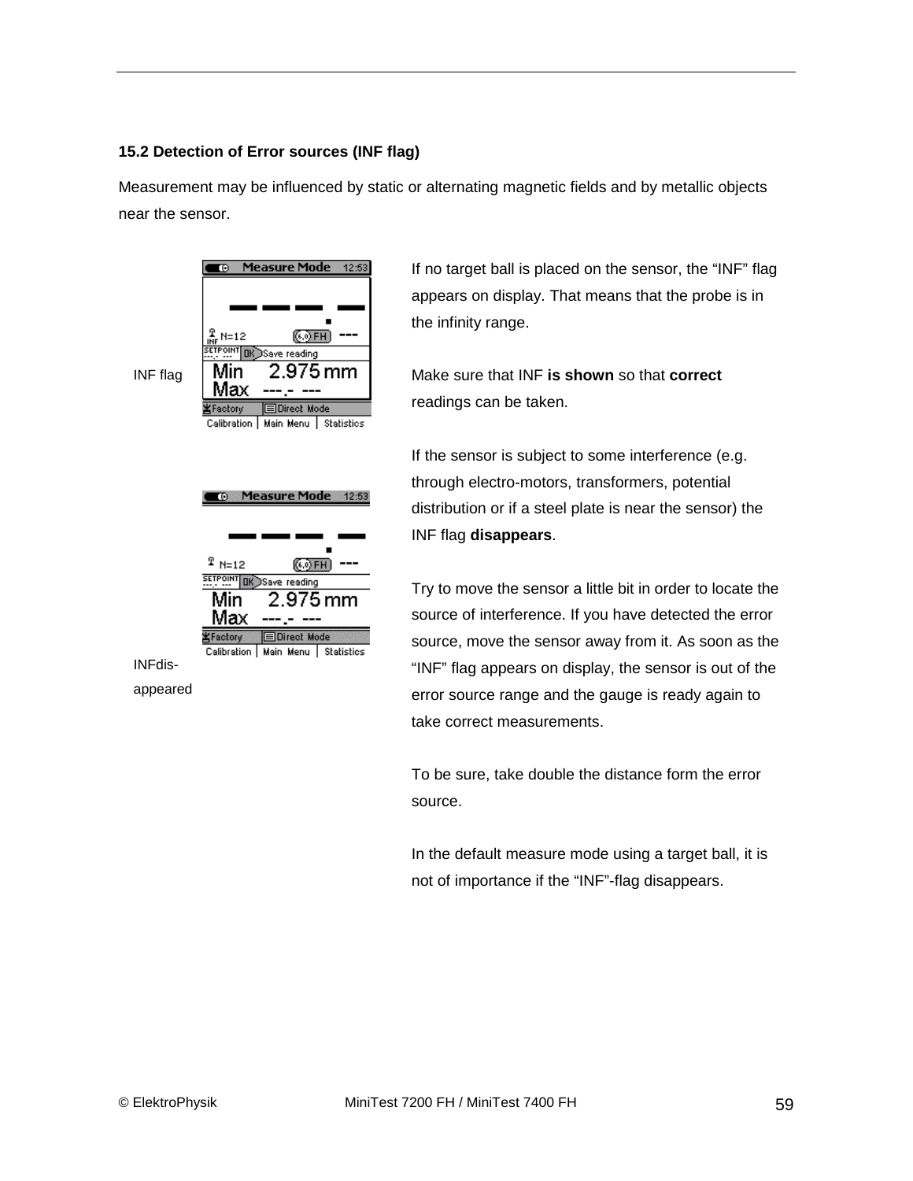### 15.2 Detection of Error sources (INF flag)

Measurement may be influenced by static or alternating magnetic fields and by metallic objects near the sensor.

INF flag

INFdis-
appeared

If no target ball is placed on the sensor, the “INF” flag appears on display. That means that the probe is in the infinity range.

Make sure that INF **is shown** so that **correct** readings can be taken.

If the sensor is subject to some interference (e.g. through electro-motors, transformers, potential distribution or if a steel plate is near the sensor) the INF flag **disappears**.

Try to move the sensor a little bit in order to locate the source of interference. If you have detected the error source, move the sensor away from it. As soon as the “INF” flag appears on display, the sensor is out of the error source range and the gauge is ready again to take correct measurements.

To be sure, take double the distance form the error source.

In the default measure mode using a target ball, it is not of importance if the “INF”-flag disappears.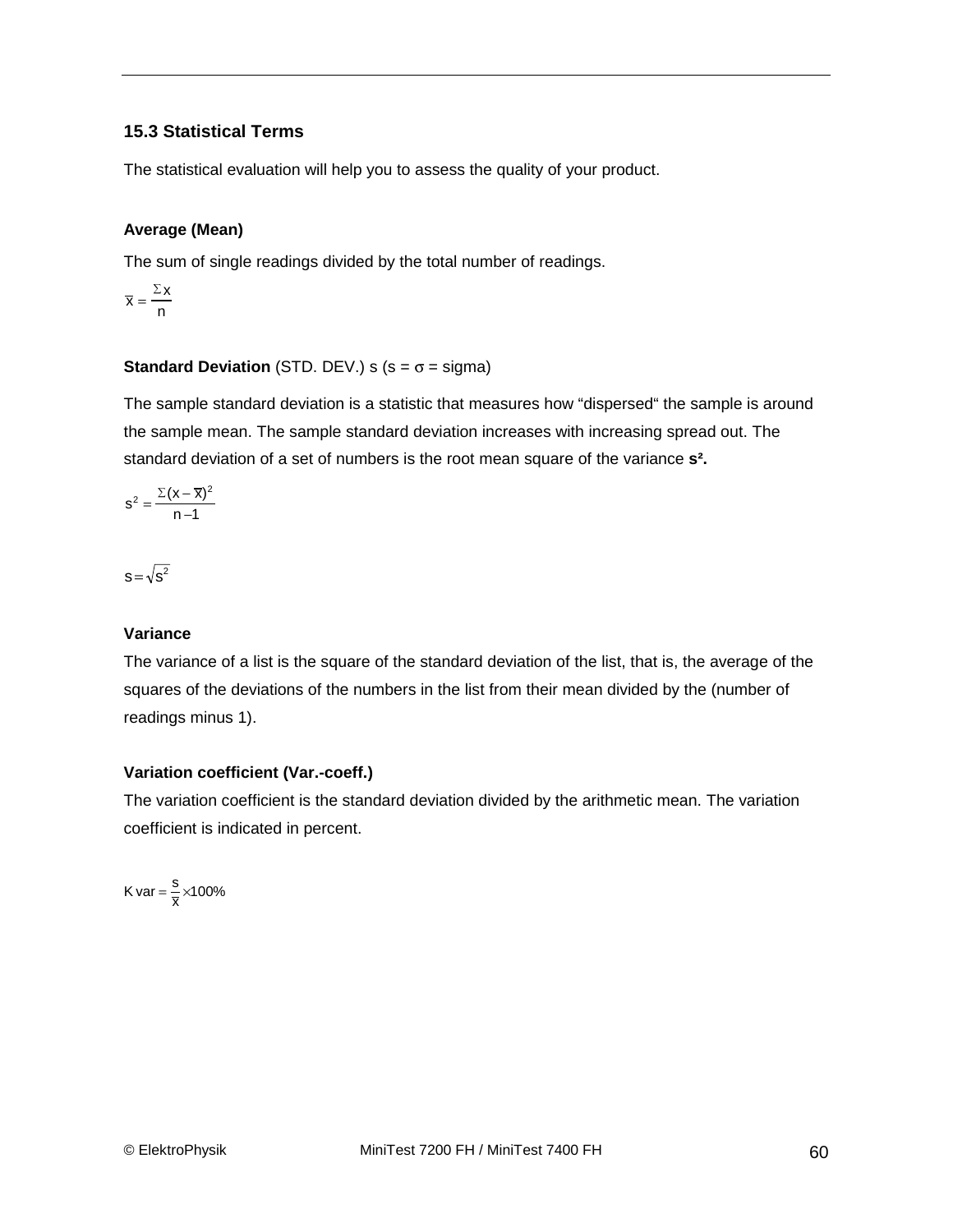## 15.3 Statistical Terms

The statistical evaluation will help you to assess the quality of your product.

**Average (Mean)**

The sum of single readings divided by the total number of readings.

$$\overline{x} = \frac{\Sigma x}{n}$$

**Standard Deviation** (STD. DEV.) s (s = σ = sigma)

The sample standard deviation is a statistic that measures how “dispersed“ the sample is around the sample mean. The sample standard deviation increases with increasing spread out. The standard deviation of a set of numbers is the root mean square of the variance **s².**

$$s^2 = \frac{\Sigma(x - \overline{x})^2}{n - 1}$$

$$s = \sqrt{s^2}$$

**Variance**

The variance of a list is the square of the standard deviation of the list, that is, the average of the squares of the deviations of the numbers in the list from their mean divided by the (number of readings minus 1).

**Variation coefficient (Var.-coeff.)**

The variation coefficient is the standard deviation divided by the arithmetic mean. The variation coefficient is indicated in percent.

$$K\,var = \frac{s}{\overline{x}} \times 100\%$$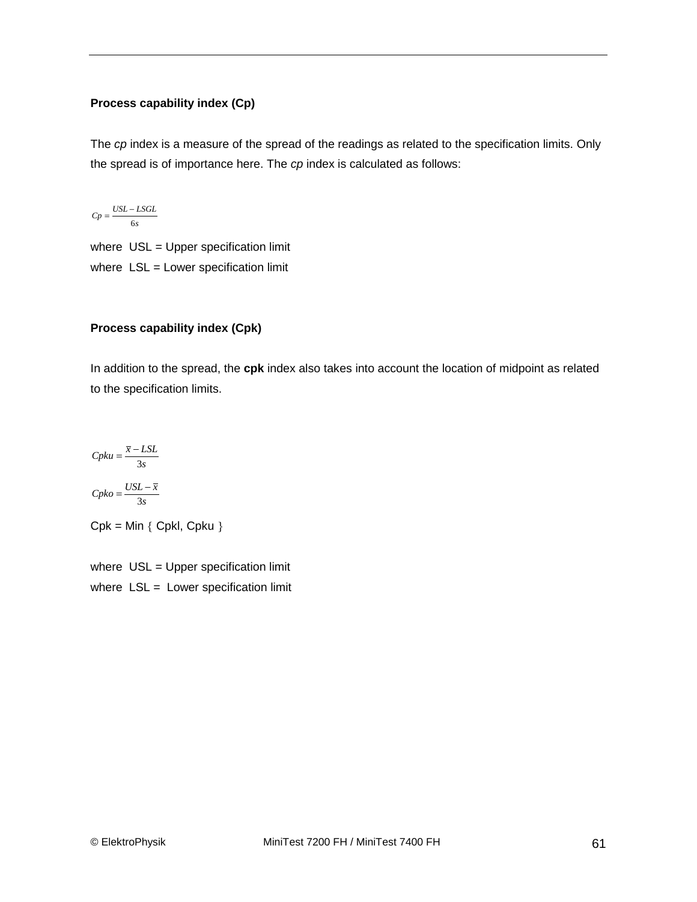### Process capability index (Cp)

The *cp* index is a measure of the spread of the readings as related to the specification limits. Only the spread is of importance here. The *cp* index is calculated as follows:

$$Cp = \frac{USL - LSGL}{6s}$$

where USL = Upper specification limit
where LSL = Lower specification limit

### Process capability index (Cpk)

In addition to the spread, the **cpk** index also takes into account the location of midpoint as related to the specification limits.

$$Cpku = \frac{\overline{x} - LSL}{3s}$$

$$Cpko = \frac{USL - \overline{x}}{3s}$$

Cpk = Min { Cpkl, Cpku }

where USL = Upper specification limit
where LSL = Lower specification limit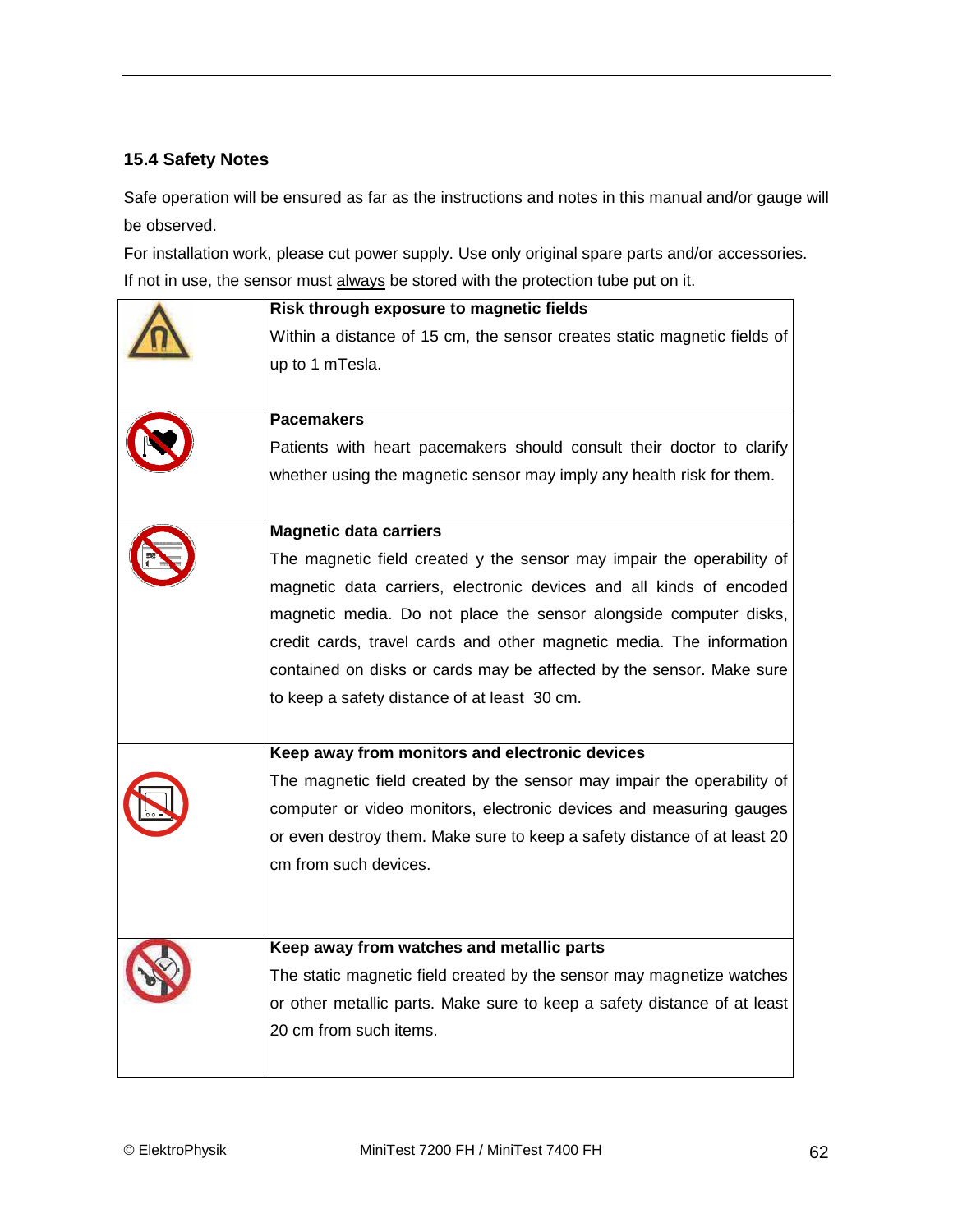### 15.4 Safety Notes

Safe operation will be ensured as far as the instructions and notes in this manual and/or gauge will be observed.

For installation work, please cut power supply. Use only original spare parts and/or accessories.

If not in use, the sensor must always be stored with the protection tube put on it.

| | |
|---|---|
| | **Risk through exposure to magnetic fields**<br>Within a distance of 15 cm, the sensor creates static magnetic fields of up to 1 mTesla. |
| | **Pacemakers**<br>Patients with heart pacemakers should consult their doctor to clarify whether using the magnetic sensor may imply any health risk for them. |
| | **Magnetic data carriers**<br>The magnetic field created y the sensor may impair the operability of magnetic data carriers, electronic devices and all kinds of encoded magnetic media. Do not place the sensor alongside computer disks, credit cards, travel cards and other magnetic media. The information contained on disks or cards may be affected by the sensor. Make sure to keep a safety distance of at least 30 cm. |
| | **Keep away from monitors and electronic devices**<br>The magnetic field created by the sensor may impair the operability of computer or video monitors, electronic devices and measuring gauges or even destroy them. Make sure to keep a safety distance of at least 20 cm from such devices. |
| | **Keep away from watches and metallic parts**<br>The static magnetic field created by the sensor may magnetize watches or other metallic parts. Make sure to keep a safety distance of at least 20 cm from such items. |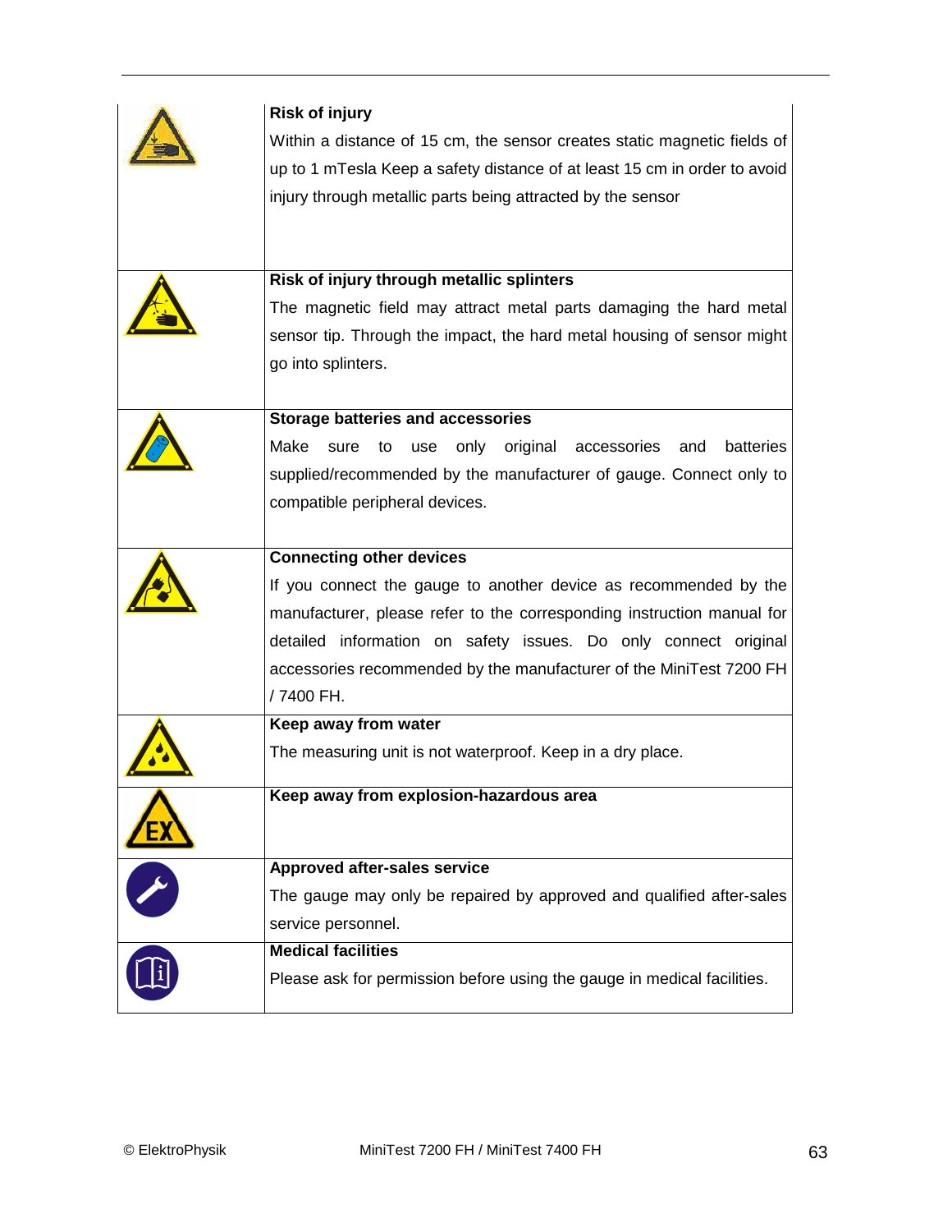| | |
|---|---|
| | **Risk of injury**<br>Within a distance of 15 cm, the sensor creates static magnetic fields of up to 1 mTesla Keep a safety distance of at least 15 cm in order to avoid injury through metallic parts being attracted by the sensor |
| | **Risk of injury through metallic splinters**<br>The magnetic field may attract metal parts damaging the hard metal sensor tip. Through the impact, the hard metal housing of sensor might go into splinters. |
| | **Storage batteries and accessories**<br>Make sure to use only original accessories and batteries supplied/recommended by the manufacturer of gauge. Connect only to compatible peripheral devices. |
| | **Connecting other devices**<br>If you connect the gauge to another device as recommended by the manufacturer, please refer to the corresponding instruction manual for detailed information on safety issues. Do only connect original accessories recommended by the manufacturer of the MiniTest 7200 FH / 7400 FH. |
| | **Keep away from water**<br>The measuring unit is not waterproof. Keep in a dry place. |
| | **Keep away from explosion-hazardous area** |
| | **Approved after-sales service**<br>The gauge may only be repaired by approved and qualified after-sales service personnel. |
| | **Medical facilities**<br>Please ask for permission before using the gauge in medical facilities. |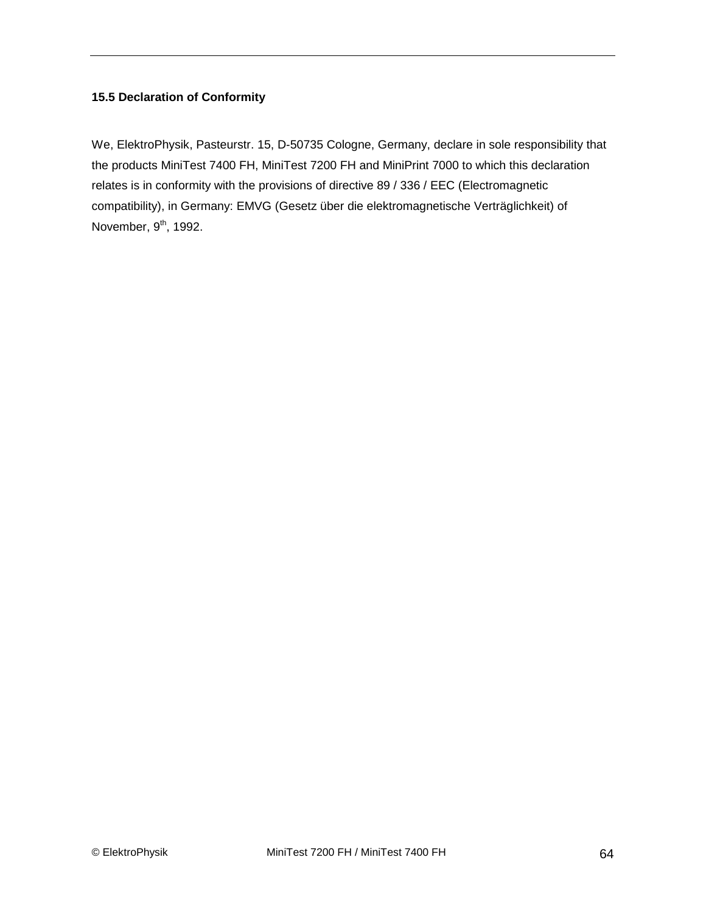### 15.5 Declaration of Conformity

We, ElektroPhysik, Pasteurstr. 15, D-50735 Cologne, Germany, declare in sole responsibility that the products MiniTest 7400 FH, MiniTest 7200 FH and MiniPrint 7000 to which this declaration relates is in conformity with the provisions of directive 89 / 336 / EEC (Electromagnetic compatibility), in Germany: EMVG (Gesetz über die elektromagnetische Verträglichkeit) of November, 9th, 1992.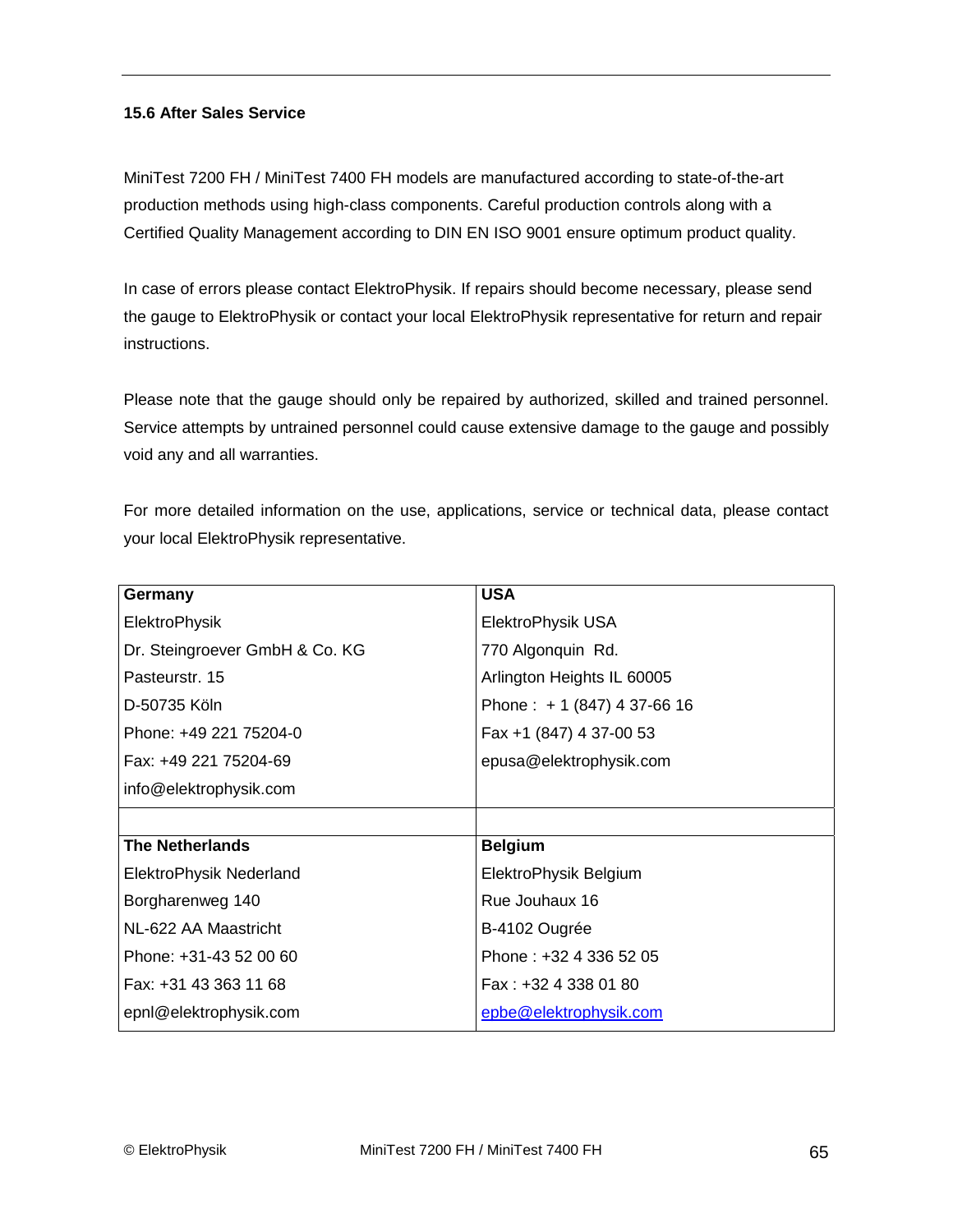### 15.6 After Sales Service

MiniTest 7200 FH / MiniTest 7400 FH models are manufactured according to state-of-the-art production methods using high-class components. Careful production controls along with a Certified Quality Management according to DIN EN ISO 9001 ensure optimum product quality.

In case of errors please contact ElektroPhysik. If repairs should become necessary, please send the gauge to ElektroPhysik or contact your local ElektroPhysik representative for return and repair instructions.

Please note that the gauge should only be repaired by authorized, skilled and trained personnel. Service attempts by untrained personnel could cause extensive damage to the gauge and possibly void any and all warranties.

For more detailed information on the use, applications, service or technical data, please contact your local ElektroPhysik representative.

| **Germany** | **USA** |
|---|---|
| ElektroPhysik | ElektroPhysik USA |
| Dr. Steingroever GmbH & Co. KG | 770 Algonquin Rd. |
| Pasteurstr. 15 | Arlington Heights IL 60005 |
| D-50735 Köln | Phone : + 1 (847) 4 37-66 16 |
| Phone: +49 221 75204-0 | Fax +1 (847) 4 37-00 53 |
| Fax: +49 221 75204-69 | epusa@elektrophysik.com |
| info@elektrophysik.com | |
| | |
| **The Netherlands** | **Belgium** |
| ElektroPhysik Nederland | ElektroPhysik Belgium |
| Borgharenweg 140 | Rue Jouhaux 16 |
| NL-622 AA Maastricht | B-4102 Ougrée |
| Phone: +31-43 52 00 60 | Phone : +32 4 336 52 05 |
| Fax: +31 43 363 11 68 | Fax : +32 4 338 01 80 |
| epnl@elektrophysik.com | epbe@elektrophysik.com |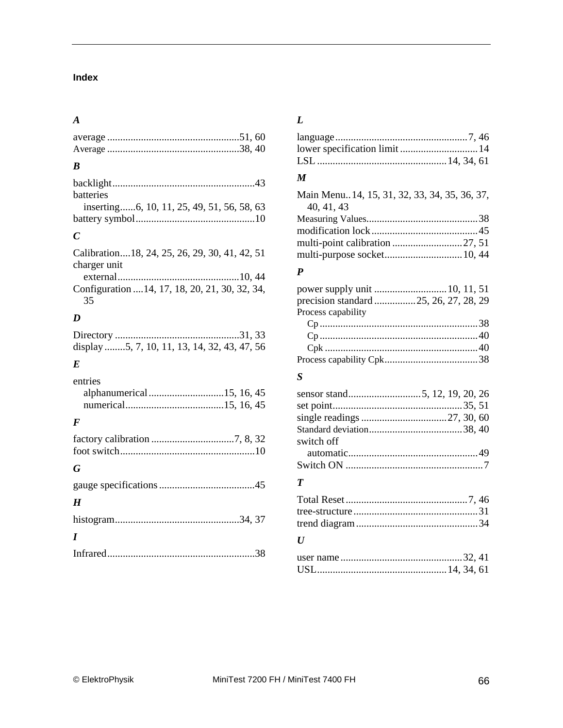## Index

### A

average ..................................................51, 60
Average ..................................................38, 40

### B

backlight......................................................43
batteries
  inserting......6, 10, 11, 25, 49, 51, 56, 58, 63
battery symbol.............................................10

### C

Calibration....18, 24, 25, 26, 29, 30, 41, 42, 51
charger unit
  external..............................................10, 44
Configuration ....14, 17, 18, 20, 21, 30, 32, 34, 35

### D

Directory ................................................31, 33
display........5, 7, 10, 11, 13, 14, 32, 43, 47, 56

### E

entries
  alphanumerical............................15, 16, 45
  numerical......................................15, 16, 45

### F

factory calibration ................................7, 8, 32
foot switch....................................................10

### G

gauge specifications.....................................45

### H

histogram................................................34, 37

### I

Infrared.........................................................38

### L

language..................................................7, 46
lower specification limit ..............................14
LSL .................................................14, 34, 61

### M

Main Menu..14, 15, 31, 32, 33, 34, 35, 36, 37, 40, 41, 43
Measuring Values...........................................38
modification lock.........................................45
multi-point calibration ...........................27, 51
multi-purpose socket.............................10, 44

### P

power supply unit ...........................10, 11, 51
precision standard ................25, 26, 27, 28, 29
Process capability
  Cp ............................................................38
  Cp ............................................................40
  Cpk ..........................................................40
Process capability Cpk....................................38

### S

sensor stand............................5, 12, 19, 20, 26
set point..................................................35, 51
single readings .................................27, 30, 60
Standard deviation....................................38, 40
switch off
  automatic..................................................49
Switch ON .....................................................7

### T

Total Reset...............................................7, 46
tree-structure................................................31
trend diagram...............................................34

### U

user name...............................................32, 41
USL.................................................14, 34, 61